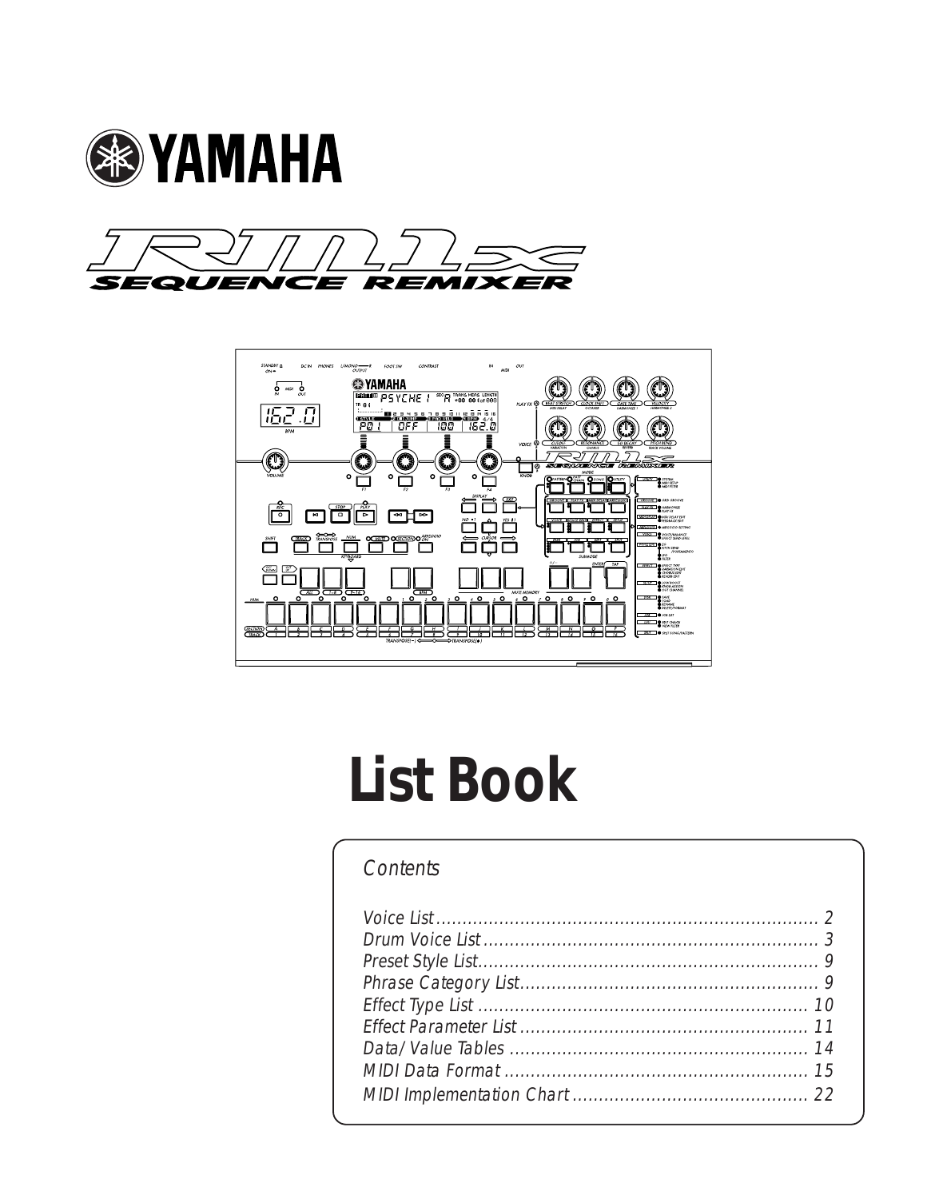# YAMAHA

# RM1x

## SEQUENCE REMIXER

# List Book

*Contents*

*Voice List ........................................................................ 2*
*Drum Voice List ................................................................ 3*
*Preset Style List................................................................ 9*
*Phrase Category List......................................................... 9*
*Effect Type List ............................................................... 10*
*Effect Parameter List ....................................................... 11*
*Data/Value Tables ........................................................... 14*
*MIDI Data Format ........................................................... 15*
*MIDI Implementation Chart ............................................. 22*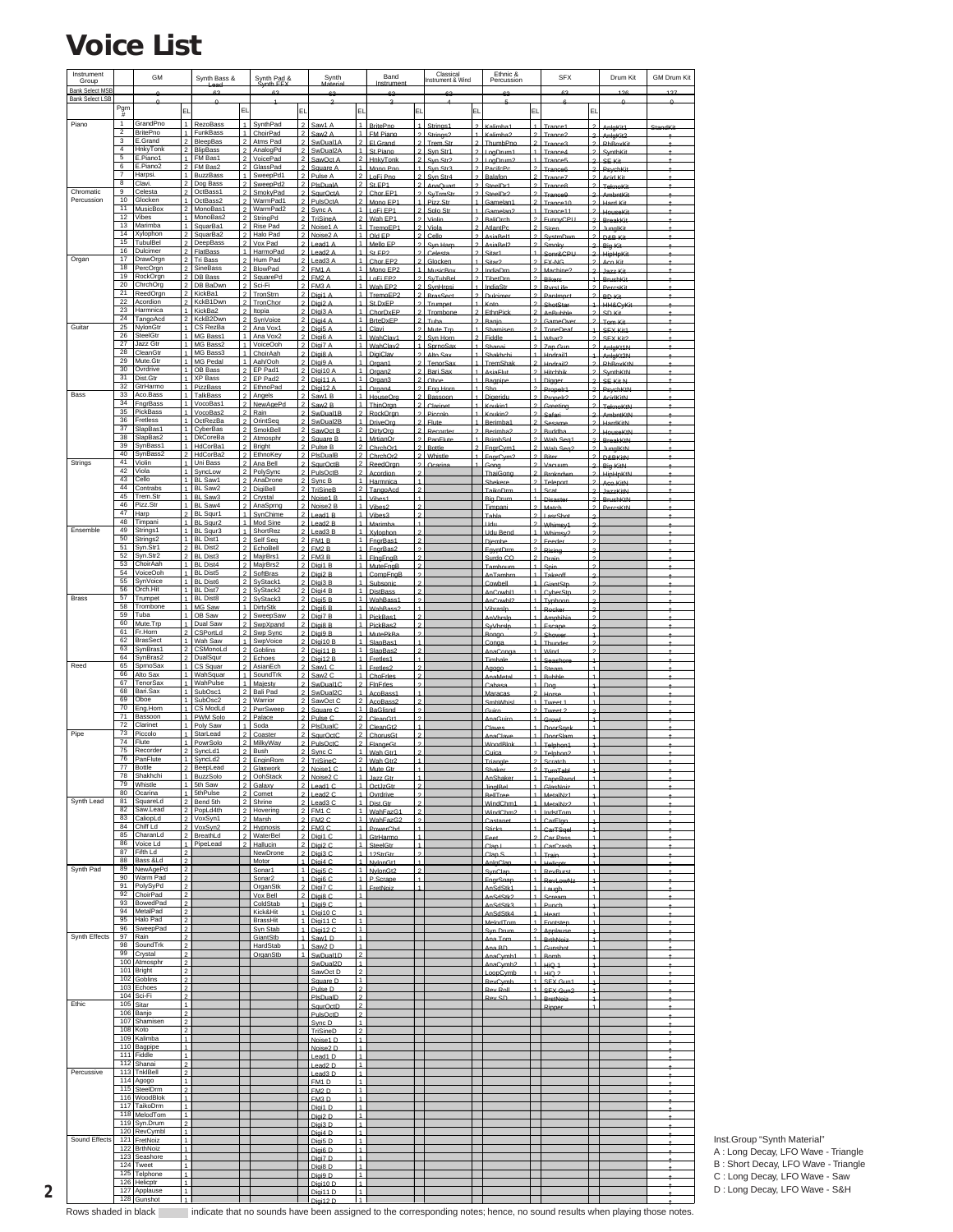# Voice List

| Instrument Group | Pgm # | GM | EL | Synth Bass & Lead | EL | Synth Pad & Synth EFX | EL | Synth Material | EL | Band Instrument | EL | Classical Instrument & Wind | EL | Ethnic & Percussion | EL | SFX | EL | Drum Kit | GM Drum Kit |
|---|---|---|---|---|---|---|---|---|---|---|---|---|---|---|---|---|---|---|---|
| Bank Select MSB | | 0 | | 63 | | 63 | | 63 | | 63 | | 63 | | 63 | | 63 | | 126 | 127 |
| Bank Select LSB | | 0 | | 0 | | 1 | | 2 | | 3 | | 4 | | 5 | | 6 | | 0 | 0 |
| Piano | 1 | GrandPno | 1 | RezoBass | 1 | SynthPad | 2 | Saw1 A | 1 | BritePno | 1 | Strings1 | 2 | Kalimba1 | 1 | Trance1 | 2 | AnlgKit1 | StandKit |
| | 2 | BritePno | 1 | FunkBass | 1 | ChoirPad | 2 | Saw2 A | 1 | FM Piano | 2 | Strings2 | 1 | Kalimba2 | 2 | Trance2 | 2 | AnlgKit2 | † |
| | 3 | E.Grand | 2 | BleepBas | 2 | Atms Pad | 2 | SwDual1A | 2 | El.Grand | 2 | Trem.Str | 2 | ThumbPno | 2 | Trance3 | 2 | RhBoxKit | † |
| | 4 | HnkyTonk | 2 | BlipBass | 2 | AnalogPd | 2 | SwDual2A | 2 | St.Piano | 2 | Syn Str1 | 2 | LogDrum1 | 1 | Trance4 | 2 | SynthKit | † |
| | 5 | E.Piano1 | 1 | FM Bas1 | 2 | VoicePad | 2 | SawOct A | 2 | HnkyTonk | 2 | Syn Str2 | 2 | LogDrum2 | 1 | Trance5 | 2 | SE Kit | † |
| | 6 | E.Piano2 | 2 | FM Bas2 | 2 | GlassPad | 2 | Square A | 1 | Mono Pno | 1 | Syn Str3 | 2 | PacifcPc | 2 | Trance6 | 2 | PsychKit | † |
| | 7 | Harpsi. | 1 | BuzzBass | 1 | SweepPd1 | 2 | Pulse A | 2 | LoFi Pno | 2 | Syn Str4 | 2 | Balafon | 2 | Trance7 | 2 | Acid Kit | † |
| | 8 | Clavi. | 2 | Dog Bass | 2 | SweepPd2 | 2 | PlsDualA | 2 | St.EP1 | 2 | AnaQuart | 2 | SteelDr1 | 2 | Trance8 | 2 | TeknoKit | † |
| Chromatic Percussion | 9 | Celesta | 2 | OctBass1 | 2 | SmokyPad | 2 | SqurOctA | 2 | Chor.EP1 | 2 | SyTrmStr | 2 | SteelDr2 | 2 | Trance9 | 2 | AmbntKit | † |
| | 10 | Glocken | 1 | OctBass2 | 2 | WarmPad1 | 2 | PulsOctA | 2 | Mono EP1 | 1 | Pizz.Str | 1 | Gamelan1 | 2 | Trance10 | 2 | Hard Kit | † |
| | 11 | MusicBox | 2 | MonoBas1 | 2 | WarmPad2 | 2 | Sync A | 1 | LoFi EP1 | 2 | Solo Str | 1 | Gamelan2 | 1 | Trance11 | 2 | HouseKit | † |
| | 12 | Vibes | 1 | MonoBas2 | 2 | StringPd | 2 | TriSineA | 2 | Wah EP1 | 2 | Violin | 2 | BaliOrch | 2 | FunnyCPU | 2 | BreakKit | † |
| | 13 | Marimba | 1 | SquarBa1 | 2 | Rise Pad | 2 | Noise1 A | 1 | TremoEP1 | 2 | Viola | 2 | AtlantPc | 2 | Siren | 2 | JunglKit | † |
| | 14 | Xylophon | 2 | SquarBa2 | 2 | Halo Pad | 2 | Noise2 A | 1 | Old EP | 2 | Cello | 2 | AsiaBel1 | 2 | SystmDwn | 2 | D&B Kit | † |
| | 15 | TubulBel | 2 | DeepBass | 2 | Vox Pad | 2 | Lead1 A | 1 | Mello EP | 2 | Syn.Harp | 2 | AsiaBel2 | 2 | Smoky | 2 | Big Kit | † |
| | 16 | Dulcimer | 2 | FlatBass | 1 | HarmoPad | 2 | Lead2 A | 1 | St.EP2 | 2 | Celesta | 2 | Sitar1 | 1 | SonicCPU | 2 | HipHpKit | † |
| Organ | 17 | DrawOrgn | 2 | Tri Bass | 2 | Hum Pad | 2 | Lead3 A | 1 | Chor.EP2 | 2 | Glocken | 1 | Sitar2 | 2 | FX-NG | 2 | Aco.Kit | † |
| | 18 | PercOrgn | 2 | SineBass | 2 | BlowPad | 2 | FM1 A | 1 | Mono EP2 | 1 | MusicBox | 2 | IndiaDrn | 2 | Machine? | 2 | Jazz Kit | † |
| | 19 | RockOrgn | 2 | DB Bass | 2 | SquarePd | 2 | FM2 A | 1 | LoFi EP2 | 2 | SyTubBel | 2 | TibetDrn | 2 | Bikers | 2 | BrushKit | † |
| | 20 | ChrchOrg | 2 | DB BaDwn | 2 | Sci-Fi | 2 | FM3 A | 1 | Wah EP2 | 2 | SynHrpsi | 1 | IndiaStr | 2 | RvrsLife | 2 | PercsKit | † |
| | 21 | ReedOrgn | 2 | KickBa1 | 2 | TronStrn | 2 | Digi1 A | 1 | TremoEP2 | 2 | BrasSect | 2 | Dulcimer | 2 | PanImpct | 2 | BD Kit | † |
| | 22 | Acordion | 2 | KckB1Dwn | 2 | TronChor | 2 | Digi2 A | 1 | St.DxEP | 2 | Trumpet | 1 | Koto | 2 | ShotStar | 1 | HH&CyKit | † |
| | 23 | Harmnica | 1 | KickBa2 | 2 | Itopia | 2 | Digi3 A | 1 | ChorDxEP | 2 | Trombone | 2 | EthnPick | 2 | AnBubble | 2 | SD Kit | † |
| | 24 | TangoAcd | 2 | KckB2Dwn | 2 | SynVoice | 2 | Digi4 A | 1 | BrteDxEP | 2 | Tuba | 2 | Banjo | 2 | GameOver | 2 | Tom Kit | † |
| Guitar | 25 | NylonGtr | 1 | CS RezBa | 2 | Ana.Vox1 | 2 | Digi5 A | 1 | Clavi | 2 | Mute Trp | 1 | Shamisen | 2 | ToneDeaf | 2 | SFX Kit1 | † |
| | 26 | SteelGtr | 1 | MG Bass1 | 1 | Ana Vox2 | 2 | Digi6 A | 1 | WahClav1 | 2 | Syn Horn | 1 | Fiddle | 1 | What? | 2 | SFX Kit2 | † |
| | 27 | Jazz Gtr | 1 | MG Bass2 | 1 | VoiceOoh | 2 | Digi7 A | 1 | WahClav2 | 2 | SprnoSax | 1 | Shanai | 2 | Zap Gun | 2 | AnlgKt1N | † |
| | 28 | CleanGtr | 1 | MG Bass3 | 1 | ChoirAah | 2 | Digi8 A | 1 | DigiClav | 2 | Alto Sax | 1 | Shakhchi | 1 | Hndrail1 | 1 | AnlgKt2N | † |
| | 29 | Mute.Gtr | 1 | MG Pedal | 1 | AahVOoh | 2 | Digi9 A | 1 | Organ1 | 2 | TenorSax | 1 | TremShak | 2 | Hndrail2 | 2 | RhBoxKtN | † |
| | 30 | Ovrdrive | 1 | OB Bass | 2 | EP Pad1 | 2 | Digi10 A | 1 | Organ2 | 2 | Bari.Sax | 1 | AsiaFlut | 2 | Hitchhik | 2 | SynthKtN | † |
| | 31 | Dist.Gtr | 1 | XP Bass | 2 | EP Pad2 | 2 | Digi11 A | 1 | Organ3 | 2 | Oboe | 1 | Bagpipe | 1 | Digger | 2 | SE Kt N | † |
| | 32 | GtrHarmo | 1 | PizzBass | 2 | EthnoPad | 2 | Digi12 A | 1 | Organ4 | 2 | Eng.Horn | 1 | Sho | 2 | Propelr1 | 2 | PsychKtN | † |
| Bass | 33 | Aco.Bass | 1 | TalkBass | 2 | Angels | 2 | Saw1 B | 1 | HouseOrg | 2 | Bassoon | 1 | Digeridu | 2 | Propelr2 | 2 | AcidKtN | † |
| | 34 | FngrBass | 1 | VocoBas1 | 2 | NewAgePd | 2 | Saw2 B | 1 | ThinOrgn | 2 | Clarinet | 1 | Koukin1 | 2 | Greeting | 2 | TeknoKtN | † |
| | 35 | PickBass | 1 | VocoBas2 | 2 | Rain | 2 | SwDual1B | 2 | RockOrgn | 2 | Piccolo | 1 | Koukin2 | 2 | Safari | 2 | AmbntKtN | † |
| | 36 | Fretless | 1 | OctRezBa | 2 | OrintSeq | 2 | SwDual2B | 1 | DriveOrg | 2 | Flute | 1 | Berimba1 | 2 | Sesame | 2 | HardKtN | † |
| | 37 | SlapBas1 | 1 | CyberBas | 2 | SmokBell | 2 | SawOct B | 2 | DirtyOrg | 2 | Recorder | 2 | Berimba2 | 2 | Buddha | 2 | HouseKtN | † |
| | 38 | SlapBas2 | 1 | DkCoreBa | 2 | Atmosphr | 2 | Square B | 1 | MrtianOr | 2 | PanFlute | 1 | BrimSol | 2 | Wah Seq1 | 2 | BreakKtN | † |
| | 39 | SynBass1 | 1 | HdCorBa1 | 2 | Bright | 2 | Pulse B | 1 | ChrchOr1 | 2 | Bottle | 1 | FngrCym1 | 2 | Wah Seq2 | 2 | JunglKtN | † |
| | 40 | SynBass2 | 2 | HdCorBa2 | 2 | EthnoKey | 2 | PlsDualB | 2 | ChrchOr2 | 2 | Whistle | 1 | FngrCym2 | 2 | Biter | 2 | D&BKtN | † |
| Strings | 41 | Violin | 1 | Uni Bass | 2 | Ana Bell | 2 | SqurOctB | 2 | ReedOrgn | 2 | Ocarina | 1 | Gong | 2 | Vacuum | 2 | Big KtN | † |
| | 42 | Viola | 1 | SyncLow | 2 | PolySync | 2 | PulsOctB | 2 | Acordion | 2 | | | ThaiGong | 2 | Broknwdn | 2 | HipHpKtN | † |
| | 43 | Cello | 1 | BL Saw1 | 2 | AnaDrone | 2 | Sync B | 1 | Harmnica | 1 | | | Shekere | 2 | Teleport | 2 | Aco.KtN | † |
| | 44 | Contrabs | 1 | BL Saw2 | 2 | DigiBell | 2 | TriSineB | 2 | TangoAcd | 2 | | | TaikoDrm | 1 | Scat | 2 | JazzKtN | † |
| | 45 | Trem.Str | 1 | BL Saw3 | 2 | Crystal | 2 | Noise1 B | 1 | Vibes1 | 1 | | | Big Drum | 1 | Disaster | 2 | BrushKtN | † |
| | 46 | Pizz.Str | 1 | BL Saw4 | 2 | AnaSprng | 2 | Noise2 B | 1 | Vibes2 | 2 | | | Timpani | 1 | Match | 2 | PercsKtN | † |
| | 47 | Harp | 2 | BL Squr1 | 1 | SynChime | 2 | Lead1 B | 1 | Vibes3 | 2 | | | Tabla | 2 | LaszShot | 2 | | † |
| | 48 | Timpani | 1 | BL Squr2 | 1 | Mod Sine | 2 | Lead2 B | 1 | Marimba | 1 | | | Udu | 2 | Whimsy1 | 2 | | † |
| Ensemble | 49 | Strings1 | 1 | BL Squr3 | 1 | ShortRez | 2 | Lead3 B | 1 | Xylophon | 2 | | | Udu Bend | 1 | Whimsy2 | 2 | | † |
| | 50 | Strings2 | 1 | BL Dist1 | 2 | Self Seq | 2 | FM1 B | 1 | FngrBas1 | 2 | | | Djembe | 2 | Feeder | 2 | | † |
| | 51 | Syn.Str1 | 2 | BL Dist2 | 2 | EchoBell | 2 | FM2 B | 1 | FngrBas2 | 2 | | | EgyptDrm | 2 | Rising | 2 | | † |
| | 52 | Syn.Str2 | 2 | BL Dist3 | 2 | MajrBrs1 | 2 | FM3 B | 1 | FlngFngB | 2 | | | Surdo CO | 2 | Drain | 2 | | † |
| | 53 | ChoirAah | 1 | BL Dist4 | 2 | MajrBrs2 | 2 | Digi1 B | 1 | MuteFngB | 2 | | | Tamboum | 1 | Spin | 2 | | † |
| | 54 | VoiceOoh | 1 | BL Dist5 | 2 | SoftBras | 2 | Digi2 B | 1 | CompFngB | 2 | | | AnTambrn | 1 | Takeoff | 2 | | † |
| | 55 | SynVoice | 1 | BL Dist6 | 2 | SyStack1 | 2 | Digi3 B | 1 | Subsonic | 2 | | | Cowbell | 1 | GiantStp | 2 | | † |
| | 56 | Orch.Hit | 1 | BL Dist7 | 2 | SyStack2 | 2 | Digi4 B | 1 | DistBass | 2 | | | AnCowbl1 | 1 | CyberStp | 2 | | † |
| Brass | 57 | Trumpet | 1 | BL Dist8 | 2 | SyStack3 | 2 | Digi5 B | 1 | WahBass1 | 2 | | | AnCowbl2 | 1 | Typhoon | 2 | | † |
| | 58 | Trombone | 1 | MG Saw | 1 | DirtyStk | 2 | Digi6 B | 1 | WahBass2 | 1 | | | VibrasIp | 1 | Rocker | 2 | | † |
| | 59 | Tuba | 1 | OB Saw | 1 | SweepSaw | 2 | Digi7 B | 1 | PickBas1 | 2 | | | AnVbrslp | 1 | Amphibia | 2 | | † |
| | 60 | Mute.Trp | 1 | Dual Saw | 2 | SwpXpand | 2 | Digi8 B | 1 | PickBas2 | 2 | | | SyVbrslp | 1 | Escape | 2 | | † |
| | 61 | Fr.Horn | 2 | CSPortLd | 2 | Swp Sync | 2 | Digi9 B | 1 | MutePkBa | 2 | | | Bongo | 2 | Shower | 1 | | † |
| | 62 | BrasSect | 1 | Wah Saw | 1 | SwpVoice | 2 | Digi10 B | 1 | SlapBas1 | 1 | | | Conga | 1 | Thunder | 2 | | † |
| | 63 | SynBras1 | 2 | CSMonoLd | 2 | Goblins | 2 | Digi11 B | 1 | SlapBas2 | 2 | | | AnaConga | 1 | Wind | 2 | | † |
| | 64 | SynBras2 | 2 | DualSqur | 2 | Echoes | 2 | Digi12 B | 1 | Fretles1 | 1 | | | Timbale | 1 | Seashore | 1 | | † |
| Reed | 65 | SprnoSax | 1 | CS Squar | 2 | AsianEch | 2 | Saw1 C | 1 | Fretles2 | 2 | | | Agogo | 1 | Steam | 1 | | † |
| | 66 | Alto Sax | 1 | WahSquar | 1 | SoundTrk | 2 | Saw2 C | 1 | ChoFrles | 2 | | | AnaMetal | 1 | Bubble | 1 | | † |
| | 67 | TenorSax | 1 | WahPulse | 1 | Majesty | 2 | SwDual1C | 2 | FlnFrles | 2 | | | Cabasa | 1 | Dog | 1 | | † |
| | 68 | Bari.Sax | 1 | SubOsc1 | 2 | Bali Pad | 2 | SwDual2C | 1 | AcoBass1 | 1 | | | Maracas | 2 | Horse | 1 | | † |
| | 69 | Oboe | 1 | SubOsc2 | 2 | Warrior | 2 | SawOct C | 2 | AcoBass2 | 2 | | | SmblWhisl | 1 | Tweet 1 | 1 | | † |
| | 70 | Eng.Horn | 1 | CS ModLd | 2 | PwrSweep | 2 | Square C | 1 | BaGlisnd | 2 | | | Guiro | 2 | Tweet 2 | 2 | | † |
| | 71 | Bassoon | 1 | PWM Solo | 2 | Palace | 2 | Pulse C | 2 | CleanGt1 | 2 | | | AnaGuiro | 1 | Growl | 1 | | † |
| | 72 | Clarinet | 1 | Poly Saw | 1 | Soda | 2 | PlsDualC | 2 | CleanGt2 | 1 | | | Claves | 1 | DoorSqek | 1 | | † |
| Pipe | 73 | Piccolo | 1 | StarLead | 2 | Coaster | 2 | SqurOctC | 2 | ChorusGt | 2 | | | AnaClave | 1 | DoorSlam | 1 | | † |
| | 74 | Flute | 1 | PowrSolo | 2 | MilkyWay | 2 | PulsOctC | 2 | FlangeGt | 2 | | | WoodBlok | 1 | Telphon1 | 1 | | † |
| | 75 | Recorder | 2 | SyncLd1 | 2 | Bush | 2 | Sync C | 1 | Wah Gtr1 | 2 | | | Cuica | 2 | Telphon2 | 1 | | † |
| | 76 | PanFlute | 1 | SyncLd2 | 2 | EnginRom | 2 | TriSineC | 2 | Wah Gtr2 | 1 | | | Triangle | 2 | Scratch | 1 | | † |
| | 77 | Bottle | 2 | BeepLead | 2 | Glaswork | 2 | Noise1 C | 1 | Mute Gtr | 1 | | | Shaker | 2 | TurnTabl | 1 | | † |
| | 78 | Shakhchi | 1 | BuzzSolo | 2 | OohStack | 2 | Noise2 C | 1 | Jazz Gtr | 1 | | | AnShaker | 1 | TapeRwnd | 1 | | † |
| | 79 | Whistle | 1 | 5th Saw | 2 | Galaxy | 2 | Lead1 C | 1 | OctJzGtr | 2 | | | JingIBel | 1 | GlasNoiz | 1 | | † |
| | 80 | Ocarina | 1 | 5thPulse | 2 | Comet | 2 | Lead2 C | 1 | Ovrdrive | 2 | | | BellTree | 1 | MetalNz1 | 1 | | † |
| Synth Lead | 81 | SquareLd | 2 | Bend 5th | 2 | Shrine | 2 | Lead3 C | 1 | Dist.Gtr | 2 | | | WindChm1 | 1 | MetalNz2 | 1 | | † |
| | 82 | Saw.Lead | 2 | PopLd4th | 2 | Hovering | 2 | FM1 C | 1 | WahFazG1 | 2 | | | WindChm2 | 1 | IndstTom | 1 | | † |
| | 83 | CaliopLd | 2 | VoxSyn1 | 2 | Marsh | 2 | FM2 C | 1 | WahFazG2 | 2 | | | Castanet | 1 | CarEIgn | 1 | | † |
| | 84 | Chiff Ld | 2 | VoxSyn2 | 2 | Hypnosis | 2 | FM3 C | 1 | PowerChd | 1 | | | Sticks | 1 | CarTSqel | 1 | | † |
| | 85 | CharanLd | 2 | BreathLd | 2 | WaterBel | 2 | Digi1 C | 1 | GtrHarmo | 1 | | | Feet | 2 | Car Pass | 1 | | † |
| | 86 | Voice Ld | 1 | PipeLead | 2 | Hallucin | 2 | Digi2 C | 1 | SteelGtr | 1 | | | Clap L | 1 | CarCrash | 1 | | † |
| | 87 | Fifth Ld | 2 | | | NewDrone | 2 | Digi3 C | 1 | 12StrGtr | 2 | | | Clap S | 1 | Train | 1 | | † |
| | 88 | Bass &Ld | 2 | | | Motor | 1 | Digi4 C | 1 | NylonGt1 | 1 | | | AnlgClap | 1 | Helicptr | 1 | | † |
| Synth Pad | 89 | NewAgePd | 2 | | | Sonar1 | 1 | Digi5 C | 1 | NylonGt2 | 2 | | | SynClap | 1 | RevBurst | 1 | | † |
| | 90 | Warm Pad | 2 | | | Sonar2 | 1 | Digi6 C | 1 | P.Scrape | 1 | | | FngrSnap | 1 | RevLowNz | 1 | | † |
| | 91 | PolySyPd | 2 | | | OrganStk | 2 | Digi7 C | 1 | FretNoiz | 1 | | | AnSdStk1 | 1 | Laugh | 1 | | † |
| | 92 | ChoirPad | 2 | | | Vox Bell | 2 | Digi8 C | 1 | | | | | AnSdStk2 | 1 | Scream | 1 | | † |
| | 93 | BowedPad | 2 | | | ColdStab | 1 | Digi9 C | 1 | | | | | AnSdStk3 | 1 | Punch | 1 | | † |
| | 94 | MetalPad | 2 | | | Kick&Hit | 1 | Digi10 C | 1 | | | | | AnSdStk4 | 1 | Heart | 1 | | † |
| | 95 | Halo Pad | 2 | | | BrassHit | 1 | Digi11 C | 1 | | | | | MelodTom | 1 | Footstep | 1 | | † |
| | 96 | SweepPad | 2 | | | Syn Stab | 1 | Digi12 C | 1 | | | | | Syn.Drum | 2 | Applause | 1 | | † |
| Synth Effects | 97 | Rain | 2 | | | GiantStb | 1 | Saw1 D | 1 | | | | | Ana.Tom | 1 | BrthNoiz | 1 | | † |
| | 98 | SoundTrk | 2 | | | HardStab | 1 | Saw2 D | 1 | | | | | Ana.BD | 1 | Gunshot | 1 | | † |
| | 99 | Crystal | 2 | | | OrganStb | 1 | SwDual1D | 2 | | | | | AnaCymb1 | 1 | Bomb | 1 | | † |
| | 100 | Atmosphr | 2 | | | | | SwDual2D | 1 | | | | | AnaCymb2 | 1 | HiQ 1 | 1 | | † |
| | 101 | Bright | 2 | | | | | SawOct D | 2 | | | | | LoopCymb | 1 | HiQ 2 | 1 | | † |
| | 102 | Goblins | 2 | | | | | Square D | 1 | | | | | RevCymb | 1 | SFX Gun1 | 1 | | † |
| | 103 | Echoes | 2 | | | | | Pulse D | 2 | | | | | Rev.Roll | 1 | SFX Gun2 | 1 | | † |
| | 104 | Sci-Fi | 2 | | | | | PlsDualD | 2 | | | | | Rev.SD | 1 | BrstNoiz | 1 | | † |
| Ethnic | 105 | Sitar | 1 | | | | | SqurOctD | 2 | | | | | | | Ripper | 1 | | † |
| | 106 | Banjo | 2 | | | | | PulsOctD | 2 | | | | | | | | | | † |
| | 107 | Shamisen | 2 | | | | | Sync D | 1 | | | | | | | | | | † |
| | 108 | Koto | 2 | | | | | TriSineD | 2 | | | | | | | | | | † |
| | 109 | Kalimba | 1 | | | | | Noise1 D | 1 | | | | | | | | | | † |
| | 110 | Bagpipe | 1 | | | | | Noise2 D | 1 | | | | | | | | | | † |
| | 111 | Fiddle | 1 | | | | | Lead1 D | 1 | | | | | | | | | | † |
| | 112 | Shanai | 1 | | | | | Lead2 D | 1 | | | | | | | | | | † |
| Percussive | 113 | TnklBell | 2 | | | | | Lead3 D | 1 | | | | | | | | | | † |
| | 114 | Agogo | 1 | | | | | FM1 D | 1 | | | | | | | | | | † |
| | 115 | SteelDrm | 2 | | | | | FM2 D | 1 | | | | | | | | | | † |
| | 116 | WoodBlok | 1 | | | | | FM3 D | 1 | | | | | | | | | | † |
| | 117 | TaikoDrm | 1 | | | | | Digi1 D | 1 | | | | | | | | | | † |
| | 118 | MelodTom | 1 | | | | | Digi2 D | 1 | | | | | | | | | | † |
| | 119 | Syn.Drum | 2 | | | | | Digi3 D | 1 | | | | | | | | | | † |
| | 120 | RevCymbl | 1 | | | | | Digi4 D | 1 | | | | | | | | | | † |
| Sound Effects | 121 | FretNoiz | 1 | | | | | Digi5 D | 1 | | | | | | | | | | † |
| | 122 | BrthNoiz | 1 | | | | | Digi6 D | 1 | | | | | | | | | | † |
| | 123 | Seashore | 1 | | | | | Digi7 D | 1 | | | | | | | | | | † |
| | 124 | Tweet | 1 | | | | | Digi8 D | 1 | | | | | | | | | | † |
| | 125 | Telphone | 1 | | | | | Digi9 D | 1 | | | | | | | | | | † |
| | 126 | Helicptr | 1 | | | | | Digi10 D | 1 | | | | | | | | | | † |
| | 127 | Applause | 1 | | | | | Digi11 D | 1 | | | | | | | | | | † |
| | 128 | Gunshot | 1 | | | | | Digi12 D | 1 | | | | | | | | | | † |

Inst.Group "Synth Material"
A : Long Decay, LFO Wave - Triangle
B : Short Decay, LFO Wave - Triangle
C : Long Decay, LFO Wave - Saw
D : Long Decay, LFO Wave - S&H

Rows shaded in black indicate that no sounds have been assigned to the corresponding notes; hence, no sound results when playing those notes.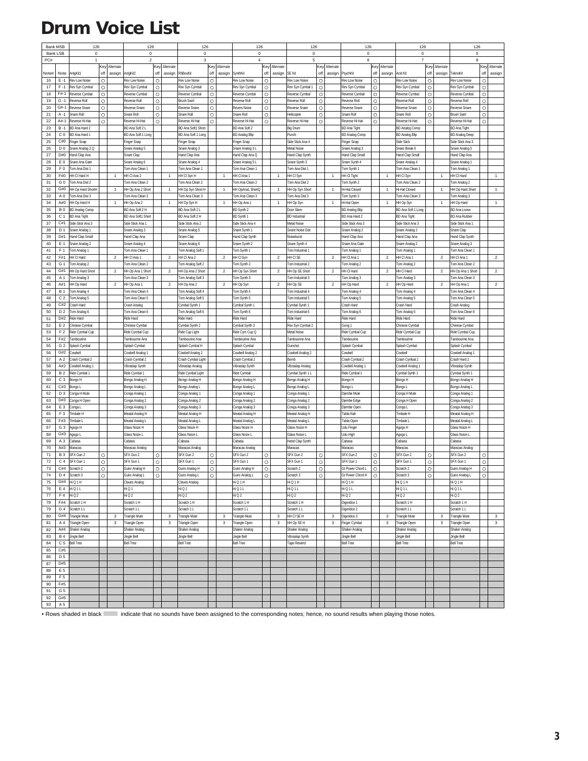# Drum Voice List

| Bank MSB | | 126 | | | 126 | | | 126 | | | 126 | | | 126 | | | 126 | | | 126 | | | 126 | | |
|---|---|---|---|---|---|---|---|---|---|---|---|---|---|---|---|---|---|---|---|---|---|---|---|---|---|
| Bank LSB | | 0 | | | 0 | | | 0 | | | 0 | | | 0 | | | 0 | | | 0 | | | 0 | | |
| PC# | | 1 | | | 2 | | | 3 | | | 4 | | | 5 | | | 6 | | | 7 | | | 8 | | |
| Note# | Note | AnlgKit1 | Key off | Alternate assign | AnlgKit2 | Key off | Alternate assign | RhBoxKit | Key off | Alternate assign | SynthKit | Key off | Alternate assign | SE Kit | Key off | Alternate assign | PsychKit | Key off | Alternate assign | Acid Kit | Key off | Alternate assign | TeknoKit | Key off | Alternate assign |
| 16 | E -1 | Rev Low Noise | ○ | | Rev Low Noise | ○ | | Rev Low Noise | ○ | | Rev Low Noise | ○ | | Rev Low Noise | ○ | | Rev Low Noise | ○ | | Rev Low Noise | ○ | | Rev Low Noise | ○ | |
| 17 | F -1 | Rev Syn Cymbal | ○ | | Rev Syn Cymbal | ○ | | Rev Syn Cymbal | ○ | | Rev Syn Cymbal | ○ | | Rev Syn Cymbal 1 | ○ | | Rev Syn Cymbal | ○ | | Rev Syn Cymbal | ○ | | Rev Syn Cymbal | ○ | |
| 18 | F#-1 | Reverse Cymbal | ○ | | Reverse Cymbal | ○ | | Reverse Cymbal | ○ | | Reverse Cymbal | ○ | | Reverse Cymbal | ○ | | Reverse Cymbal | ○ | | Reverse Cymbal | ○ | | Reverse Cymbal | ○ | |
| 19 | G -1 | Reverse Roll | ○ | | Reverse Roll | ○ | | Brush Swirl | ○ | | Reverse Roll | ○ | | Reverse Roll | ○ | | Reverse Roll | ○ | | Reverse Roll | ○ | | Reverse Roll | ○ | |
| 20 | G#-1 | Reverse Snare | ○ | | Reverse Snare | ○ | | Reverse Snare | ○ | | Revers Noise | ○ | | Reverse Snare | ○ | | Reverse Snare | ○ | | Reverse Snare | ○ | | Reverse Snare | ○ | |
| 21 | A -1 | Snare Roll | ○ | | Snare Roll | ○ | | Snare Roll | ○ | | Snare Roll | ○ | | Helicopter | ○ | | Snare Roll | ○ | | Snare Roll | ○ | | Brush Swirl | ○ | |
| 22 | A#-1 | Reverse Hi-Hat | ○ | | Reverse Hi-Hat | ○ | | Reverse Hi-Hat | ○ | | Reverse Hi-Hat | ○ | | Reverse Hi-Hat | ○ | | Reverse Hi-Hat | ○ | | Reverse Hi-Hat | ○ | | Reverse Hi-Hat | ○ | |
| 23 | B -1 | BD Ana Hard 2 | | | BD Ana Soft 2 L | | | BD Ana Soft1 Short | | | BD Ana Soft 2 | | | Big Drum | | | BD Ana Tight | | | BD Analog Comp | | | BD Ana Tight | | |
| 24 | C 0 | BD Ana Hard 1 | | | BD Ana Soft 1 Long | | | BD Ana Soft 1 Long | | | BD Analog Blip | | | Punch | | | BD Analog Comp | | | BD Analog Blip | | | BD Analog Deep | | |
| 25 | C#0 | Finger Snap | | | Finger Snap | | | Finger Snap | | | Finger Snap | | | Side Stick Ana 4 | | | Finger Snap | | | Side Stick | | | Side Stick Ana 3 | | |
| 26 | D 0 | Snare Analog 2 Q | | | Snare Analog 5 | | | Snare Analog 3 | | | Snare Analog 3 L | | | Metal Noise | | | Snare Analog 3 | | | Snare Break 6 | | | Snare Analog 5 | | |
| 27 | D#0 | Hand Clap Ana | | | Snare Clap | | | Hand Clap Ana | | | Hand Clap Ana Q | | | Hand Clap Synth | | | Hand Clap Small | | | Hand Clap Small | | | Hand Clap Ana | | |
| 28 | E 0 | Snare Ana Gate | | | Snare Analog 6 | | | Snare Analog 4 | | | Snare Analog 5 L | | | Snare Synth 3 | | | Snare Synth 4 | | | Snare Analog 4 | | | Snare Analog 1 | | |
| 29 | F 0 | Tom Ana Dist 1 | | | Tom Ana Clean 1 | | | Tom Ana Clean 1 | | | Tom Ana Clean 1 | | | Tom Ana Dist 1 | | | Tom Synth 1 | | | Tom Ana Clean 1 | | | Tom Analog 1 | | |
| 30 | F#0 | HH Cl Hard H | | 1 | HH Cl Ana 2 | | 1 | HH Cl Syn H | | 1 | HH Cl Ana 1 | | 1 | HH Cl Syn | | 1 | HH Cl Tight | | 1 | HH Cl Syn | | 1 | HH Cl Hard | | 1 |
| 31 | G 0 | Tom Ana Dist 2 | | | Tom Ana Clean 2 | | | Tom Ana Clean 2 | | | Tom Ana Clean 2 | | | Tom Ana Dist 2 | | | Tom Synth 2 | | | Tom Ana Clean 2 | | | Tom Analog 2 | | |
| 32 | G#0 | HH Op Hard ShortH | | 1 | HH Op Ana 2 Short | | 1 | HH Op Syn Short H | | 1 | HH OpAna1 ShortQ | | 1 | HH Op Syn Short | | 1 | Hi-Hat Closed | | 1 | Hi-Hat Closed | | 1 | HH Op Hard Short | | 1 |
| 33 | A 0 | Tom Ana Dist 3 | | | Tom Ana Clean 3 | | | Tom Ana Clean 3 | | | Tom Ana Clean 3 | | | Tom Ana Dist 3 | | | Tom Synth 3 | | | Tom Ana Clean 3 | | | Tom Analog 3 | | |
| 34 | A#0 | HH Op Hard H | | 1 | HH Op Ana 2 | | 1 | HH Op Syn H | | 1 | HH Op Ana 1 | | 1 | HH Op Syn | | 1 | Hi-Hat Open | | 1 | HH Op Syn | | 1 | HH Op Hard | | 1 |
| 35 | B 0 | BD Analog Comp | | | BD Ana Soft 2 H | | | BD Ana Soft 2 L | | | BD Synth 2 | | | Door Slam | | | BD Analog Blip | | | BD Ana Soft 1 Long | | | BD Ana Loose | | |
| 36 | C 1 | BD Ana Tight | | | BD Ana Soft1 Short | | | BD Ana Soft 2 H | | | BD Synth 1 | | | BD Industrial | | | BD Ana Hard 2 | | | BD Ana Tight | | | BD Ana Rubber | | |
| 37 | C#1 | Side Stick Ana 3 | | | Side Stick Ana 1 | | | Side Stick Ana 2 | | | Side Stick Ana 4 | | | Metal Noise | | | Side Stick Ana 3 | | | Side Stick Ana 3 | | | Side Stick Ana 1 | | |
| 38 | D 1 | Snare Analog 1 | | | Snare Analog 3 | | | Snare Analog 5 | | | Snare Synth 1 | | | Snare Noise Dist | | | Snare Analog 2 | | | Snare Analog 2 | | | Snare Clap | | |
| 39 | D#1 | Hand Clap Small | | | Hand Clap Ana | | | Snare Clap | | | Hand Clap Synth | | | Noiseburst | | | Hand Clap Ana | | | Hand Clap Ana | | | Hand Clap Synth | | |
| 40 | E 1 | Snare Analog 2 | | | Snare Analog 4 | | | Snare Analog 6 | | | Snare Synth 2 | | | Snare Synth 4 | | | Snare Ana Gate | | | Snare Analog 2 | | | Snare Analog 3 | | |
| 41 | F 1 | Tom Analog 1 | | | Tom Ana Clean 1 | | | Tom Analog Soft 1 | | | Tom Synth 1 | | | Tom Industrial 1 | | | Tom Analog 1 | | | Tom Analog 1 | | | Tom Ana Clean 1 | | |
| 42 | F#1 | HH Cl Hard | | 2 | HH Cl Ana 1 | | 2 | HH Cl Ana 2 | | 2 | HH Cl Syn | | 2 | HH Cl SE | | 2 | HH Cl Ana 1 | | 2 | HH Cl Ana 1 | | 2 | HH Cl Ana 1 | | 2 |
| 43 | G 1 | Tom Analog 2 | | | Tom Ana Clean 2 | | | Tom Analog Soft 2 | | | Tom Synth 2 | | | Tom Industrial 2 | | | Tom Analog 2 | | | Tom Analog 2 | | | Tom Ana Clean 2 | | |
| 44 | G#1 | HH Op Hard Short | | 2 | HH Op Ana 1 Short | | 2 | HH Op Ana 2 Short | | 2 | HH Op Syn Short | | 2 | HH Op SE Short | | 2 | HH Cl Hard | | 2 | HH Cl Hard | | 2 | HH Op Ana 1 Short | | 2 |
| 45 | A 1 | Tom Analog 3 | | | Tom Ana Clean 3 | | | Tom Analog Soft 3 | | | Tom Synth 3 | | | Tom Industrial 3 | | | Tom Analog 3 | | | Tom Analog 3 | | | Tom Ana Clean 3 | | |
| 46 | A#1 | HH Op Hard | | 2 | HH Op Ana 1 | | 2 | HH Op Ana 2 | | 2 | HH Op Syn | | 2 | HH Op SE | | 2 | HH Op Hard | | 2 | HH Op Hard | | 2 | HH Op Ana 1 | | 2 |
| 47 | B 1 | Tom Analog 4 | | | Tom Ana Clean 4 | | | Tom Analog Soft 4 | | | Tom Synth 4 | | | Tom Industrial 4 | | | Tom Analog 4 | | | Tom Analog 4 | | | Tom Ana Clean 4 | | |
| 48 | C 2 | Tom Analog 5 | | | Tom Ana Clean 5 | | | Tom Analog Soft 5 | | | Tom Synth 5 | | | Tom Industrial 5 | | | Tom Analog 5 | | | Tom Analog 5 | | | Tom Ana Clean 5 | | |
| 49 | C#2 | Crash Hard | | | Crash Analog | | | Cymbal Synth 1 | | | Cymbal Synth 1 | | | Cymbal Synth 1 | | | Crash Hard | | | Crash Hard | | | Crash Analog | | |
| 50 | D 2 | Tom Analog 6 | | | Tom Ana Clean 6 | | | Tom Analog Soft 6 | | | Tom Synth 6 | | | Tom Industrial 6 | | | Tom Analog 6 | | | Tom Analog 6 | | | Tom Ana Clean 6 | | |
| 51 | D#2 | Ride Hard | | | Ride Hard | | | Ride Hard | | | Ride Hard | | | Ride Hard | | | Ride Hard | | | Ride Hard | | | Ride Hard | | |
| 52 | E 2 | Chinese Cymbal | | | Chinese Cymbal | | | Cymbal Synth 2 | | | Cymbal Synth 3 | | | Rev Syn Cymbal 2 | | | Gong 1 | | | Chinese Cymbal | | | Chinese Cymbal | | |
| 53 | F 2 | Ride Cymbal Cup | | | Ride Cymbal Cup | | | Ride Cup Light | | | Ride Cym Cup Q | | | Metal Noise | | | Ride Cymbal Cup | | | Ride Cymbal Cup | | | Ride Cymbal Cup | | |
| 54 | F#2 | Tambourine | | | Tambourine Ana | | | Tambourine Ana | | | Tambourine Ana | | | Tambourine Ana | | | Tambourine | | | Tambourine | | | Tambourine Ana | | |
| 55 | G 2 | Splash Cymbal | | | Splash Cymbal | | | Splash Cymbal H | | | Splash Cymbal | | | Gunshot | | | Splash Cymbal | | | Splash Cymbal | | | Splash Cymbal | | |
| 56 | G#2 | Cowbell | | | Cowbell Analog 1 | | | Cowbell Analog 2 | | | Cowbell Analog 2 | | | Cowbell Analog 2 | | | Cowbell | | | Cowbell | | | Cowbell Analog 1 | | |
| 57 | A 2 | Crash Cymbal 2 | | | Crash Cymbal 2 | | | Crash Cymbal Light | | | Crash Cymbal 2 | | | Bomb | | | Crash Cymbal 2 | | | Crash Cymbal 2 | | | Crash Hard 2 | | |
| 58 | A#2 | Cowbell Analog 1 | | | Vibraslap Synth | | | Vibraslap Analog | | | Vibraslap Synth | | | Vibraslap Analog | | | Cowbell Analog 1 | | | Cowbell Analog 1 | | | Vibraslap Synth | | |
| 59 | B 2 | Ride Cymbal 1 | | | Ride Cymbal 1 | | | Ride Cymbal Light | | | Ride Cymbal | | | Cymbal Synth 1 L | | | Ride Cymbal 1 | | | Cymbal Synth 1 | | | Cymbal Synth 1 | | |
| 60 | C 3 | Bongo H | | | Bongo Analog H | | | Bongo Analog H | | | Bongo Analog H | | | Bongo Analog H | | | Bongo H | | | Bongo H | | | Bongo Analog H | | |
| 61 | C#3 | Bongo L | | | Bongo Analog L | | | Bongo Analog L | | | Bongo Analog L | | | Bongo Analog L | | | Bongo L | | | Bongo L | | | Bongo Analog L | | |
| 62 | D 3 | Conga H Mute | | | Conga Analog 1 | | | Conga Analog 1 | | | Conga Analog 1 | | | Conga Analog 1 | | | Djembe Mute | | | Conga H Mute | | | Conga Analog 1 | | |
| 63 | D#3 | Conga H Open | | | Conga Analog 2 | | | Conga Analog 2 | | | Conga Analog 2 | | | Conga Analog 2 | | | Djembe Edge | | | Conga H Open | | | Conga Analog 2 | | |
| 64 | E 3 | Conga L | | | Conga Analog 3 | | | Conga Analog 3 | | | Conga Analog 3 | | | Conga Analog 3 | | | Djembe Open | | | Conga L | | | Conga Analog 3 | | |
| 65 | F 3 | Timbale H | | | Meatal Analog H | | | Meatal Analog H | | | Meatal Analog H | | | Meatal Analog H | | | Tabla Nah | | | Timbale H | | | Meatal Analog H | | |
| 66 | F#3 | Timbale L | | | Meatal Analog L | | | Meatal Analog L | | | Meatal Analog L | | | Meatal Analog L | | | Tabla Open | | | Timbale L | | | Meatal Analog L | | |
| 67 | G 3 | Agogo H | | | Glass Noize H | | | Glass Noize H | | | Glass Noize H | | | Glass Noize H | | | Udu Finger | | | Agogo H | | | Glass Noize H | | |
| 68 | G#3 | Agogo L | | | Glass Noize L | | | Glass Noize L | | | Glass Noize L | | | Glass Noize L | | | Udu High | | | Agogo L | | | Glass Noize L | | |
| 69 | A 3 | Cabasa | | | Cabasa | | | Cabasa | | | Cabasa | | | Hand Clap Synth | | | Cabasa | | | Cabasa | | | Cabasa | | |
| 70 | A#3 | Maracas | | | Maracas Analog | | | Maracas Analog | | | Maracas Analog | | | Maracas | | | Maracas | | | Maracas | | | Maracas Analog | | |
| 71 | B 3 | SFX Gun 2 | ○ | | SFX Gun 2 | ○ | | SFX Gun 2 | ○ | | SFX Gun 2 | ○ | | SFX Gun 2 | ○ | | SFX Gun 2 | ○ | | SFX Gun 2 | ○ | | SFX Gun 2 | ○ | |
| 72 | C 4 | SFX Gun 1 | ○ | | SFX Gun 1 | ○ | | SFX Gun 1 | ○ | | SFX Gun 1 | ○ | | SFX Gun 1 | ○ | | SFX Gun 1 | ○ | | SFX Gun 1 | ○ | | SFX Gun 1 | ○ | |
| 73 | C#4 | Scratch 2 | ○ | | Guiro Analog H | ○ | | Guiro Analog H | ○ | | Guiro Analog H | ○ | | Scratch 2 | ○ | | Gt Power Chord L | ○ | | Scratch 2 | ○ | | Guiro Analog H | ○ | |
| 74 | D 4 | Scratch 3 | ○ | | Guiro Analog L | ○ | | Guiro Analog L | ○ | | Guiro Analog L | ○ | | Scratch 3 | ○ | | Gt Power Chord H | ○ | | Scratch 3 | ○ | | Guiro Analog L | ○ | |
| 75 | D#4 | Hi Q 1 H | | | Claves Analog | | | Hi Q 1 H | | | Hi Q 1 H | | | Hi Q 1 H | | | Hi Q 1 H | | | Hi Q 1 H | | | Hi Q 1 H | | |
| 76 | E 4 | Hi Q 1 L | | | Hi Q 1 | | | Hi Q 1 | | | Hi Q 1 L | | | Hi Q 1 L | | | Hi Q 1 L | | | Hi Q 1 L | | | Hi Q 1 L | | |
| 77 | F 4 | Hi Q 2 | | | Hi Q 2 | | | Hi Q 2 | | | Hi Q 2 | | | Hi Q 2 | | | Hi Q 2 | | | Hi Q 2 | | | Hi Q 2 | | |
| 78 | F#4 | Scratch 1 H | | | Scratch 1 H | | | Scratch 1 H | | | Scratch 1 H | | | Scratch 1 H | | | Digeridoo 1 | | | Scratch 1 H | | | Scratch 1 H | | |
| 79 | G 4 | Scratch 1 L | | | Scratch 1 L | | | Scratch 1 L | | | Scratch 1 L | | | Scratch 1 L | | | Digeridoo 2 | | | Scratch 1 L | | | Scratch 1 L | | |
| 80 | G#4 | Triangle Mute | | 3 | Triangle Mute | | 3 | Triangle Mute | | 3 | Triangle Mute | | 3 | HH Cl SE H | | 3 | Digeridoo 3 | | 3 | Triangle Mute | | 3 | Triangle Mute | | 3 |
| 81 | A 4 | Triangle Open | | 3 | Triangle Open | | 3 | Triangle Open | | 3 | Triangle Open | | 3 | HH Op SE H | | 3 | Finger Cymbal | | 3 | Triangle Open | | 3 | Triangle Open | | 3 |
| 82 | A#4 | Shaker Analog | | | Shaker Analog | | | Shaker Analog | | | Shaker Analog | | | Shaker Analog | | | Shaker Analog | | | Shaker Analog | | | Shaker Analog | | |
| 83 | B 4 | Jingle Bell | | | Jingle Bell | | | Jingle Bell | | | Jingle Bell | | | Vibraslap Synth | | | Jingle Bell | | | Jingle Bell | | | Jingle Bell | | |
| 84 | C 5 | Bell Tree | | | Bell Tree | | | Bell Tree | | | Bell Tree | | | Tape Rewind | | | Bell Tree | | | Bell Tree | | | Bell Tree | | |
| 85 | C#5 | | | | | | | | | | | | | | | | | | | | | | | | |
| 86 | D 5 | | | | | | | | | | | | | | | | | | | | | | | | |
| 87 | D#5 | | | | | | | | | | | | | | | | | | | | | | | | |
| 88 | E 5 | | | | | | | | | | | | | | | | | | | | | | | | |
| 89 | F 5 | | | | | | | | | | | | | | | | | | | | | | | | |
| 90 | F#5 | | | | | | | | | | | | | | | | | | | | | | | | |
| 91 | G 5 | | | | | | | | | | | | | | | | | | | | | | | | |
| 92 | G#5 | | | | | | | | | | | | | | | | | | | | | | | | |
| 93 | A 5 | | | | | | | | | | | | | | | | | | | | | | | | |

• Rows shaded in black indicate that no sounds have been assigned to the corresponding notes; hence, no sound results when playing those notes.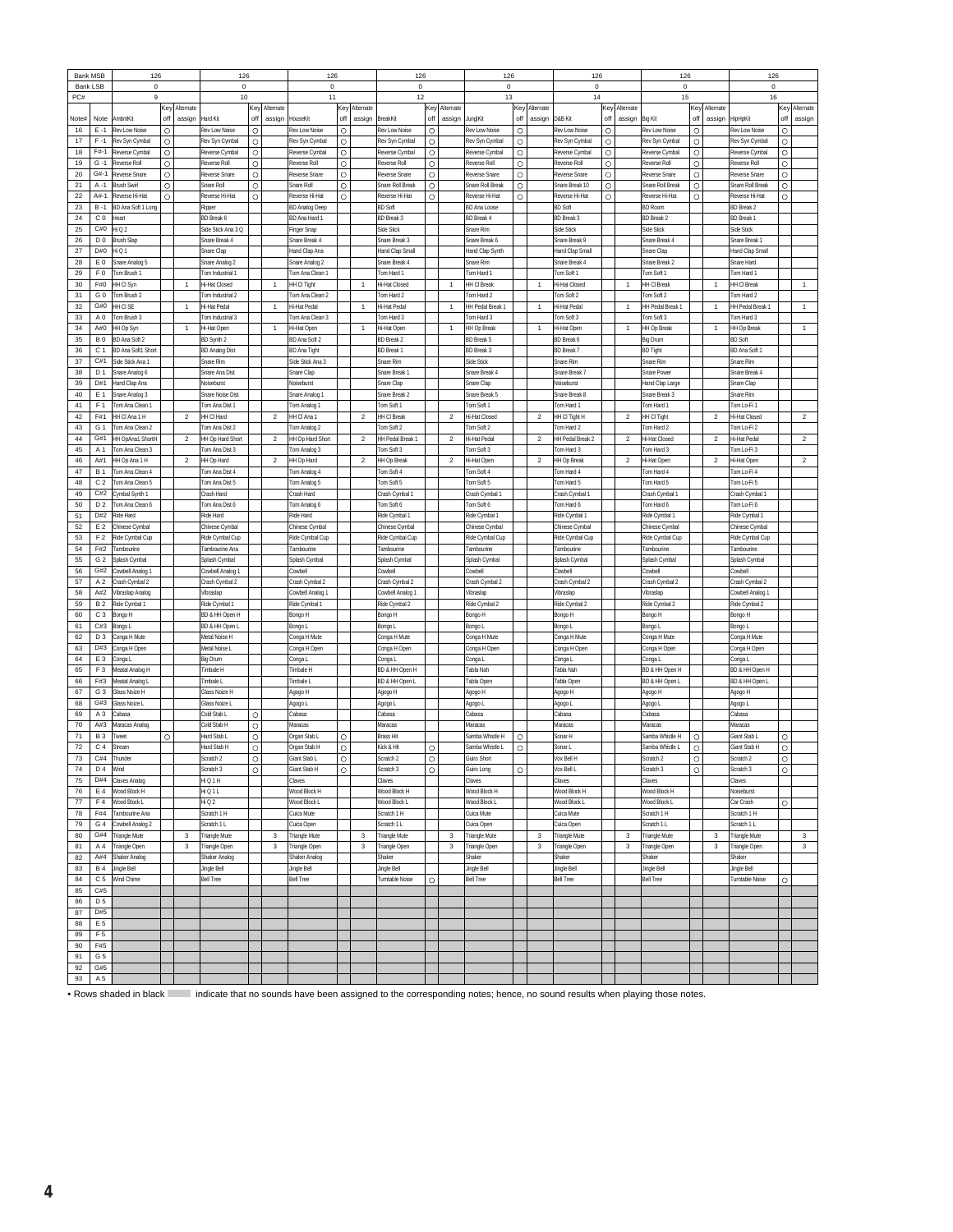| Bank MSB | | 126 | | | 126 | | | 126 | | | 126 | | | 126 | | | 126 | | | 126 | | | 126 | | |
|---|---|---|---|---|---|---|---|---|---|---|---|---|---|---|---|---|---|---|---|---|---|---|---|---|---|
| Bank LSB | | 0 | | | 0 | | | 0 | | | 0 | | | 0 | | | 0 | | | 0 | | | 0 | | |
| PC# | | 9 | | | 10 | | | 11 | | | 12 | | | 13 | | | 14 | | | 15 | | | 16 | | |
| Note# | Note | AmbntKit | Key off | Alternate assign | Hard Kit | Key off | Alternate assign | HouseKit | Key off | Alternate assign | BreakKit | Key off | Alternate assign | JunglKit | Key off | Alternate assign | D&B Kit | Key off | Alternate assign | Big Kit | Key off | Alternate assign | HipHpKit | Key off | Alternate assign |
| 16 | E -1 | Rev Low Noise | ○ | | Rev Low Noise | ○ | | Rev Low Noise | ○ | | Rev Low Noise | ○ | | Rev Low Noise | ○ | | Rev Low Noise | ○ | | Rev Low Noise | ○ | | Rev Low Noise | ○ | |
| 17 | F -1 | Rev Syn Cymbal | ○ | | Rev Syn Cymbal | ○ | | Rev Syn Cymbal | ○ | | Rev Syn Cymbal | ○ | | Rev Syn Cymbal | ○ | | Rev Syn Cymbal | ○ | | Rev Syn Cymbal | ○ | | Rev Syn Cymbal | ○ | |
| 18 | F#-1 | Reverse Cymbal | ○ | | Reverse Cymbal | ○ | | Reverse Cymbal | ○ | | Reverse Cymbal | ○ | | Reverse Cymbal | ○ | | Reverse Cymbal | ○ | | Reverse Cymbal | ○ | | Reverse Cymbal | ○ | |
| 19 | G -1 | Reverse Roll | ○ | | Reverse Roll | ○ | | Reverse Roll | ○ | | Reverse Roll | ○ | | Reverse Roll | ○ | | Reverse Roll | ○ | | Reverse Roll | ○ | | Reverse Roll | ○ | |
| 20 | G#-1 | Reverse Snare | ○ | | Reverse Snare | ○ | | Reverse Snare | ○ | | Reverse Snare | ○ | | Reverse Snare | ○ | | Reverse Snare | ○ | | Reverse Snare | ○ | | Reverse Snare | ○ | |
| 21 | A -1 | Brush Swirl | ○ | | Snare Roll | ○ | | Snare Roll | ○ | | Snare Roll Break | ○ | | Snare Roll Break | ○ | | Snare Break 10 | ○ | | Snare Roll Break | ○ | | Snare Roll Break | ○ | |
| 22 | A#-1 | Reverse Hi-Hat | ○ | | Reverse Hi-Hat | ○ | | Reverse Hi-Hat | ○ | | Reverse Hi-Hat | ○ | | Reverse Hi-Hat | ○ | | Reverse Hi-Hat | ○ | | Reverse Hi-Hat | ○ | | Reverse Hi-Hat | ○ | |
| 23 | B -1 | BD Ana Soft 1 Long | | | Ripper | | | BD Analog Deep | | | BD Soft | | | BD Ana Loose | | | BD Soft | | | BD Room | | | BD Break 2 | | |
| 24 | C 0 | Heart | | | BD Break 6 | | | BD Ana Hard 1 | | | BD Break 3 | | | BD Break 4 | | | BD Break 3 | | | BD Break 2 | | | BD Break 1 | | |
| 25 | C#0 | Hi Q 2 | | | Side Stick Ana 3 Q | | | Finger Snap | | | Side Stick | | | Snare Rim | | | Side Stick | | | Side Stick | | | Side Stick | | |
| 26 | D 0 | Brush Slap | | | Snare Break 4 | | | Snare Break 4 | | | Snare Break 3 | | | Snare Break 6 | | | Snare Break 9 | | | Snare Break 4 | | | Snare Break 1 | | |
| 27 | D#0 | Hi Q 1 | | | Snare Clap | | | Hand Clap Ana | | | Hand Clap Small | | | Hand Clap Synth | | | Hand Clap Small | | | Snare Clap | | | Hand Clap Small | | |
| 28 | E 0 | Snare Analog 5 | | | Snare Analog 2 | | | Snare Analog 2 | | | Snare Break 4 | | | Snare Rim | | | Snare Break 4 | | | Snare Break 2 | | | Snare Hard | | |
| 29 | F 0 | Tom Brush 1 | | | Tom Industrial 1 | | | Tom Ana Clean 1 | | | Tom Hard 1 | | | Tom Hard 1 | | | Tom Soft 1 | | | Tom Soft 1 | | | Tom Hard 1 | | |
| 30 | F#0 | HH Cl Syn | | 1 | Hi-Hat Closed | | 1 | HH Cl Tight | | 1 | Hi-Hat Closed | | 1 | HH Cl Break | | 1 | Hi-Hat Closed | | 1 | HH Cl Break | | 1 | HH Cl Break | | 1 |
| 31 | G 0 | Tom Brush 2 | | | Tom Industrial 2 | | | Tom Ana Clean 2 | | | Tom Hard 2 | | | Tom Hard 2 | | | Tom Soft 2 | | | Tom Soft 2 | | | Tom Hard 2 | | |
| 32 | G#0 | HH Cl SE | | 1 | Hi-Hat Pedal | | 1 | Hi-Hat Pedal | | 1 | Hi-Hat Pedal | | 1 | HH Pedal Break 1 | | 1 | Hi-Hat Pedal | | 1 | HH Pedal Break 1 | | 1 | HH Pedal Break 1 | | 1 |
| 33 | A 0 | Tom Brush 3 | | | Tom Industrial 3 | | | Tom Ana Clean 3 | | | Tom Hard 3 | | | Tom Hard 3 | | | Tom Soft 3 | | | Tom Soft 3 | | | Tom Hard 3 | | |
| 34 | A#0 | HH Op Syn | | 1 | Hi-Hat Open | | 1 | Hi-Hat Open | | 1 | Hi-Hat Open | | 1 | HH Op Break | | 1 | Hi-Hat Open | | 1 | HH Op Break | | 1 | HH Op Break | | 1 |
| 35 | B 0 | BD Ana Soft 2 | | | BD Synth 2 | | | BD Ana Soft 2 | | | BD Break 2 | | | BD Break 5 | | | BD Break 6 | | | Big Drum | | | BD Soft | | |
| 36 | C 1 | BD Ana Soft1 Short | | | BD Analog Dist | | | BD Ana Tight | | | BD Break 1 | | | BD Break 3 | | | BD Break 7 | | | BD Tight | | | BD Ana Soft 1 | | |
| 37 | C#1 | Side Stick Ana 1 | | | Snare Rim | | | Side Stick Ana 3 | | | Snare Rim | | | Side Stick | | | Snare Rim | | | Snare Rim | | | Snare Rim | | |
| 38 | D 1 | Snare Analog 6 | | | Snare Ana Dist | | | Snare Clap | | | Snare Break 1 | | | Snare Break 4 | | | Snare Break 7 | | | Snare Power | | | Snare Break 4 | | |
| 39 | D#1 | Hand Clap Ana | | | Noiseburst | | | Noiseburst | | | Snare Clap | | | Snare Clap | | | Noiseburst | | | Hand Clap Large | | | Snare Clap | | |
| 40 | E 1 | Snare Analog 3 | | | Snare Noise Dist | | | Snare Analog 1 | | | Snare Break 2 | | | Snare Break 5 | | | Snare Break 8 | | | Snare Break 3 | | | Snare Rim | | |
| 41 | F 1 | Tom Ana Clean 1 | | | Tom Ana Dist 1 | | | Tom Analog 1 | | | Tom Soft 1 | | | Tom Soft 1 | | | Tom Hard 1 | | | Tom Hard 1 | | | Tom Lo-Fi 1 | | |
| 42 | F#1 | HH Cl Ana 1 H | | 2 | HH Cl Hard | | 2 | HH Cl Ana 1 | | 2 | HH Cl Break | | 2 | Hi-Hat Closed | | 2 | HH Cl Tight H | | 2 | HH Cl Tight | | 2 | Hi-Hat Closed | | 2 |
| 43 | G 1 | Tom Ana Clean 2 | | | Tom Ana Dist 2 | | | Tom Analog 2 | | | Tom Soft 2 | | | Tom Soft 2 | | | Tom Hard 2 | | | Tom Hard 2 | | | Tom Lo-Fi 2 | | |
| 44 | G#1 | HH OpAna1 ShortH | | 2 | HH Op Hard Short | | 2 | HH Op Hard Short | | 2 | HH Pedal Break 1 | | 2 | Hi-Hat Pedal | | 2 | HH Pedal Break 2 | | 2 | Hi-Hat Closed | | 2 | Hi-Hat Pedal | | 2 |
| 45 | A 1 | Tom Ana Clean 3 | | | Tom Ana Dist 3 | | | Tom Analog 3 | | | Tom Soft 3 | | | Tom Soft 3 | | | Tom Hard 3 | | | Tom Hard 3 | | | Tom Lo-Fi 3 | | |
| 46 | A#1 | HH Op Ana 1 H | | 2 | HH Op Hard | | 2 | HH Op Hard | | 2 | HH Op Break | | 2 | Hi-Hat Open | | 2 | HH Op Break | | 2 | Hi-Hat Open | | 2 | Hi-Hat Open | | 2 |
| 47 | B 1 | Tom Ana Clean 4 | | | Tom Ana Dist 4 | | | Tom Analog 4 | | | Tom Soft 4 | | | Tom Soft 4 | | | Tom Hard 4 | | | Tom Hard 4 | | | Tom Lo-Fi 4 | | |
| 48 | C 2 | Tom Ana Clean 5 | | | Tom Ana Dist 5 | | | Tom Analog 5 | | | Tom Soft 5 | | | Tom Soft 5 | | | Tom Hard 5 | | | Tom Hard 5 | | | Tom Lo-Fi 5 | | |
| 49 | C#2 | Cymbal Synth 1 | | | Crash Hard | | | Crash Hard | | | Crash Cymbal 1 | | | Crash Cymbal 1 | | | Crash Cymbal 1 | | | Crash Cymbal 1 | | | Crash Cymbal 1 | | |
| 50 | D 2 | Tom Ana Clean 6 | | | Tom Ana Dist 6 | | | Tom Analog 6 | | | Tom Soft 6 | | | Tom Soft 6 | | | Tom Hard 6 | | | Tom Hard 6 | | | Tom Lo-Fi 6 | | |
| 51 | D#2 | Ride Hard | | | Ride Hard | | | Ride Hard | | | Ride Cymbal 1 | | | Ride Cymbal 1 | | | Ride Cymbal 1 | | | Ride Cymbal 1 | | | Ride Cymbal 1 | | |
| 52 | E 2 | Chinese Cymbal | | | Chinese Cymbal | | | Chinese Cymbal | | | Chinese Cymbal | | | Chinese Cymbal | | | Chinese Cymbal | | | Chinese Cymbal | | | Chinese Cymbal | | |
| 53 | F 2 | Ride Cymbal Cup | | | Ride Cymbal Cup | | | Ride Cymbal Cup | | | Ride Cymbal Cup | | | Ride Cymbal Cup | | | Ride Cymbal Cup | | | Ride Cymbal Cup | | | Ride Cymbal Cup | | |
| 54 | F#2 | Tambourine | | | Tambourine Ana | | | Tambourine | | | Tambourine | | | Tambourine | | | Tambourine | | | Tambourine | | | Tambourine | | |
| 55 | G 2 | Splash Cymbal | | | Splash Cymbal | | | Splash Cymbal | | | Splash Cymbal | | | Splash Cymbal | | | Splash Cymbal | | | Splash Cymbal | | | Splash Cymbal | | |
| 56 | G#2 | Cowbell Analog 1 | | | Cowbell Analog 1 | | | Cowbell | | | Cowbell | | | Cowbell | | | Cowbell | | | Cowbell | | | Cowbell | | |
| 57 | A 2 | Crash Cymbal 2 | | | Crash Cymbal 2 | | | Crash Cymbal 2 | | | Crash Cymbal 2 | | | Crash Cymbal 2 | | | Crash Cymbal 2 | | | Crash Cymbal 2 | | | Crash Cymbal 2 | | |
| 58 | A#2 | Vibraslap Analog | | | Vibraslap | | | Cowbell Analog 1 | | | Cowbell Analog 1 | | | Vibraslap | | | Vibraslap | | | Vibraslap | | | Cowbell Analog 1 | | |
| 59 | B 2 | Ride Cymbal 1 | | | Ride Cymbal 1 | | | Ride Cymbal 1 | | | Ride Cymbal 2 | | | Ride Cymbal 2 | | | Ride Cymbal 2 | | | Ride Cymbal 2 | | | Ride Cymbal 2 | | |
| 60 | C 3 | Bongo H | | | BD & HH Open H | | | Bongo H | | | Bongo H | | | Bongo H | | | Bongo H | | | Bongo H | | | Bongo H | | |
| 61 | C#3 | Bongo L | | | BD & HH Open L | | | Bongo L | | | Bongo L | | | Bongo L | | | Bongo L | | | Bongo L | | | Bongo L | | |
| 62 | D 3 | Conga H Mute | | | Metal Noise H | | | Conga H Mute | | | Conga H Mute | | | Conga H Mute | | | Conga H Mute | | | Conga H Mute | | | Conga H Mute | | |
| 63 | D#3 | Conga H Open | | | Metal Noise L | | | Conga H Open | | | Conga H Open | | | Conga H Open | | | Conga H Open | | | Conga H Open | | | Conga H Open | | |
| 64 | E 3 | Conga L | | | Big Drum | | | Conga L | | | Conga L | | | Conga L | | | Conga L | | | Conga L | | | Conga L | | |
| 65 | F 3 | Meatal Analog H | | | Timbale H | | | Timbale H | | | BD & HH Open H | | | Tabla Nah | | | Tabla Nah | | | BD & HH Open H | | | BD & HH Open H | | |
| 66 | F#3 | Meatal Analog L | | | Timbale L | | | Timbale L | | | BD & HH Open L | | | Tabla Open | | | Tabla Open | | | BD & HH Open L | | | BD & HH Open L | | |
| 67 | G 3 | Glass Noize H | | | Glass Noize H | | | Agogo H | | | Agogo H | | | Agogo H | | | Agogo H | | | Agogo H | | | Agogo H | | |
| 68 | G#3 | Glass Noize L | | | Glass Noize L | | | Agogo L | | | Agogo L | | | Agogo L | | | Agogo L | | | Agogo L | | | Agogo L | | |
| 69 | A 3 | Cabasa | | | Cold Stab L | ○ | | Cabasa | | | Cabasa | | | Cabasa | | | Cabasa | | | Cabasa | | | Cabasa | | |
| 70 | A#3 | Maracas Analog | | | Cold Stab H | ○ | | Maracas | | | Maracas | | | Maracas | | | Maracas | | | Maracas | | | Maracas | | |
| 71 | B 3 | Tweet | ○ | | Hard Stab L | ○ | | Organ Stab L | ○ | | Brass Hit | | | Samba Whistle H | ○ | | Sonar H | | | Samba Whistle H | ○ | | Giant Stab L | ○ | |
| 72 | C 4 | Stream | | | Hard Stab H | ○ | | Organ Stab H | ○ | | Kick & Hit | ○ | | Samba Whistle L | ○ | | Sonar L | | | Samba Whistle L | ○ | | Giant Stab H | ○ | |
| 73 | C#4 | Thunder | | | Scratch 2 | ○ | | Giant Stab L | ○ | | Scratch 2 | ○ | | Guiro Short | | | Vox Bell H | | | Scratch 2 | ○ | | Scratch 2 | ○ | |
| 74 | D 4 | Wind | | | Scratch 3 | ○ | | Giant Stab H | ○ | | Scratch 3 | ○ | | Guiro Long | ○ | | Vox Bell L | | | Scratch 3 | ○ | | Scratch 3 | ○ | |
| 75 | D#4 | Claves Analog | | | Hi Q 1 H | | | Claves | | | Claves | | | Claves | | | Claves | | | Claves | | | Claves | | |
| 76 | E 4 | Wood Block H | | | Hi Q 1 L | | | Wood Block H | | | Wood Block H | | | Wood Block H | | | Wood Block H | | | Wood Block H | | | Noiseburst | | |
| 77 | F 4 | Wood Block L | | | Hi Q 2 | | | Wood Block L | | | Wood Block L | | | Wood Block L | | | Wood Block L | | | Wood Block L | | | Car Crash | ○ | |
| 78 | F#4 | Tambourine Ana | | | Scratch 1 H | | | Cuica Mute | | | Scratch 1 H | | | Cuica Mute | | | Cuica Mute | | | Scratch 1 H | | | Scratch 1 H | | |
| 79 | G 4 | Cowbell Analog 2 | | | Scratch 1 L | | | Cuica Open | | | Scratch 1 L | | | Cuica Open | | | Cuica Open | | | Scratch 1 L | | | Scratch 1 L | | |
| 80 | G#4 | Triangle Mute | | 3 | Triangle Mute | | 3 | Triangle Mute | | 3 | Triangle Mute | | 3 | Triangle Mute | | 3 | Triangle Mute | | 3 | Triangle Mute | | 3 | Triangle Mute | | 3 |
| 81 | A 4 | Triangle Open | | 3 | Triangle Open | | 3 | Triangle Open | | 3 | Triangle Open | | 3 | Triangle Open | | 3 | Triangle Open | | 3 | Triangle Open | | 3 | Triangle Open | | 3 |
| 82 | A#4 | Shaker Analog | | | Shaker Analog | | | Shaker Analog | | | Shaker | | | Shaker | | | Shaker | | | Shaker | | | Shaker | | |
| 83 | B 4 | Jingle Bell | | | Jingle Bell | | | Jingle Bell | | | Jingle Bell | | | Jingle Bell | | | Jingle Bell | | | Jingle Bell | | | Jingle Bell | | |
| 84 | C 5 | Wind Chime | | | Bell Tree | | | Bell Tree | | | Turntable Noise | ○ | | Bell Tree | | | Bell Tree | | | Bell Tree | | | Turntable Noise | ○ | |
| 85 | C#5 | | | | | | | | | | | | | | | | | | | | | | | | |
| 86 | D 5 | | | | | | | | | | | | | | | | | | | | | | | | |
| 87 | D#5 | | | | | | | | | | | | | | | | | | | | | | | | |
| 88 | E 5 | | | | | | | | | | | | | | | | | | | | | | | | |
| 89 | F 5 | | | | | | | | | | | | | | | | | | | | | | | | |
| 90 | F#5 | | | | | | | | | | | | | | | | | | | | | | | | |
| 91 | G 5 | | | | | | | | | | | | | | | | | | | | | | | | |
| 92 | G#5 | | | | | | | | | | | | | | | | | | | | | | | | |
| 93 | A 5 | | | | | | | | | | | | | | | | | | | | | | | | |

• Rows shaded in black indicate that no sounds have been assigned to the corresponding notes; hence, no sound results when playing those notes.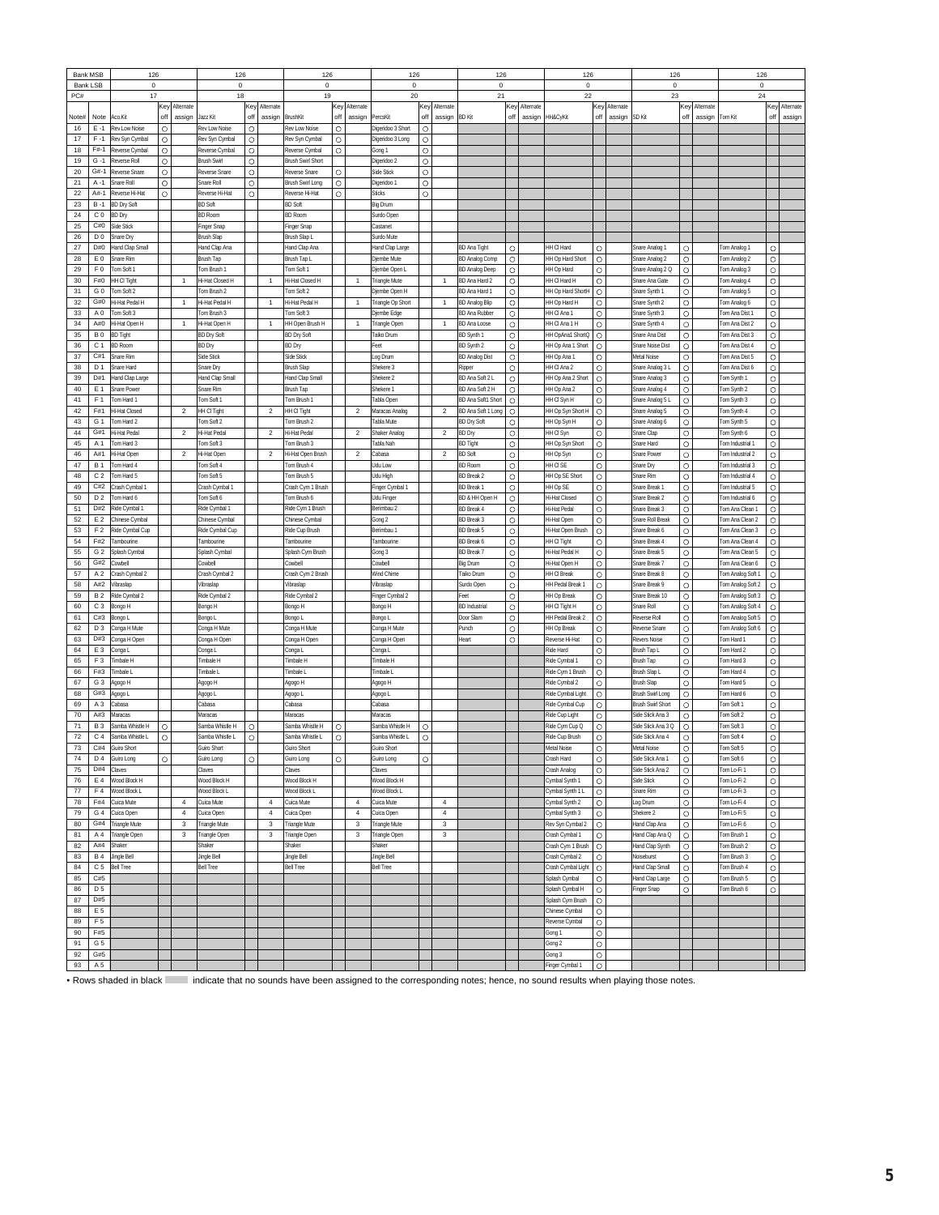| Bank MSB | | 126 | | | 126 | | | 126 | | | 126 | | | 126 | | | 126 | | | 126 | | | 126 | | |
|---|---|---|---|---|---|---|---|---|---|---|---|---|---|---|---|---|---|---|---|---|---|---|---|---|---|
| Bank LSB | | 0 | | | 0 | | | 0 | | | 0 | | | 0 | | | 0 | | | 0 | | | 0 | | |
| PC# | | 17 | | | 18 | | | 19 | | | 20 | | | 21 | | | 22 | | | 23 | | | 24 | | |
| Note# | Note | Aco.Kit | Key off | Alternate assign | Jazz Kit | Key off | Alternate assign | BrushKit | Key off | Alternate assign | PercsKit | Key off | Alternate assign | BD Kit | Key off | Alternate assign | HH&CyKit | Key off | Alternate assign | SD Kit | Key off | Alternate assign | Tom Kit | Key off | Alternate assign |
| 16 | E -1 | Rev Low Noise | ○ | | Rev Low Noise | ○ | | Rev Low Noise | ○ | | Digeridoo 3 Short | ○ | | | | | | | | | | | | | |
| 17 | F -1 | Rev Syn Cymbal | ○ | | Rev Syn Cymbal | ○ | | Rev Syn Cymbal | ○ | | Digeridoo 3 Long | ○ | | | | | | | | | | | | | |
| 18 | F# -1 | Reverse Cymbal | ○ | | Reverse Cymbal | ○ | | Reverse Cymbal | ○ | | Gong 1 | ○ | | | | | | | | | | | | | |
| 19 | G -1 | Reverse Roll | ○ | | Brush Swirl | ○ | | Brush Swirl Short | ○ | | Digeridoo 2 | ○ | | | | | | | | | | | | | |
| 20 | G# -1 | Reverse Snare | ○ | | Reverse Snare | ○ | | Reverse Snare | ○ | | Side Stick | ○ | | | | | | | | | | | | | |
| 21 | A -1 | Snare Roll | ○ | | Snare Roll | ○ | | Brush Swirl Long | ○ | | Digeridoo 1 | ○ | | | | | | | | | | | | | |
| 22 | A# -1 | Reverse Hi-Hat | ○ | | Reverse Hi-Hat | ○ | | Reverse Hi-Hat | ○ | | Sticks | ○ | | | | | | | | | | | | | |
| 23 | B -1 | BD Dry Soft | | | BD Soft | | | BD Soft | | | Big Drum | | | | | | | | | | | | | | |
| 24 | C 0 | BD Dry | | | BD Room | | | BD Room | | | Surdo Open | | | | | | | | | | | | | | |
| 25 | C# 0 | Side Stick | | | Finger Snap | | | Finger Snap | | | Castanet | | | | | | | | | | | | | | |
| 26 | D 0 | Snare Dry | | | Brush Slap | | | Brush Slap L | | | Surdo Mute | | | | | | | | | | | | | | |
| 27 | D# 0 | Hand Clap Small | | | Hand Clap Ana | | | Hand Clap Ana | | | Hand Clap Large | | | BD Ana Tight | ○ | | HH Cl Hard | ○ | | Snare Analog 1 | ○ | | Tom Analog 1 | ○ | |
| 28 | E 0 | Snare Rim | | | Brush Tap | | | Brush Tap L | | | Djembe Mute | | | BD Analog Comp | ○ | | HH Op Hard Short | ○ | | Snare Analog 2 | ○ | | Tom Analog 2 | ○ | |
| 29 | F 0 | Tom Soft 1 | | | Tom Brush 1 | | | Tom Soft 1 | | | Djembe Open L | | | BD Analog Deep | ○ | | HH Op Hard | ○ | | Snare Analog 2 Q | ○ | | Tom Analog 3 | ○ | |
| 30 | F# 0 | HH Cl Tight | | 1 | Hi-Hat Closed H | | 1 | Hi-Hat Closed H | | 1 | Triangle Mute | | 1 | BD Ana Hard 2 | ○ | | HH Cl Hard H | ○ | | Snare Ana Gate | ○ | | Tom Analog 4 | ○ | |
| 31 | G 0 | Tom Soft 2 | | | Tom Brush 2 | | | Tom Soft 2 | | | Djembe Open H | | | BD Ana Hard 1 | ○ | | HH Op Hard ShortH | ○ | | Snare Synth 1 | ○ | | Tom Analog 5 | ○ | |
| 32 | G# 0 | Hi-Hat Pedal H | | 1 | Hi-Hat Pedal H | | 1 | Hi-Hat Pedal H | | 1 | Triangle Op Short | | 1 | BD Analog Blip | ○ | | HH Op Hard H | ○ | | Snare Synth 2 | ○ | | Tom Analog 6 | ○ | |
| 33 | A 0 | Tom Soft 3 | | | Tom Brush 3 | | | Tom Soft 3 | | | Djembe Edge | | | BD Ana Rubber | ○ | | HH Cl Ana 1 | ○ | | Snare Synth 3 | ○ | | Tom Ana Dist 1 | ○ | |
| 34 | A# 0 | Hi-Hat Open H | | 1 | Hi-Hat Open H | | 1 | HH Open Brush H | | 1 | Triangle Open | | 1 | BD Ana Loose | ○ | | HH Cl Ana 1 H | ○ | | Snare Synth 4 | ○ | | Tom Ana Dist 2 | ○ | |
| 35 | B 0 | BD Tight | | | BD Dry Soft | | | BD Dry Soft | | | Taiko Drum | | | BD Synth 1 | ○ | | HH OpAna1 ShortQ | ○ | | Snare Ana Dist | ○ | | Tom Ana Dist 3 | ○ | |
| 36 | C 1 | BD Room | | | BD Dry | | | BD Dry | | | Feet | | | BD Synth 2 | ○ | | HH Op Ana 1 Short | ○ | | Snare Noise Dist | ○ | | Tom Ana Dist 4 | ○ | |
| 37 | C# 1 | Snare Rim | | | Side Stick | | | Side Stick | | | Log Drum | | | BD Analog Dist | ○ | | HH Op Ana 1 | ○ | | Metal Noise | ○ | | Tom Ana Dist 5 | ○ | |
| 38 | D 1 | Snare Hard | | | Snare Dry | | | Brush Slap | | | Shekere 3 | | | Ripper | ○ | | HH Cl Ana 2 | ○ | | Snare Analog 3 L | ○ | | Tom Ana Dist 6 | ○ | |
| 39 | D# 1 | Hand Clap Large | | | Hand Clap Small | | | Hand Clap Small | | | Shekere 2 | | | BD Ana Soft 2 L | ○ | | HH Op Ana 2 Short | ○ | | Snare Analog 3 | ○ | | Tom Synth 1 | ○ | |
| 40 | E 1 | Snare Power | | | Snare Rim | | | Brush Tap | | | Shekere 1 | | | BD Ana Soft 2 H | ○ | | HH Op Ana 2 | ○ | | Snare Analog 4 | ○ | | Tom Synth 2 | ○ | |
| 41 | F 1 | Tom Hard 1 | | | Tom Soft 1 | | | Tom Brush 1 | | | Tabla Open | | | BD Ana Soft1 Short | ○ | | HH Cl Syn H | ○ | | Snare Analog 5 L | ○ | | Tom Synth 3 | ○ | |
| 42 | F# 1 | Hi-Hat Closed | | 2 | HH Cl Tight | | 2 | HH Cl Tight | | 2 | Maracas Analog | | 2 | BD Ana Soft 1 Long | ○ | | HH Op Syn Short H | ○ | | Snare Analog 5 | ○ | | Tom Synth 4 | ○ | |
| 43 | G 1 | Tom Hard 2 | | | Tom Soft 2 | | | Tom Brush 2 | | | Tabla Mute | | | BD Dry Soft | ○ | | HH Op Syn H | ○ | | Snare Analog 6 | ○ | | Tom Synth 5 | ○ | |
| 44 | G# 1 | Hi-Hat Pedal | | 2 | Hi-Hat Pedal | | 2 | Hi-Hat Pedal | | 2 | Shaker Analog | | 2 | BD Dry | ○ | | HH Cl Syn | ○ | | Snare Clap | ○ | | Tom Synth 6 | ○ | |
| 45 | A 1 | Tom Hard 3 | | | Tom Soft 3 | | | Tom Brush 3 | | | Tabla Nah | | | BD Tight | ○ | | HH Op Syn Short | ○ | | Snare Hard | ○ | | Tom Industrial 1 | ○ | |
| 46 | A# 1 | Hi-Hat Open | | 2 | Hi-Hat Open | | 2 | Hi-Hat Open Brush | | 2 | Cabasa | | 2 | BD Soft | ○ | | HH Op Syn | ○ | | Snare Power | ○ | | Tom Industrial 2 | ○ | |
| 47 | B 1 | Tom Hard 4 | | | Tom Soft 4 | | | Tom Brush 4 | | | Udu Low | | | BD Room | ○ | | HH Cl SE | ○ | | Snare Dry | ○ | | Tom Industrial 3 | ○ | |
| 48 | C 2 | Tom Hard 5 | | | Tom Soft 5 | | | Tom Brush 5 | | | Udu High | | | BD Break 2 | ○ | | HH Op SE Short | ○ | | Snare Rim | ○ | | Tom Industrial 4 | ○ | |
| 49 | C# 2 | Crash Cymbal 1 | | | Crash Cymbal 1 | | | Crash Cym 1 Brush | | | Finger Cymbal 1 | | | BD Break 1 | ○ | | HH Op SE | ○ | | Snare Break 1 | ○ | | Tom Industrial 5 | ○ | |
| 50 | D 2 | Tom Hard 6 | | | Tom Soft 6 | | | Tom Brush 6 | | | Udu Finger | | | BD & HH Open H | ○ | | Hi-Hat Closed | ○ | | Snare Break 2 | ○ | | Tom Industrial 6 | ○ | |
| 51 | D# 2 | Ride Cymbal 1 | | | Ride Cymbal 1 | | | Ride Cym 1 Brush | | | Berimbau 2 | | | BD Break 4 | ○ | | Hi-Hat Pedal | ○ | | Snare Break 3 | ○ | | Tom Ana Clean 1 | ○ | |
| 52 | E 2 | Chinese Cymbal | | | Chinese Cymbal | | | Chinese Cymbal | | | Gong 2 | | | BD Break 3 | ○ | | Hi-Hat Open | ○ | | Snare Roll Break | ○ | | Tom Ana Clean 2 | ○ | |
| 53 | F 2 | Ride Cymbal Cup | | | Ride Cymbal Cup | | | Ride Cup Brush | | | Berimbau 1 | | | BD Break 5 | ○ | | Hi-Hat Open Brush | ○ | | Snare Break 6 | ○ | | Tom Ana Clean 3 | ○ | |
| 54 | F# 2 | Tambourine | | | Tambourine | | | Tambourine | | | Tambourine | | | BD Break 6 | ○ | | HH Cl Tight | ○ | | Snare Break 4 | ○ | | Tom Ana Clean 4 | ○ | |
| 55 | G 2 | Splash Cymbal | | | Splash Cymbal | | | Splash Cym Brush | | | Gong 3 | | | BD Break 7 | ○ | | Hi-Hat Pedal H | ○ | | Snare Break 5 | ○ | | Tom Ana Clean 5 | ○ | |
| 56 | G# 2 | Cowbell | | | Cowbell | | | Cowbell | | | Cowbell | | | Big Drum | ○ | | Hi-Hat Open H | ○ | | Snare Break 7 | ○ | | Tom Ana Clean 6 | ○ | |
| 57 | A 2 | Crash Cymbal 2 | | | Crash Cymbal 2 | | | Crash Cym 2 Brush | | | Wind Chime | | | Taiko Drum | ○ | | HH Cl Break | ○ | | Snare Break 8 | ○ | | Tom Analog Soft 1 | ○ | |
| 58 | A# 2 | Vibraslap | | | Vibraslap | | | Vibraslap | | | Vibraslap | | | Surdo Open | ○ | | HH Pedal Break 1 | ○ | | Snare Break 9 | ○ | | Tom Analog Soft 2 | ○ | |
| 59 | B 2 | Ride Cymbal 2 | | | Ride Cymbal 2 | | | Ride Cymbal 2 | | | Finger Cymbal 2 | | | Feet | ○ | | HH Op Break | ○ | | Snare Break 10 | ○ | | Tom Analog Soft 3 | ○ | |
| 60 | C 3 | Bongo H | | | Bongo H | | | Bongo H | | | Bongo H | | | BD Industrial | ○ | | HH Cl Tight H | ○ | | Snare Roll | ○ | | Tom Analog Soft 4 | ○ | |
| 61 | C# 3 | Bongo L | | | Bongo L | | | Bongo L | | | Bongo L | | | Door Slam | ○ | | HH Pedal Break 2 | ○ | | Reverse Roll | ○ | | Tom Analog Soft 5 | ○ | |
| 62 | D 3 | Conga H Mute | | | Conga H Mute | | | Conga H Mute | | | Conga H Mute | | | Punch | ○ | | HH Op Break | ○ | | Reverse Snare | ○ | | Tom Analog Soft 6 | ○ | |
| 63 | D# 3 | Conga H Open | | | Conga H Open | | | Conga H Open | | | Conga H Open | | | Heart | ○ | | Reverse Hi-Hat | ○ | | Revers Noise | ○ | | Tom Hard 1 | ○ | |
| 64 | E 3 | Conga L | | | Conga L | | | Conga L | | | Conga L | | | | | | Ride Hard | ○ | | Brush Tap L | ○ | | Tom Hard 2 | ○ | |
| 65 | F 3 | Timbale H | | | Timbale H | | | Timbale H | | | Timbale H | | | | | | Ride Cymbal 1 | ○ | | Brush Tap | ○ | | Tom Hard 3 | ○ | |
| 66 | F# 3 | Timbale L | | | Timbale L | | | Timbale L | | | Timbale L | | | | | | Ride Cym 1 Brush | ○ | | Brush Slap L | ○ | | Tom Hard 4 | ○ | |
| 67 | G 3 | Agogo H | | | Agogo H | | | Agogo H | | | Agogo H | | | | | | Ride Cymbal 2 | ○ | | Brush Slap | ○ | | Tom Hard 5 | ○ | |
| 68 | G# 3 | Agogo L | | | Agogo L | | | Agogo L | | | Agogo L | | | | | | Ride Cymbal Light | ○ | | Brush Swirl Long | ○ | | Tom Hard 6 | ○ | |
| 69 | A 3 | Cabasa | | | Cabasa | | | Cabasa | | | Cabasa | | | | | | Ride Cymbal Cup | ○ | | Brush Swirl Short | ○ | | Tom Soft 1 | ○ | |
| 70 | A# 3 | Maracas | | | Maracas | | | Maracas | | | Maracas | | | | | | Ride Cup Light | ○ | | Side Stick Ana 3 | ○ | | Tom Soft 2 | ○ | |
| 71 | B 3 | Samba Whistle H | ○ | | Samba Whistle H | ○ | | Samba Whistle H | ○ | | Samba Whistle H | ○ | | | | | Ride Cym Cup Q | ○ | | Side Stick Ana 3 Q | ○ | | Tom Soft 3 | ○ | |
| 72 | C 4 | Samba Whistle L | ○ | | Samba Whistle L | ○ | | Samba Whistle L | ○ | | Samba Whistle L | ○ | | | | | Ride Cup Brush | ○ | | Side Stick Ana 4 | ○ | | Tom Soft 4 | ○ | |
| 73 | C# 4 | Guiro Short | | | Guiro Short | | | Guiro Short | | | Guiro Short | | | | | | Metal Noise | ○ | | Metal Noise | ○ | | Tom Soft 5 | ○ | |
| 74 | D 4 | Guiro Long | ○ | | Guiro Long | ○ | | Guiro Long | ○ | | Guiro Long | ○ | | | | | Crash Hard | ○ | | Side Stick Ana 1 | ○ | | Tom Soft 6 | ○ | |
| 75 | D# 4 | Claves | | | Claves | | | Claves | | | Claves | | | | | | Crash Analog | ○ | | Side Stick Ana 2 | ○ | | Tom Lo-Fi 1 | ○ | |
| 76 | E 4 | Wood Block H | | | Wood Block H | | | Wood Block H | | | Wood Block H | | | | | | Cymbal Synth 1 | ○ | | Side Stick | ○ | | Tom Lo-Fi 2 | ○ | |
| 77 | F 4 | Wood Block L | | | Wood Block L | | | Wood Block L | | | Wood Block L | | | | | | Cymbal Synth 1 L | ○ | | Snare Rim | ○ | | Tom Lo-Fi 3 | ○ | |
| 78 | F# 4 | Cuica Mute | | 4 | Cuica Mute | | 4 | Cuica Mute | | 4 | Cuica Mute | | 4 | | | | Cymbal Synth 2 | ○ | | Log Drum | ○ | | Tom Lo-Fi 4 | ○ | |
| 79 | G 4 | Cuica Open | | 4 | Cuica Open | | 4 | Cuica Open | | 4 | Cuica Open | | 4 | | | | Cymbal Synth 3 | ○ | | Shekere 2 | ○ | | Tom Lo-Fi 5 | ○ | |
| 80 | G# 4 | Triangle Mute | | 3 | Triangle Mute | | 3 | Triangle Mute | | 3 | Triangle Mute | | 3 | | | | Rev Syn Cymbal 2 | ○ | | Hand Clap Ana | ○ | | Tom Lo-Fi 6 | ○ | |
| 81 | A 4 | Triangle Open | | 3 | Triangle Open | | 3 | Triangle Open | | 3 | Triangle Open | | 3 | | | | Crash Cymbal 1 | ○ | | Hand Clap Ana Q | ○ | | Tom Brush 1 | ○ | |
| 82 | A# 4 | Shaker | | | Shaker | | | Shaker | | | Shaker | | | | | | Crash Cym 1 Brush | ○ | | Hand Clap Synth | ○ | | Tom Brush 2 | ○ | |
| 83 | B 4 | Jingle Bell | | | Jingle Bell | | | Jingle Bell | | | Jingle Bell | | | | | | Crash Cymbal 2 | ○ | | Noiseburst | ○ | | Tom Brush 3 | ○ | |
| 84 | C 5 | Bell Tree | | | Bell Tree | | | Bell Tree | | | Bell Tree | | | | | | Crash Cymbal Light | ○ | | Hand Clap Small | ○ | | Tom Brush 4 | ○ | |
| 85 | C# 5 | | | | | | | | | | | | | | | | Splash Cymbal | ○ | | Hand Clap Large | ○ | | Tom Brush 5 | ○ | |
| 86 | D 5 | | | | | | | | | | | | | | | | Splash Cymbal H | ○ | | Finger Snap | ○ | | Tom Brush 6 | ○ | |
| 87 | D# 5 | | | | | | | | | | | | | | | | Splash Cym Brush | ○ | | | | | | | |
| 88 | E 5 | | | | | | | | | | | | | | | | Chinese Cymbal | ○ | | | | | | | |
| 89 | F 5 | | | | | | | | | | | | | | | | Reverse Cymbal | ○ | | | | | | | |
| 90 | F# 5 | | | | | | | | | | | | | | | | Gong 1 | ○ | | | | | | | |
| 91 | G 5 | | | | | | | | | | | | | | | | Gong 2 | ○ | | | | | | | |
| 92 | G# 5 | | | | | | | | | | | | | | | | Gong 3 | ○ | | | | | | | |
| 93 | A 5 | | | | | | | | | | | | | | | | Finger Cymbal 1 | ○ | | | | | | | |

• Rows shaded in black indicate that no sounds have been assigned to the corresponding notes; hence, no sound results when playing those notes.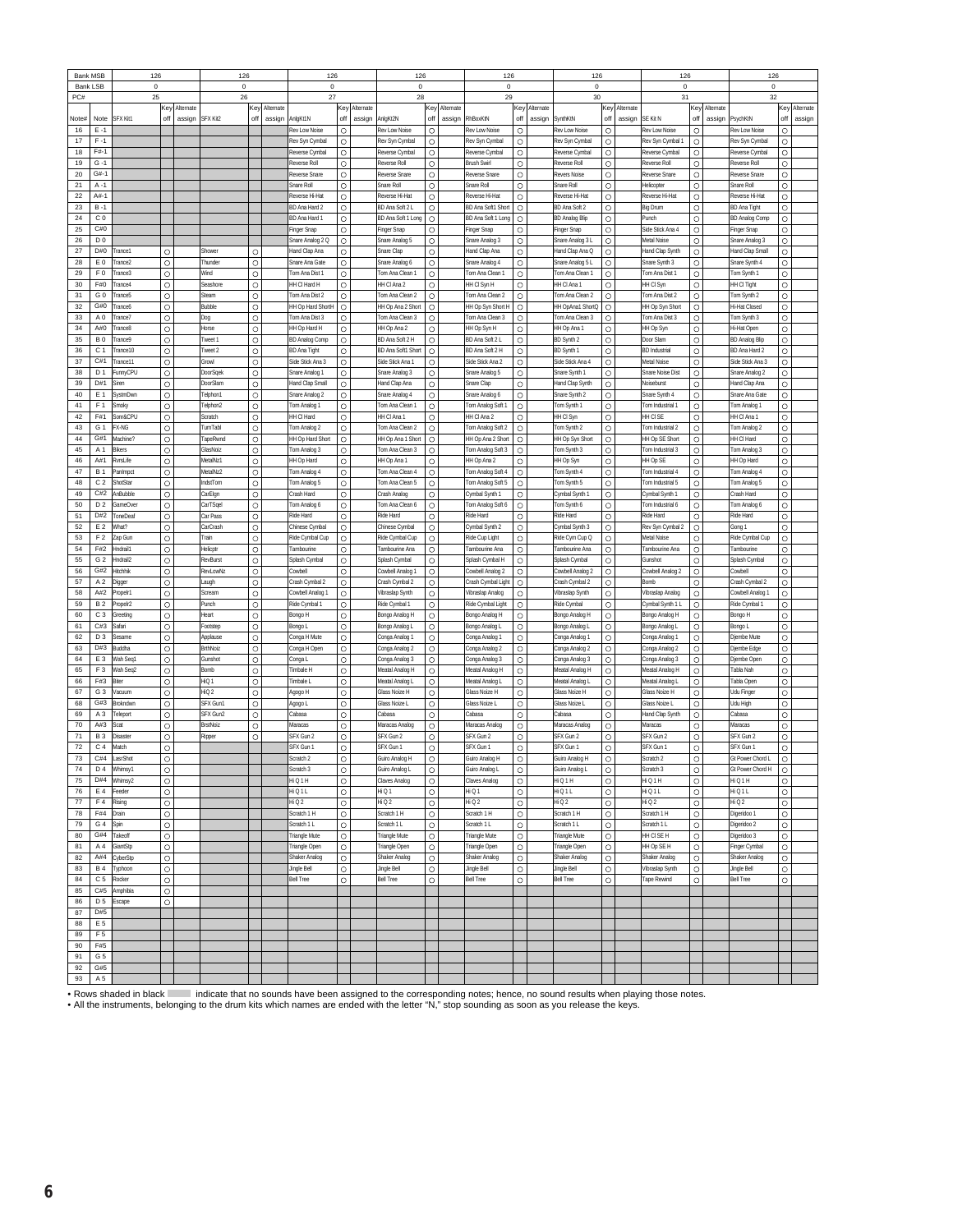| Bank MSB | | 126 | | | 126 | | | 126 | | | 126 | | | 126 | | | 126 | | | 126 | | | 126 | | |
|---|---|---|---|---|---|---|---|---|---|---|---|---|---|---|---|---|---|---|---|---|---|---|---|---|---|
| Bank LSB | | 0 | | | 0 | | | 0 | | | 0 | | | 0 | | | 0 | | | 0 | | | 0 | | |
| PC# | | 25 | | | 26 | | | 27 | | | 28 | | | 29 | | | 30 | | | 31 | | | 32 | | |
| Note# | Note | SFX Kit1 | Key off | Alternate assign | SFX Kit2 | Key off | Alternate assign | AnlgKt1N | Key off | Alternate assign | AnlgKt2N | Key off | Alternate assign | RhBoxKtN | Key off | Alternate assign | SynthKtN | Key off | Alternate assign | SE Kit N | Key off | Alternate assign | PsychKtN | Key off | Alternate assign |
| 16 | E -1 | | | | | | | Rev Low Noise | ○ | | Rev Low Noise | ○ | | Rev Low Noise | ○ | | Rev Low Noise | ○ | | Rev Low Noise | ○ | | Rev Low Noise | ○ | |
| 17 | F -1 | | | | | | | Rev Syn Cymbal | ○ | | Rev Syn Cymbal | ○ | | Rev Syn Cymbal | ○ | | Rev Syn Cymbal | ○ | | Rev Syn Cymbal 1 | ○ | | Rev Syn Cymbal | ○ | |
| 18 | F#-1 | | | | | | | Reverse Cymbal | ○ | | Reverse Cymbal | ○ | | Reverse Cymbal | ○ | | Reverse Cymbal | ○ | | Reverse Cymbal | ○ | | Reverse Cymbal | ○ | |
| 19 | G -1 | | | | | | | Reverse Roll | ○ | | Reverse Roll | ○ | | Brush Swirl | ○ | | Reverse Roll | ○ | | Reverse Roll | ○ | | Reverse Roll | ○ | |
| 20 | G#-1 | | | | | | | Reverse Snare | ○ | | Reverse Snare | ○ | | Reverse Snare | ○ | | Revers Noise | ○ | | Reverse Snare | ○ | | Reverse Snare | ○ | |
| 21 | A -1 | | | | | | | Snare Roll | ○ | | Snare Roll | ○ | | Snare Roll | ○ | | Snare Roll | ○ | | Helicopter | ○ | | Snare Roll | ○ | |
| 22 | A#-1 | | | | | | | Reverse Hi-Hat | ○ | | Reverse Hi-Hat | ○ | | Reverse Hi-Hat | ○ | | Reverse Hi-Hat | ○ | | Reverse Hi-Hat | ○ | | Reverse Hi-Hat | ○ | |
| 23 | B -1 | | | | | | | BD Ana Hard 2 | ○ | | BD Ana Soft 2 L | ○ | | BD Ana Soft1 Short | ○ | | BD Ana Soft 2 | ○ | | Big Drum | ○ | | BD Ana Tight | ○ | |
| 24 | C 0 | | | | | | | BD Ana Hard 1 | ○ | | BD Ana Soft 1 Long | ○ | | BD Ana Soft 1 Long | ○ | | BD Analog Blip | ○ | | Punch | ○ | | BD Analog Comp | ○ | |
| 25 | C#0 | | | | | | | Finger Snap | ○ | | Finger Snap | ○ | | Finger Snap | ○ | | Finger Snap | ○ | | Side Stick Ana 4 | ○ | | Finger Snap | ○ | |
| 26 | D 0 | | | | | | | Snare Analog 2 Q | ○ | | Snare Analog 5 | ○ | | Snare Analog 3 | ○ | | Snare Analog 3 L | ○ | | Metal Noise | ○ | | Snare Analog 3 | ○ | |
| 27 | D#0 | Trance1 | ○ | | Shower | ○ | | Hand Clap Ana | ○ | | Snare Clap | ○ | | Hand Clap Ana | ○ | | Hand Clap Ana Q | ○ | | Hand Clap Synth | ○ | | Hand Clap Small | ○ | |
| 28 | E 0 | Trance2 | ○ | | Thunder | ○ | | Snare Ana Gate | ○ | | Snare Analog 6 | ○ | | Snare Analog 4 | ○ | | Snare Analog 5 L | ○ | | Snare Synth 3 | ○ | | Snare Synth 4 | ○ | |
| 29 | F 0 | Trance3 | ○ | | Wind | ○ | | Tom Ana Dist 1 | ○ | | Tom Ana Clean 1 | ○ | | Tom Ana Clean 1 | ○ | | Tom Ana Clean 1 | ○ | | Tom Ana Dist 1 | ○ | | Tom Synth 1 | ○ | |
| 30 | F#0 | Trance4 | ○ | | Seashore | ○ | | HH Cl Hard H | ○ | | HH Cl Ana 2 | ○ | | HH Cl Syn H | ○ | | HH Cl Ana 1 | ○ | | HH Cl Syn | ○ | | HH Cl Tight | ○ | |
| 31 | G 0 | Trance5 | ○ | | Steam | ○ | | Tom Ana Dist 2 | ○ | | Tom Ana Clean 2 | ○ | | Tom Ana Clean 2 | ○ | | Tom Ana Clean 2 | ○ | | Tom Ana Dist 2 | ○ | | Tom Synth 2 | ○ | |
| 32 | G#0 | Trance6 | ○ | | Bubble | ○ | | HH Op Hard ShortH | ○ | | HH Op Ana 2 Short | ○ | | HH Op Syn Short H | ○ | | HH OpAna1 ShortQ | ○ | | HH Op Syn Short | ○ | | Hi-Hat Closed | ○ | |
| 33 | A 0 | Trance7 | ○ | | Dog | ○ | | Tom Ana Dist 3 | ○ | | Tom Ana Clean 3 | ○ | | Tom Ana Clean 3 | ○ | | Tom Ana Clean 3 | ○ | | Tom Ana Dist 3 | ○ | | Tom Synth 3 | ○ | |
| 34 | A#0 | Trance8 | ○ | | Horse | ○ | | HH Op Hard H | ○ | | HH Op Ana 2 | ○ | | HH Op Syn H | ○ | | HH Op Ana 1 | ○ | | HH Op Syn | ○ | | Hi-Hat Open | ○ | |
| 35 | B 0 | Trance9 | ○ | | Tweet 1 | ○ | | BD Analog Comp | ○ | | BD Ana Soft 2 H | ○ | | BD Ana Soft 2 L | ○ | | BD Synth 2 | ○ | | Door Slam | ○ | | BD Analog Blip | ○ | |
| 36 | C 1 | Trance10 | ○ | | Tweet 2 | ○ | | BD Ana Tight | ○ | | BD Ana Soft1 Short | ○ | | BD Ana Soft 2 H | ○ | | BD Synth 1 | ○ | | BD Industrial | ○ | | BD Ana Hard 2 | ○ | |
| 37 | C#1 | Trance11 | ○ | | Growl | ○ | | Side Stick Ana 3 | ○ | | Side Stick Ana 1 | ○ | | Side Stick Ana 2 | ○ | | Side Stick Ana 4 | ○ | | Metal Noise | ○ | | Side Stick Ana 3 | ○ | |
| 38 | D 1 | FunnyCPU | ○ | | DoorSqek | ○ | | Snare Analog 1 | ○ | | Snare Analog 3 | ○ | | Snare Analog 5 | ○ | | Snare Synth 1 | ○ | | Snare Noise Dist | ○ | | Snare Analog 2 | ○ | |
| 39 | D#1 | Siren | ○ | | DoorSlam | ○ | | Hand Clap Small | ○ | | Hand Clap Ana | ○ | | Snare Clap | ○ | | Hand Clap Synth | ○ | | Noiseburst | ○ | | Hand Clap Ana | ○ | |
| 40 | E 1 | SystmDwn | ○ | | Telphon1 | ○ | | Snare Analog 2 | ○ | | Snare Analog 4 | ○ | | Snare Analog 6 | ○ | | Snare Synth 2 | ○ | | Snare Synth 4 | ○ | | Snare Ana Gate | ○ | |
| 41 | F 1 | Smoky | ○ | | Telphon2 | ○ | | Tom Analog 1 | ○ | | Tom Ana Clean 1 | ○ | | Tom Analog Soft 1 | ○ | | Tom Synth 1 | ○ | | Tom Industrial 1 | ○ | | Tom Analog 1 | ○ | |
| 42 | F#1 | Sonr&CPU | ○ | | Scratch | ○ | | HH Cl Hard | ○ | | HH Cl Ana 1 | ○ | | HH Cl Ana 2 | ○ | | HH Cl Syn | ○ | | HH Cl SE | ○ | | HH Cl Ana 1 | ○ | |
| 43 | G 1 | FX-NG | ○ | | TurnTabl | ○ | | Tom Analog 2 | ○ | | Tom Ana Clean 2 | ○ | | Tom Analog Soft 2 | ○ | | Tom Synth 2 | ○ | | Tom Industrial 2 | ○ | | Tom Analog 2 | ○ | |
| 44 | G#1 | Machine? | ○ | | TapeRwnd | ○ | | HH Op Hard Short | ○ | | HH Op Ana 1 Short | ○ | | HH Op Ana 2 Short | ○ | | HH Op Syn Short | ○ | | HH Op SE Short | ○ | | HH Cl Hard | ○ | |
| 45 | A 1 | Bikers | ○ | | GlasNoiz | ○ | | Tom Analog 3 | ○ | | Tom Ana Clean 3 | ○ | | Tom Analog Soft 3 | ○ | | Tom Synth 3 | ○ | | Tom Industrial 3 | ○ | | Tom Analog 3 | ○ | |
| 46 | A#1 | RvrsLife | ○ | | MetalNz1 | ○ | | HH Op Hard | ○ | | HH Op Ana 1 | ○ | | HH Op Ana 2 | ○ | | HH Op Syn | ○ | | HH Op SE | ○ | | HH Op Hard | ○ | |
| 47 | B 1 | PanImpct | ○ | | MetalNz2 | ○ | | Tom Analog 4 | ○ | | Tom Ana Clean 4 | ○ | | Tom Analog Soft 4 | ○ | | Tom Synth 4 | ○ | | Tom Industrial 4 | ○ | | Tom Analog 4 | ○ | |
| 48 | C 2 | ShotStar | ○ | | IndstTom | ○ | | Tom Analog 5 | ○ | | Tom Ana Clean 5 | ○ | | Tom Analog Soft 5 | ○ | | Tom Synth 5 | ○ | | Tom Industrial 5 | ○ | | Tom Analog 5 | ○ | |
| 49 | C#2 | AnBubble | ○ | | CarEngn | ○ | | Crash Hard | ○ | | Crash Analog | ○ | | Cymbal Synth 1 | ○ | | Cymbal Synth 1 | ○ | | Cymbal Synth 1 | ○ | | Crash Hard | ○ | |
| 50 | D 2 | GameOver | ○ | | CarTSqel | ○ | | Tom Analog 6 | ○ | | Tom Ana Clean 6 | ○ | | Tom Analog Soft 6 | ○ | | Tom Synth 6 | ○ | | Tom Industrial 6 | ○ | | Tom Analog 6 | ○ | |
| 51 | D#2 | ToneDeaf | ○ | | Car Pass | ○ | | Ride Hard | ○ | | Ride Hard | ○ | | Ride Hard | ○ | | Ride Hard | ○ | | Ride Hard | ○ | | Ride Hard | ○ | |
| 52 | E 2 | What? | ○ | | CarCrash | ○ | | Chinese Cymbal | ○ | | Chinese Cymbal | ○ | | Cymbal Synth 2 | ○ | | Cymbal Synth 3 | ○ | | Rev Syn Cymbal 2 | ○ | | Gong 1 | ○ | |
| 53 | F 2 | Zap Gun | ○ | | Train | ○ | | Ride Cymbal Cup | ○ | | Ride Cymbal Cup | ○ | | Ride Cup Light | ○ | | Ride Cym Cup Q | ○ | | Metal Noise | ○ | | Ride Cymbal Cup | ○ | |
| 54 | F#2 | Hndrail1 | ○ | | Helicptr | ○ | | Tambourine | ○ | | Tambourine Ana | ○ | | Tambourine Ana | ○ | | Tambourine Ana | ○ | | Tambourine Ana | ○ | | Tambourine | ○ | |
| 55 | G 2 | Hndrail2 | ○ | | RevBurst | ○ | | Splash Cymbal | ○ | | Splash Cymbal | ○ | | Splash Cymbal H | ○ | | Splash Cymbal | ○ | | Gunshot | ○ | | Splash Cymbal | ○ | |
| 56 | G#2 | Hitchhik | ○ | | RevLowNz | ○ | | Cowbell | ○ | | Cowbell Analog 1 | ○ | | Cowbell Analog 2 | ○ | | Cowbell Analog 2 | ○ | | Cowbell Analog 2 | ○ | | Cowbell | ○ | |
| 57 | A 2 | Digger | ○ | | Laugh | ○ | | Crash Cymbal 2 | ○ | | Crash Cymbal 2 | ○ | | Crash Cymbal Light | ○ | | Crash Cymbal 2 | ○ | | Bomb | ○ | | Crash Cymbal 2 | ○ | |
| 58 | A#2 | Propelr1 | ○ | | Scream | ○ | | Cowbell Analog 1 | ○ | | Vibraslap Synth | ○ | | Vibraslap Analog | ○ | | Vibraslap Synth | ○ | | Vibraslap Analog | ○ | | Cowbell Analog 1 | ○ | |
| 59 | B 2 | Propelr2 | ○ | | Punch | ○ | | Ride Cymbal 1 | ○ | | Ride Cymbal 1 | ○ | | Ride Cymbal Light | ○ | | Ride Cymbal | ○ | | Cymbal Synth 1 L | ○ | | Ride Cymbal 1 | ○ | |
| 60 | C 3 | Greeting | ○ | | Heart | ○ | | Bongo H | ○ | | Bongo Analog H | ○ | | Bongo Analog H | ○ | | Bongo Analog H | ○ | | Bongo Analog H | ○ | | Bongo H | ○ | |
| 61 | C#3 | Safari | ○ | | Footstep | ○ | | Bongo L | ○ | | Bongo Analog L | ○ | | Bongo Analog L | ○ | | Bongo Analog L | ○ | | Bongo Analog L | ○ | | Bongo L | ○ | |
| 62 | D 3 | Sesame | ○ | | Applause | ○ | | Conga H Mute | ○ | | Conga Analog 1 | ○ | | Conga Analog 1 | ○ | | Conga Analog 1 | ○ | | Conga Analog 1 | ○ | | Djembe Mute | ○ | |
| 63 | D#3 | Buddha | ○ | | BrthNoiz | ○ | | Conga H Open | ○ | | Conga Analog 2 | ○ | | Conga Analog 2 | ○ | | Conga Analog 2 | ○ | | Conga Analog 2 | ○ | | Djembe Edge | ○ | |
| 64 | E 3 | Wah Seq1 | ○ | | Gunshot | ○ | | Conga L | ○ | | Conga Analog 3 | ○ | | Conga Analog 3 | ○ | | Conga Analog 3 | ○ | | Conga Analog 3 | ○ | | Djembe Open | ○ | |
| 65 | F 3 | Wah Seq2 | ○ | | Bomb | ○ | | Timbale H | ○ | | Meatal Analog H | ○ | | Meatal Analog H | ○ | | Meatal Analog H | ○ | | Meatal Analog H | ○ | | Tabla Nah | ○ | |
| 66 | F#3 | Biter | ○ | | HiQ 1 | ○ | | Timbale L | ○ | | Meatal Analog L | ○ | | Meatal Analog L | ○ | | Meatal Analog L | ○ | | Meatal Analog L | ○ | | Tabla Open | ○ | |
| 67 | G 3 | Vacuum | ○ | | HiQ 2 | ○ | | Agogo H | ○ | | Glass Noize H | ○ | | Glass Noize H | ○ | | Glass Noize H | ○ | | Glass Noize H | ○ | | Udu Finger | ○ | |
| 68 | G#3 | Brokndwn | ○ | | SFX Gun1 | ○ | | Agogo L | ○ | | Glass Noize L | ○ | | Glass Noize L | ○ | | Glass Noize L | ○ | | Glass Noize L | ○ | | Udu High | ○ | |
| 69 | A 3 | Teleport | ○ | | SFX Gun2 | ○ | | Cabasa | ○ | | Cabasa | ○ | | Cabasa | ○ | | Cabasa | ○ | | Hand Clap Synth | ○ | | Cabasa | ○ | |
| 70 | A#3 | Scat | ○ | | BrstNoiz | ○ | | Maracas | ○ | | Maracas Analog | ○ | | Maracas Analog | ○ | | Maracas Analog | ○ | | Maracas | ○ | | Maracas | ○ | |
| 71 | B 3 | Disaster | ○ | | Ripper | ○ | | SFX Gun 2 | ○ | | SFX Gun 2 | ○ | | SFX Gun 2 | ○ | | SFX Gun 2 | ○ | | SFX Gun 2 | ○ | | SFX Gun 2 | ○ | |
| 72 | C 4 | Match | ○ | | | | | SFX Gun 1 | ○ | | SFX Gun 1 | ○ | | SFX Gun 1 | ○ | | SFX Gun 1 | ○ | | SFX Gun 1 | ○ | | SFX Gun 1 | ○ | |
| 73 | C#4 | LasrShot | ○ | | | | | Scratch 2 | ○ | | Guiro Analog H | ○ | | Guiro Analog H | ○ | | Guiro Analog H | ○ | | Scratch 2 | ○ | | Gt Power Chord L | ○ | |
| 74 | D 4 | Whimsy1 | ○ | | | | | Scratch 3 | ○ | | Guiro Analog L | ○ | | Guiro Analog L | ○ | | Guiro Analog L | ○ | | Scratch 3 | ○ | | Gt Power Chord H | ○ | |
| 75 | D#4 | Whimsy2 | ○ | | | | | Hi Q 1 H | ○ | | Claves Analog | ○ | | Claves Analog | ○ | | Hi Q 1 H | ○ | | Hi Q 1 H | ○ | | Hi Q 1 H | ○ | |
| 76 | E 4 | Feeder | ○ | | | | | Hi Q 1 L | ○ | | Hi Q 1 | ○ | | Hi Q 1 | ○ | | Hi Q 1 L | ○ | | Hi Q 1 L | ○ | | Hi Q 1 L | ○ | |
| 77 | F 4 | Rising | ○ | | | | | Hi Q 2 | ○ | | Hi Q 2 | ○ | | Hi Q 2 | ○ | | Hi Q 2 | ○ | | Hi Q 2 | ○ | | Hi Q 2 | ○ | |
| 78 | F#4 | Drain | ○ | | | | | Scratch 1 H | ○ | | Scratch 1 H | ○ | | Scratch 1 H | ○ | | Scratch 1 H | ○ | | Scratch 1 H | ○ | | Digeridoo 1 | ○ | |
| 79 | G 4 | Spin | ○ | | | | | Scratch 1 L | ○ | | Scratch 1 L | ○ | | Scratch 1 L | ○ | | Scratch 1 L | ○ | | Scratch 1 L | ○ | | Digeridoo 2 | ○ | |
| 80 | G#4 | Takeoff | ○ | | | | | Triangle Mute | ○ | | Triangle Mute | ○ | | Triangle Mute | ○ | | Triangle Mute | ○ | | HH Cl SE H | ○ | | Digeridoo 3 | ○ | |
| 81 | A 4 | GiantStp | ○ | | | | | Triangle Open | ○ | | Triangle Open | ○ | | Triangle Open | ○ | | Triangle Open | ○ | | HH Op SE H | ○ | | Finger Cymbal | ○ | |
| 82 | A#4 | CyberStp | ○ | | | | | Shaker Analog | ○ | | Shaker Analog | ○ | | Shaker Analog | ○ | | Shaker Analog | ○ | | Shaker Analog | ○ | | Shaker Analog | ○ | |
| 83 | B 4 | Typhoon | ○ | | | | | Jingle Bell | ○ | | Jingle Bell | ○ | | Jingle Bell | ○ | | Jingle Bell | ○ | | Vibraslap Synth | ○ | | Jingle Bell | ○ | |
| 84 | C 5 | Rocker | ○ | | | | | Bell Tree | ○ | | Bell Tree | ○ | | Bell Tree | ○ | | Bell Tree | ○ | | Tape Rewind | ○ | | Bell Tree | ○ | |
| 85 | C#5 | Amphibia | ○ | | | | | | | | | | | | | | | | | | | | | | |
| 86 | D 5 | Escape | ○ | | | | | | | | | | | | | | | | | | | | | | |
| 87 | D#5 | | | | | | | | | | | | | | | | | | | | | | | | |
| 88 | E 5 | | | | | | | | | | | | | | | | | | | | | | | | |
| 89 | F 5 | | | | | | | | | | | | | | | | | | | | | | | | |
| 90 | F#5 | | | | | | | | | | | | | | | | | | | | | | | | |
| 91 | G 5 | | | | | | | | | | | | | | | | | | | | | | | | |
| 92 | G#5 | | | | | | | | | | | | | | | | | | | | | | | | |
| 93 | A 5 | | | | | | | | | | | | | | | | | | | | | | | | |

• Rows shaded in black indicate that no sounds have been assigned to the corresponding notes; hence, no sound results when playing those notes.
• All the instruments, belonging to the drum kits which names are ended with the letter "N," stop sounding as soon as you release the keys.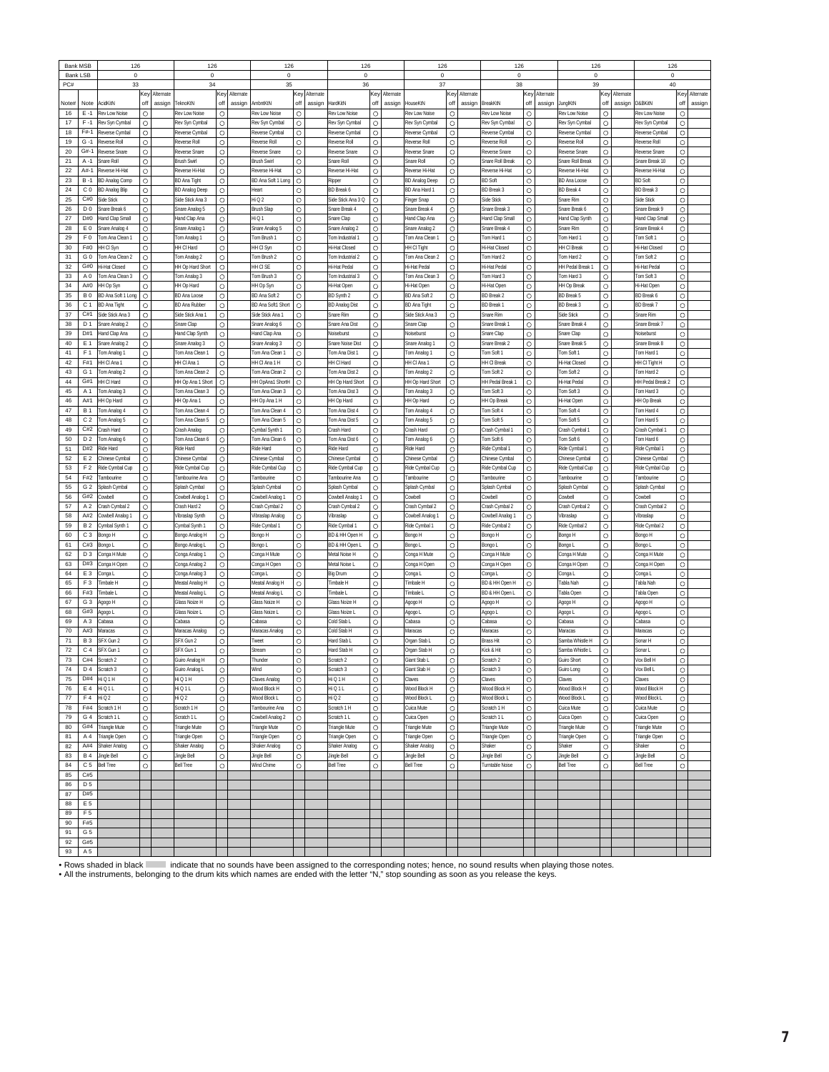| Bank MSB | | 126 | | | 126 | | | 126 | | | 126 | | | 126 | | | 126 | | | 126 | | | 126 | | |
|---|---|---|---|---|---|---|---|---|---|---|---|---|---|---|---|---|---|---|---|---|---|---|---|---|---|
| Bank LSB | | 0 | | | 0 | | | 0 | | | 0 | | | 0 | | | 0 | | | 0 | | | 0 | | |
| PC# | | 33 | | | 34 | | | 35 | | | 36 | | | 37 | | | 38 | | | 39 | | | 40 | | |
| Note# | Note | AcidKIN | Key off | Alternate assign | TeknoKIN | Key off | Alternate assign | AmbntKIN | Key off | Alternate assign | HardKIN | Key off | Alternate assign | HouseKIN | Key off | Alternate assign | BreakKIN | Key off | Alternate assign | JunglKIN | Key off | Alternate assign | D&BKIN | Key off | Alternate assign |
| 16 | E -1 | Rev Low Noise | ○ | | Rev Low Noise | ○ | | Rev Low Noise | ○ | | Rev Low Noise | ○ | | Rev Low Noise | ○ | | Rev Low Noise | ○ | | Rev Low Noise | ○ | | Rev Low Noise | ○ | |
| 17 | F -1 | Rev Syn Cymbal | ○ | | Rev Syn Cymbal | ○ | | Rev Syn Cymbal | ○ | | Rev Syn Cymbal | ○ | | Rev Syn Cymbal | ○ | | Rev Syn Cymbal | ○ | | Rev Syn Cymbal | ○ | | Rev Syn Cymbal | ○ | |
| 18 | F# -1 | Reverse Cymbal | ○ | | Reverse Cymbal | ○ | | Reverse Cymbal | ○ | | Reverse Cymbal | ○ | | Reverse Cymbal | ○ | | Reverse Cymbal | ○ | | Reverse Cymbal | ○ | | Reverse Cymbal | ○ | |
| 19 | G -1 | Reverse Roll | ○ | | Reverse Roll | ○ | | Reverse Roll | ○ | | Reverse Roll | ○ | | Reverse Roll | ○ | | Reverse Roll | ○ | | Reverse Roll | ○ | | Reverse Roll | ○ | |
| 20 | G# -1 | Reverse Snare | ○ | | Reverse Snare | ○ | | Reverse Snare | ○ | | Reverse Snare | ○ | | Reverse Snare | ○ | | Reverse Snare | ○ | | Reverse Snare | ○ | | Reverse Snare | ○ | |
| 21 | A -1 | Snare Roll | ○ | | Brush Swirl | ○ | | Brush Swirl | ○ | | Snare Roll | ○ | | Snare Roll | ○ | | Snare Roll Break | ○ | | Snare Roll Break | ○ | | Snare Break 10 | ○ | |
| 22 | A# -1 | Reverse Hi-Hat | ○ | | Reverse Hi-Hat | ○ | | Reverse Hi-Hat | ○ | | Reverse Hi-Hat | ○ | | Reverse Hi-Hat | ○ | | Reverse Hi-Hat | ○ | | Reverse Hi-Hat | ○ | | Reverse Hi-Hat | ○ | |
| 23 | B -1 | BD Analog Comp | ○ | | BD Ana Tight | ○ | | BD Ana Soft 1 Long | ○ | | Ripper | ○ | | BD Analog Deep | ○ | | BD Soft | ○ | | BD Ana Loose | ○ | | BD Soft | ○ | |
| 24 | C 0 | BD Analog Blip | ○ | | BD Analog Deep | ○ | | Heart | ○ | | BD Break 6 | ○ | | BD Ana Hard 1 | ○ | | BD Break 3 | ○ | | BD Break 4 | ○ | | BD Break 3 | ○ | |
| 25 | C# 0 | Side Stick | ○ | | Side Stick Ana 3 | ○ | | Hi Q 2 | ○ | | Side Stick Ana 3 Q | ○ | | Finger Snap | ○ | | Side Stick | ○ | | Snare Rim | ○ | | Side Stick | ○ | |
| 26 | D 0 | Snare Break 6 | ○ | | Snare Analog 5 | ○ | | Brush Slap | ○ | | Snare Break 4 | ○ | | Snare Break 4 | ○ | | Snare Break 3 | ○ | | Snare Break 6 | ○ | | Snare Break 9 | ○ | |
| 27 | D# 0 | Hand Clap Small | ○ | | Hand Clap Ana | ○ | | Hi Q 1 | ○ | | Snare Clap | ○ | | Hand Clap Ana | ○ | | Hand Clap Small | ○ | | Hand Clap Synth | ○ | | Hand Clap Small | ○ | |
| 28 | E 0 | Snare Analog 4 | ○ | | Snare Analog 1 | ○ | | Snare Analog 5 | ○ | | Snare Analog 2 | ○ | | Snare Analog 2 | ○ | | Snare Break 4 | ○ | | Snare Rim | ○ | | Snare Break 4 | ○ | |
| 29 | F 0 | Tom Ana Clean 1 | ○ | | Tom Analog 1 | ○ | | Tom Brush 1 | ○ | | Tom Industrial 1 | ○ | | Tom Ana Clean 1 | ○ | | Tom Hard 1 | ○ | | Tom Hard 1 | ○ | | Tom Soft 1 | ○ | |
| 30 | F# 0 | HH Cl Syn | ○ | | HH Cl Hard | ○ | | HH Cl Syn | ○ | | Hi-Hat Closed | ○ | | HH Cl Tight | ○ | | Hi-Hat Closed | ○ | | HH Cl Break | ○ | | Hi-Hat Closed | ○ | |
| 31 | G 0 | Tom Ana Clean 2 | ○ | | Tom Analog 2 | ○ | | Tom Brush 2 | ○ | | Tom Industrial 2 | ○ | | Tom Ana Clean 2 | ○ | | Tom Hard 2 | ○ | | Tom Hard 2 | ○ | | Tom Soft 2 | ○ | |
| 32 | G# 0 | Hi-Hat Closed | ○ | | HH Op Hard Short | ○ | | HH Cl SE | ○ | | Hi-Hat Pedal | ○ | | Hi-Hat Pedal | ○ | | Hi-Hat Pedal | ○ | | HH Pedal Break 1 | ○ | | Hi-Hat Pedal | ○ | |
| 33 | A 0 | Tom Ana Clean 3 | ○ | | Tom Analog 3 | ○ | | Tom Brush 3 | ○ | | Tom Industrial 3 | ○ | | Tom Ana Clean 3 | ○ | | Tom Hard 3 | ○ | | Tom Hard 3 | ○ | | Tom Soft 3 | ○ | |
| 34 | A# 0 | HH Op Syn | ○ | | HH Op Hard | ○ | | HH Op Syn | ○ | | Hi-Hat Open | ○ | | Hi-Hat Open | ○ | | Hi-Hat Open | ○ | | HH Op Break | ○ | | Hi-Hat Open | ○ | |
| 35 | B 0 | BD Ana Soft 1 Long | ○ | | BD Ana Loose | ○ | | BD Ana Soft 2 | ○ | | BD Synth 2 | ○ | | BD Ana Soft 2 | ○ | | BD Break 2 | ○ | | BD Break 5 | ○ | | BD Break 6 | ○ | |
| 36 | C 1 | BD Ana Tight | ○ | | BD Ana Rubber | ○ | | BD Ana Soft1 Short | ○ | | BD Analog Dist | ○ | | BD Ana Tight | ○ | | BD Break 1 | ○ | | BD Break 3 | ○ | | BD Break 7 | ○ | |
| 37 | C# 1 | Side Stick Ana 3 | ○ | | Side Stick Ana 1 | ○ | | Side Stick Ana 1 | ○ | | Snare Rim | ○ | | Side Stick Ana 3 | ○ | | Snare Rim | ○ | | Side Stick | ○ | | Snare Rim | ○ | |
| 38 | D 1 | Snare Analog 2 | ○ | | Snare Clap | ○ | | Snare Analog 6 | ○ | | Snare Ana Dist | ○ | | Snare Clap | ○ | | Snare Break 1 | ○ | | Snare Break 4 | ○ | | Snare Break 7 | ○ | |
| 39 | D# 1 | Hand Clap Ana | ○ | | Hand Clap Synth | ○ | | Hand Clap Ana | ○ | | Noiseburst | ○ | | Noiseburst | ○ | | Snare Clap | ○ | | Snare Clap | ○ | | Noiseburst | ○ | |
| 40 | E 1 | Snare Analog 2 | ○ | | Snare Analog 3 | ○ | | Snare Analog 3 | ○ | | Snare Noise Dist | ○ | | Snare Analog 1 | ○ | | Snare Break 2 | ○ | | Snare Break 5 | ○ | | Snare Break 8 | ○ | |
| 41 | F 1 | Tom Analog 1 | ○ | | Tom Ana Clean 1 | ○ | | Tom Ana Clean 1 | ○ | | Tom Ana Dist 1 | ○ | | Tom Analog 1 | ○ | | Tom Soft 1 | ○ | | Tom Soft 1 | ○ | | Tom Hard 1 | ○ | |
| 42 | F# 1 | HH Cl Ana 1 | ○ | | HH Cl Ana 1 | ○ | | HH Cl Ana 1 H | ○ | | HH Cl Hard | ○ | | HH Cl Ana 1 | ○ | | HH Cl Break | ○ | | Hi-Hat Closed | ○ | | HH Cl Tight H | ○ | |
| 43 | G 1 | Tom Analog 2 | ○ | | Tom Ana Clean 2 | ○ | | Tom Ana Clean 2 | ○ | | Tom Ana Dist 2 | ○ | | Tom Analog 2 | ○ | | Tom Soft 2 | ○ | | Tom Soft 2 | ○ | | Tom Hard 2 | ○ | |
| 44 | G# 1 | HH Cl Hard | ○ | | HH Op Ana 1 Short | ○ | | HH OpAna1 ShortH | ○ | | HH Op Hard Short | ○ | | HH Op Hard Short | ○ | | HH Pedal Break 1 | ○ | | Hi-Hat Pedal | ○ | | HH Pedal Break 2 | ○ | |
| 45 | A 1 | Tom Analog 3 | ○ | | Tom Ana Clean 3 | ○ | | Tom Ana Clean 3 | ○ | | Tom Ana Dist 3 | ○ | | Tom Analog 3 | ○ | | Tom Soft 3 | ○ | | Tom Soft 3 | ○ | | Tom Hard 3 | ○ | |
| 46 | A# 1 | HH Op Hard | ○ | | HH Op Ana 1 | ○ | | HH Op Ana 1 H | ○ | | HH Op Hard | ○ | | HH Op Hard | ○ | | HH Op Break | ○ | | Hi-Hat Open | ○ | | HH Op Break | ○ | |
| 47 | B 1 | Tom Analog 4 | ○ | | Tom Ana Clean 4 | ○ | | Tom Ana Clean 4 | ○ | | Tom Ana Dist 4 | ○ | | Tom Analog 4 | ○ | | Tom Soft 4 | ○ | | Tom Soft 4 | ○ | | Tom Hard 4 | ○ | |
| 48 | C 2 | Tom Analog 5 | ○ | | Tom Ana Clean 5 | ○ | | Tom Ana Clean 5 | ○ | | Tom Ana Dist 5 | ○ | | Tom Analog 5 | ○ | | Tom Soft 5 | ○ | | Tom Soft 5 | ○ | | Tom Hard 5 | ○ | |
| 49 | C# 2 | Crash Hard | ○ | | Crash Analog | ○ | | Cymbal Synth 1 | ○ | | Crash Hard | ○ | | Crash Hard | ○ | | Crash Cymbal 1 | ○ | | Crash Cymbal 1 | ○ | | Crash Cymbal 1 | ○ | |
| 50 | D 2 | Tom Analog 6 | ○ | | Tom Ana Clean 6 | ○ | | Tom Ana Clean 6 | ○ | | Tom Ana Dist 6 | ○ | | Tom Analog 6 | ○ | | Tom Soft 6 | ○ | | Tom Soft 6 | ○ | | Tom Hard 6 | ○ | |
| 51 | D# 2 | Ride Hard | ○ | | Ride Hard | ○ | | Ride Hard | ○ | | Ride Hard | ○ | | Ride Hard | ○ | | Ride Cymbal 1 | ○ | | Ride Cymbal 1 | ○ | | Ride Cymbal 1 | ○ | |
| 52 | E 2 | Chinese Cymbal | ○ | | Chinese Cymbal | ○ | | Chinese Cymbal | ○ | | Chinese Cymbal | ○ | | Chinese Cymbal | ○ | | Chinese Cymbal | ○ | | Chinese Cymbal | ○ | | Chinese Cymbal | ○ | |
| 53 | F 2 | Ride Cymbal Cup | ○ | | Ride Cymbal Cup | ○ | | Ride Cymbal Cup | ○ | | Ride Cymbal Cup | ○ | | Ride Cymbal Cup | ○ | | Ride Cymbal Cup | ○ | | Ride Cymbal Cup | ○ | | Ride Cymbal Cup | ○ | |
| 54 | F# 2 | Tambourine | ○ | | Tambourine Ana | ○ | | Tambourine | ○ | | Tambourine Ana | ○ | | Tambourine | ○ | | Tambourine | ○ | | Tambourine | ○ | | Tambourine | ○ | |
| 55 | G 2 | Splash Cymbal | ○ | | Splash Cymbal | ○ | | Splash Cymbal | ○ | | Splash Cymbal | ○ | | Splash Cymbal | ○ | | Splash Cymbal | ○ | | Splash Cymbal | ○ | | Splash Cymbal | ○ | |
| 56 | G# 2 | Cowbell | ○ | | Cowbell Analog 1 | ○ | | Cowbell Analog 1 | ○ | | Cowbell Analog 1 | ○ | | Cowbell | ○ | | Cowbell | ○ | | Cowbell | ○ | | Cowbell | ○ | |
| 57 | A 2 | Crash Cymbal 2 | ○ | | Crash Hard 2 | ○ | | Crash Cymbal 2 | ○ | | Crash Cymbal 2 | ○ | | Crash Cymbal 2 | ○ | | Crash Cymbal 2 | ○ | | Crash Cymbal 2 | ○ | | Crash Cymbal 2 | ○ | |
| 58 | A# 2 | Cowbell Analog 1 | ○ | | Vibraslap Synth | ○ | | Vibraslap Analog | ○ | | Vibraslap | ○ | | Cowbell Analog 1 | ○ | | Cowbell Analog 1 | ○ | | Vibraslap | ○ | | Vibraslap | ○ | |
| 59 | B 2 | Cymbal Synth 1 | ○ | | Cymbal Synth 1 | ○ | | Ride Cymbal 1 | ○ | | Ride Cymbal 1 | ○ | | Ride Cymbal 1 | ○ | | Ride Cymbal 2 | ○ | | Ride Cymbal 2 | ○ | | Ride Cymbal 2 | ○ | |
| 60 | C 3 | Bongo H | ○ | | Bongo Analog H | ○ | | Bongo H | ○ | | BD & HH Open H | ○ | | Bongo H | ○ | | Bongo H | ○ | | Bongo H | ○ | | Bongo H | ○ | |
| 61 | C# 3 | Bongo L | ○ | | Bongo Analog L | ○ | | Bongo L | ○ | | BD & HH Open L | ○ | | Bongo L | ○ | | Bongo L | ○ | | Bongo L | ○ | | Bongo L | ○ | |
| 62 | D 3 | Conga H Mute | ○ | | Conga Analog 1 | ○ | | Conga H Mute | ○ | | Metal Noise H | ○ | | Conga H Mute | ○ | | Conga H Mute | ○ | | Conga H Mute | ○ | | Conga H Mute | ○ | |
| 63 | D# 3 | Conga H Open | ○ | | Conga Analog 2 | ○ | | Conga H Open | ○ | | Metal Noise L | ○ | | Conga H Open | ○ | | Conga H Open | ○ | | Conga H Open | ○ | | Conga H Open | ○ | |
| 64 | E 3 | Conga L | ○ | | Conga Analog 3 | ○ | | Conga L | ○ | | Big Drum | ○ | | Conga L | ○ | | Conga L | ○ | | Conga L | ○ | | Conga L | ○ | |
| 65 | F 3 | Timbale H | ○ | | Meatal Analog H | ○ | | Meatal Analog H | ○ | | Timbale H | ○ | | Timbale H | ○ | | BD & HH Open H | ○ | | Tabla Nah | ○ | | Tabla Nah | ○ | |
| 66 | F# 3 | Timbale L | ○ | | Meatal Analog L | ○ | | Meatal Analog L | ○ | | Timbale L | ○ | | Timbale L | ○ | | BD & HH Open L | ○ | | Tabla Open | ○ | | Tabla Open | ○ | |
| 67 | G 3 | Agogo H | ○ | | Glass Noize H | ○ | | Glass Noize H | ○ | | Glass Noize H | ○ | | Agogo H | ○ | | Agogo H | ○ | | Agogo H | ○ | | Agogo H | ○ | |
| 68 | G# 3 | Agogo L | ○ | | Glass Noize L | ○ | | Glass Noize L | ○ | | Glass Noize L | ○ | | Agogo L | ○ | | Agogo L | ○ | | Agogo L | ○ | | Agogo L | ○ | |
| 69 | A 3 | Cabasa | ○ | | Cabasa | ○ | | Cabasa | ○ | | Cold Stab L | ○ | | Cabasa | ○ | | Cabasa | ○ | | Cabasa | ○ | | Cabasa | ○ | |
| 70 | A# 3 | Maracas | ○ | | Maracas Analog | ○ | | Maracas Analog | ○ | | Cold Stab H | ○ | | Maracas | ○ | | Maracas | ○ | | Maracas | ○ | | Maracas | ○ | |
| 71 | B 3 | SFX Gun 2 | ○ | | SFX Gun 2 | ○ | | Tweet | ○ | | Hard Stab L | ○ | | Organ Stab L | ○ | | Brass Hit | ○ | | Samba Whistle H | ○ | | Sonar H | ○ | |
| 72 | C 4 | SFX Gun 1 | ○ | | SFX Gun 1 | ○ | | Stream | ○ | | Hard Stab H | ○ | | Organ Stab H | ○ | | Kick & Hit | ○ | | Samba Whistle L | ○ | | Sonar L | ○ | |
| 73 | C# 4 | Scratch 2 | ○ | | Guiro Analog H | ○ | | Thunder | ○ | | Scratch 2 | ○ | | Giant Stab L | ○ | | Scratch 2 | ○ | | Guiro Short | ○ | | Vox Bell H | ○ | |
| 74 | D 4 | Scratch 3 | ○ | | Guiro Analog L | ○ | | Wind | ○ | | Scratch 3 | ○ | | Giant Stab H | ○ | | Scratch 3 | ○ | | Guiro Long | ○ | | Vox Bell L | ○ | |
| 75 | D# 4 | Hi Q 1 H | ○ | | Hi Q 1 H | ○ | | Claves Analog | ○ | | Hi Q 1 H | ○ | | Claves | ○ | | Claves | ○ | | Claves | ○ | | Claves | ○ | |
| 76 | E 4 | Hi Q 1 L | ○ | | Hi Q 1 L | ○ | | Wood Block H | ○ | | Hi Q 1 L | ○ | | Wood Block H | ○ | | Wood Block H | ○ | | Wood Block H | ○ | | Wood Block H | ○ | |
| 77 | F 4 | Hi Q 2 | ○ | | Hi Q 2 | ○ | | Wood Block L | ○ | | Hi Q 2 | ○ | | Wood Block L | ○ | | Wood Block L | ○ | | Wood Block L | ○ | | Wood Block L | ○ | |
| 78 | F# 4 | Scratch 1 H | ○ | | Scratch 1 H | ○ | | Tambourine Ana | ○ | | Scratch 1 H | ○ | | Cuica Mute | ○ | | Scratch 1 H | ○ | | Cuica Mute | ○ | | Cuica Mute | ○ | |
| 79 | G 4 | Scratch 1 L | ○ | | Scratch 1 L | ○ | | Cowbell Analog 2 | ○ | | Scratch 1 L | ○ | | Cuica Open | ○ | | Scratch 1 L | ○ | | Cuica Open | ○ | | Cuica Open | ○ | |
| 80 | G# 4 | Triangle Mute | ○ | | Triangle Mute | ○ | | Triangle Mute | ○ | | Triangle Mute | ○ | | Triangle Mute | ○ | | Triangle Mute | ○ | | Triangle Mute | ○ | | Triangle Mute | ○ | |
| 81 | A 4 | Triangle Open | ○ | | Triangle Open | ○ | | Triangle Open | ○ | | Triangle Open | ○ | | Triangle Open | ○ | | Triangle Open | ○ | | Triangle Open | ○ | | Triangle Open | ○ | |
| 82 | A# 4 | Shaker Analog | ○ | | Shaker Analog | ○ | | Shaker Analog | ○ | | Shaker Analog | ○ | | Shaker Analog | ○ | | Shaker | ○ | | Shaker | ○ | | Shaker | ○ | |
| 83 | B 4 | Jingle Bell | ○ | | Jingle Bell | ○ | | Jingle Bell | ○ | | Jingle Bell | ○ | | Jingle Bell | ○ | | Jingle Bell | ○ | | Jingle Bell | ○ | | Jingle Bell | ○ | |
| 84 | C 5 | Bell Tree | ○ | | Bell Tree | ○ | | Wind Chime | ○ | | Bell Tree | ○ | | Bell Tree | ○ | | Turntable Noise | ○ | | Bell Tree | ○ | | Bell Tree | ○ | |
| 85 | C# 5 | | | | | | | | | | | | | | | | | | | | | | | | |
| 86 | D 5 | | | | | | | | | | | | | | | | | | | | | | | | |
| 87 | D# 5 | | | | | | | | | | | | | | | | | | | | | | | | |
| 88 | E 5 | | | | | | | | | | | | | | | | | | | | | | | | |
| 89 | F 5 | | | | | | | | | | | | | | | | | | | | | | | | |
| 90 | F# 5 | | | | | | | | | | | | | | | | | | | | | | | | |
| 91 | G 5 | | | | | | | | | | | | | | | | | | | | | | | | |
| 92 | G# 5 | | | | | | | | | | | | | | | | | | | | | | | | |
| 93 | A 5 | | | | | | | | | | | | | | | | | | | | | | | | |

- Rows shaded in black indicate that no sounds have been assigned to the corresponding notes; hence, no sound results when playing those notes.
- All the instruments, belonging to the drum kits which names are ended with the letter "N," stop sounding as soon as you release the keys.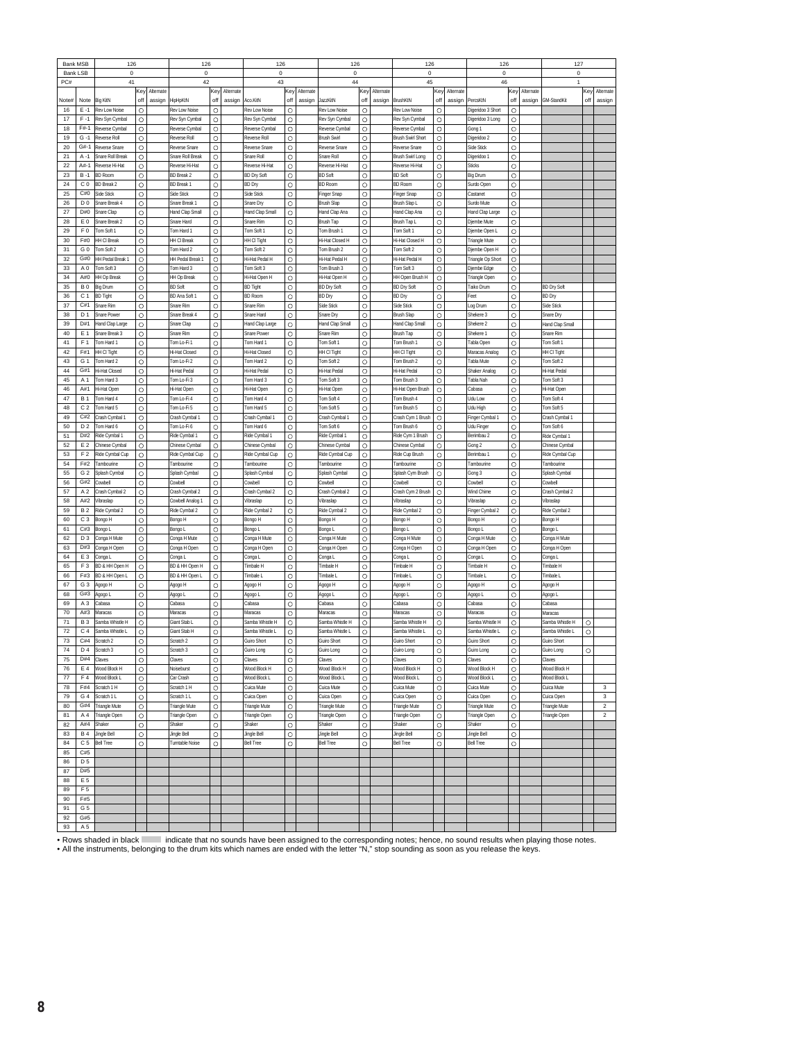| Bank MSB | | 126 | | | 126 | | | 126 | | | 126 | | | 126 | | | 126 | | | 127 | | |
|---|---|---|---|---|---|---|---|---|---|---|---|---|---|---|---|---|---|---|---|---|---|---|
| Bank LSB | | 0 | | | 0 | | | 0 | | | 0 | | | 0 | | | 0 | | | 0 | | |
| PC# | | 41 | | | 42 | | | 43 | | | 44 | | | 45 | | | 46 | | | 1 | | |
| Note# | Note | Big KitN | Key off | Alternate assign | HipHopKitN | Key off | Alternate assign | Acou.KitN | Key off | Alternate assign | JazzKitN | Key off | Alternate assign | BrushKitN | Key off | Alternate assign | PercsKitN | Key off | Alternate assign | GM-StandKit | Key off | Alternate assign |
| 16 | E -1 | Rev Low Noise | ○ | | Rev Low Noise | ○ | | Rev Low Noise | ○ | | Rev Low Noise | ○ | | Rev Low Noise | ○ | | Digeridoo 3 Short | ○ | | | | |
| 17 | F -1 | Rev Syn Cymbal | ○ | | Rev Syn Cymbal | ○ | | Rev Syn Cymbal | ○ | | Rev Syn Cymbal | ○ | | Rev Syn Cymbal | ○ | | Digeridoo 3 Long | ○ | | | | |
| 18 | F#-1 | Reverse Cymbal | ○ | | Reverse Cymbal | ○ | | Reverse Cymbal | ○ | | Reverse Cymbal | ○ | | Reverse Cymbal | ○ | | Gong 1 | ○ | | | | |
| 19 | G -1 | Reverse Roll | ○ | | Reverse Roll | ○ | | Reverse Roll | ○ | | Brush Swirl | ○ | | Brush Swirl Short | ○ | | Digeridoo 2 | ○ | | | | |
| 20 | G#-1 | Reverse Snare | ○ | | Reverse Snare | ○ | | Reverse Snare | ○ | | Reverse Snare | ○ | | Reverse Snare | ○ | | Side Stick | ○ | | | | |
| 21 | A -1 | Snare Roll Break | ○ | | Snare Roll Break | ○ | | Snare Roll | ○ | | Snare Roll | ○ | | Brush Swirl Long | ○ | | Digeridoo 1 | ○ | | | | |
| 22 | A#-1 | Reverse Hi-Hat | ○ | | Reverse Hi-Hat | ○ | | Reverse Hi-Hat | ○ | | Reverse Hi-Hat | ○ | | Reverse Hi-Hat | ○ | | Sticks | ○ | | | | |
| 23 | B -1 | BD Room | ○ | | BD Break 2 | ○ | | BD Dry Soft | ○ | | BD Soft | ○ | | BD Soft | ○ | | Big Drum | ○ | | | | |
| 24 | C 0 | BD Break 2 | ○ | | BD Break 1 | ○ | | BD Dry | ○ | | BD Room | ○ | | BD Room | ○ | | Surdo Open | ○ | | | | |
| 25 | C#0 | Side Stick | ○ | | Side Stick | ○ | | Side Stick | ○ | | Finger Snap | ○ | | Finger Snap | ○ | | Castanet | ○ | | | | |
| 26 | D 0 | Snare Break 4 | ○ | | Snare Break 1 | ○ | | Snare Dry | ○ | | Brush Slap | ○ | | Brush Slap L | ○ | | Surdo Mute | ○ | | | | |
| 27 | D#0 | Snare Clap | ○ | | Hand Clap Small | ○ | | Hand Clap Small | ○ | | Hand Clap Ana | ○ | | Hand Clap Ana | ○ | | Hand Clap Large | ○ | | | | |
| 28 | E 0 | Snare Break 2 | ○ | | Snare Hard | ○ | | Snare Rim | ○ | | Brush Tap | ○ | | Brush Tap L | ○ | | Djembe Mute | ○ | | | | |
| 29 | F 0 | Tom Soft 1 | ○ | | Tom Hard 1 | ○ | | Tom Soft 1 | ○ | | Tom Brush 1 | ○ | | Tom Soft 1 | ○ | | Djembe Open L | ○ | | | | |
| 30 | F#0 | HH Cl Break | ○ | | HH Cl Break | ○ | | HH Cl Tight | ○ | | Hi-Hat Closed H | ○ | | Hi-Hat Closed H | ○ | | Triangle Mute | ○ | | | | |
| 31 | G 0 | Tom Soft 2 | ○ | | Tom Hard 2 | ○ | | Tom Soft 2 | ○ | | Tom Brush 2 | ○ | | Tom Soft 2 | ○ | | Djembe Open H | ○ | | | | |
| 32 | G#0 | HH Pedal Break 1 | ○ | | HH Pedal Break 1 | ○ | | Hi-Hat Pedal H | ○ | | Hi-Hat Pedal H | ○ | | Hi-Hat Pedal H | ○ | | Triangle Op Short | ○ | | | | |
| 33 | A 0 | Tom Soft 3 | ○ | | Tom Hard 3 | ○ | | Tom Soft 3 | ○ | | Tom Brush 3 | ○ | | Tom Soft 3 | ○ | | Djembe Edge | ○ | | | | |
| 34 | A#0 | HH Op Break | ○ | | HH Op Break | ○ | | Hi-Hat Open H | ○ | | Hi-Hat Open H | ○ | | HH Open Brush H | ○ | | Triangle Open | ○ | | | | |
| 35 | B 0 | Big Drum | ○ | | BD Soft | ○ | | BD Tight | ○ | | BD Dry Soft | ○ | | BD Dry Soft | ○ | | Taiko Drum | ○ | | BD Dry Soft | | |
| 36 | C 1 | BD Tight | ○ | | BD Ana Soft 1 | ○ | | BD Room | ○ | | BD Dry | ○ | | BD Dry | ○ | | Feet | ○ | | BD Dry | | |
| 37 | C#1 | Snare Rim | ○ | | Snare Rim | ○ | | Snare Rim | ○ | | Side Stick | ○ | | Side Stick | ○ | | Log Drum | ○ | | Side Stick | | |
| 38 | D 1 | Snare Power | ○ | | Snare Break 4 | ○ | | Snare Hard | ○ | | Snare Dry | ○ | | Brush Slap | ○ | | Shekere 3 | ○ | | Snare Dry | | |
| 39 | D#1 | Hand Clap Large | ○ | | Snare Clap | ○ | | Hand Clap Large | ○ | | Hand Clap Small | ○ | | Hand Clap Small | ○ | | Shekere 2 | ○ | | Hand Clap Small | | |
| 40 | E 1 | Snare Break 3 | ○ | | Snare Rim | ○ | | Snare Power | ○ | | Snare Rim | ○ | | Brush Tap | ○ | | Shekere 1 | ○ | | Snare Rim | | |
| 41 | F 1 | Tom Hard 1 | ○ | | Tom Lo-Fi 1 | ○ | | Tom Hard 1 | ○ | | Tom Soft 1 | ○ | | Tom Brush 1 | ○ | | Tabla Open | ○ | | Tom Soft 1 | | |
| 42 | F#1 | HH Cl Tight | ○ | | Hi-Hat Closed | ○ | | Hi-Hat Closed | ○ | | HH Cl Tight | ○ | | HH Cl Tight | ○ | | Maracas Analog | ○ | | HH Cl Tight | | |
| 43 | G 1 | Tom Hard 2 | ○ | | Tom Lo-Fi 2 | ○ | | Tom Hard 2 | ○ | | Tom Soft 2 | ○ | | Tom Brush 2 | ○ | | Tabla Mute | ○ | | Tom Soft 2 | | |
| 44 | G#1 | Hi-Hat Closed | ○ | | Hi-Hat Pedal | ○ | | Hi-Hat Pedal | ○ | | Hi-Hat Pedal | ○ | | Hi-Hat Pedal | ○ | | Shaker Analog | ○ | | Hi-Hat Pedal | | |
| 45 | A 1 | Tom Hard 3 | ○ | | Tom Lo-Fi 3 | ○ | | Tom Hard 3 | ○ | | Tom Soft 3 | ○ | | Tom Brush 3 | ○ | | Tabla Nah | ○ | | Tom Soft 3 | | |
| 46 | A#1 | Hi-Hat Open | ○ | | Hi-Hat Open | ○ | | Hi-Hat Open | ○ | | Hi-Hat Open | ○ | | Hi-Hat Open Brush | ○ | | Cabasa | ○ | | Hi-Hat Open | | |
| 47 | B 1 | Tom Hard 4 | ○ | | Tom Lo-Fi 4 | ○ | | Tom Hard 4 | ○ | | Tom Soft 4 | ○ | | Tom Brush 4 | ○ | | Udu Low | ○ | | Tom Soft 4 | | |
| 48 | C 2 | Tom Hard 5 | ○ | | Tom Lo-Fi 5 | ○ | | Tom Hard 5 | ○ | | Tom Soft 5 | ○ | | Tom Brush 5 | ○ | | Udu High | ○ | | Tom Soft 5 | | |
| 49 | C#2 | Crash Cymbal 1 | ○ | | Crash Cymbal 1 | ○ | | Crash Cymbal 1 | ○ | | Crash Cymbal 1 | ○ | | Crash Cym 1 Brush | ○ | | Finger Cymbal 1 | ○ | | Crash Cymbal 1 | | |
| 50 | D 2 | Tom Hard 6 | ○ | | Tom Lo-Fi 6 | ○ | | Tom Hard 6 | ○ | | Tom Soft 6 | ○ | | Tom Brush 6 | ○ | | Udu Finger | ○ | | Tom Soft 6 | | |
| 51 | D#2 | Ride Cymbal 1 | ○ | | Ride Cymbal 1 | ○ | | Ride Cymbal 1 | ○ | | Ride Cymbal 1 | ○ | | Ride Cym 1 Brush | ○ | | Berimbau 2 | ○ | | Ride Cymbal 1 | | |
| 52 | E 2 | Chinese Cymbal | ○ | | Chinese Cymbal | ○ | | Chinese Cymbal | ○ | | Chinese Cymbal | ○ | | Chinese Cymbal | ○ | | Gong 2 | ○ | | Chinese Cymbal | | |
| 53 | F 2 | Ride Cymbal Cup | ○ | | Ride Cymbal Cup | ○ | | Ride Cymbal Cup | ○ | | Ride Cymbal Cup | ○ | | Ride Cup Brush | ○ | | Berimbau 1 | ○ | | Ride Cymbal Cup | | |
| 54 | F#2 | Tambourine | ○ | | Tambourine | ○ | | Tambourine | ○ | | Tambourine | ○ | | Tambourine | ○ | | Tambourine | ○ | | Tambourine | | |
| 55 | G 2 | Splash Cymbal | ○ | | Splash Cymbal | ○ | | Splash Cymbal | ○ | | Splash Cymbal | ○ | | Splash Cym Brush | ○ | | Gong 3 | ○ | | Splash Cymbal | | |
| 56 | G#2 | Cowbell | ○ | | Cowbell | ○ | | Cowbell | ○ | | Cowbell | ○ | | Cowbell | ○ | | Cowbell | ○ | | Cowbell | | |
| 57 | A 2 | Crash Cymbal 2 | ○ | | Crash Cymbal 2 | ○ | | Crash Cymbal 2 | ○ | | Crash Cymbal 2 | ○ | | Crash Cym 2 Brush | ○ | | Wind Chime | ○ | | Crash Cymbal 2 | | |
| 58 | A#2 | Vibraslap | ○ | | Cowbell Analog 1 | ○ | | Vibraslap | ○ | | Vibraslap | ○ | | Vibraslap | ○ | | Vibraslap | ○ | | Vibraslap | | |
| 59 | B 2 | Ride Cymbal 2 | ○ | | Ride Cymbal 2 | ○ | | Ride Cymbal 2 | ○ | | Ride Cymbal 2 | ○ | | Ride Cymbal 2 | ○ | | Finger Cymbal 2 | ○ | | Ride Cymbal 2 | | |
| 60 | C 3 | Bongo H | ○ | | Bongo H | ○ | | Bongo H | ○ | | Bongo H | ○ | | Bongo H | ○ | | Bongo H | ○ | | Bongo H | | |
| 61 | C#3 | Bongo L | ○ | | Bongo L | ○ | | Bongo L | ○ | | Bongo L | ○ | | Bongo L | ○ | | Bongo L | ○ | | Bongo L | | |
| 62 | D 3 | Conga H Mute | ○ | | Conga H Mute | ○ | | Conga H Mute | ○ | | Conga H Mute | ○ | | Conga H Mute | ○ | | Conga H Mute | ○ | | Conga H Mute | | |
| 63 | D#3 | Conga H Open | ○ | | Conga H Open | ○ | | Conga H Open | ○ | | Conga H Open | ○ | | Conga H Open | ○ | | Conga H Open | ○ | | Conga H Open | | |
| 64 | E 3 | Conga L | ○ | | Conga L | ○ | | Conga L | ○ | | Conga L | ○ | | Conga L | ○ | | Conga L | ○ | | Conga L | | |
| 65 | F 3 | BD & HH Open H | ○ | | BD & HH Open H | ○ | | Timbale H | ○ | | Timbale H | ○ | | Timbale H | ○ | | Timbale H | ○ | | Timbale H | | |
| 66 | F#3 | BD & HH Open L | ○ | | BD & HH Open L | ○ | | Timbale L | ○ | | Timbale L | ○ | | Timbale L | ○ | | Timbale L | ○ | | Timbale L | | |
| 67 | G 3 | Agogo H | ○ | | Agogo H | ○ | | Agogo H | ○ | | Agogo H | ○ | | Agogo H | ○ | | Agogo H | ○ | | Agogo H | | |
| 68 | G#3 | Agogo L | ○ | | Agogo L | ○ | | Agogo L | ○ | | Agogo L | ○ | | Agogo L | ○ | | Agogo L | ○ | | Agogo L | | |
| 69 | A 3 | Cabasa | ○ | | Cabasa | ○ | | Cabasa | ○ | | Cabasa | ○ | | Cabasa | ○ | | Cabasa | ○ | | Cabasa | | |
| 70 | A#3 | Maracas | ○ | | Maracas | ○ | | Maracas | ○ | | Maracas | ○ | | Maracas | ○ | | Maracas | ○ | | Maracas | | |
| 71 | B 3 | Samba Whistle H | ○ | | Giant Stab L | ○ | | Samba Whistle H | ○ | | Samba Whistle H | ○ | | Samba Whistle H | ○ | | Samba Whistle H | ○ | | Samba Whistle H | ○ | |
| 72 | C 4 | Samba Whistle L | ○ | | Giant Stab H | ○ | | Samba Whistle L | ○ | | Samba Whistle L | ○ | | Samba Whistle L | ○ | | Samba Whistle L | ○ | | Samba Whistle L | ○ | |
| 73 | C#4 | Scratch 2 | ○ | | Scratch 2 | ○ | | Guiro Short | ○ | | Guiro Short | ○ | | Guiro Short | ○ | | Guiro Short | ○ | | Guiro Short | | |
| 74 | D 4 | Scratch 3 | ○ | | Scratch 3 | ○ | | Guiro Long | ○ | | Guiro Long | ○ | | Guiro Long | ○ | | Guiro Long | ○ | | Guiro Long | ○ | |
| 75 | D#4 | Claves | ○ | | Claves | ○ | | Claves | ○ | | Claves | ○ | | Claves | ○ | | Claves | ○ | | Claves | | |
| 76 | E 4 | Wood Block H | ○ | | Noiseburst | ○ | | Wood Block H | ○ | | Wood Block H | ○ | | Wood Block H | ○ | | Wood Block H | ○ | | Wood Block H | | |
| 77 | F 4 | Wood Block L | ○ | | Car Crash | ○ | | Wood Block L | ○ | | Wood Block L | ○ | | Wood Block L | ○ | | Wood Block L | ○ | | Wood Block L | | |
| 78 | F#4 | Scratch 1 H | ○ | | Scratch 1 H | ○ | | Cuica Mute | ○ | | Cuica Mute | ○ | | Cuica Mute | ○ | | Cuica Mute | ○ | | Cuica Mute | | 3 |
| 79 | G 4 | Scratch 1 L | ○ | | Scratch 1 L | ○ | | Cuica Open | ○ | | Cuica Open | ○ | | Cuica Open | ○ | | Cuica Open | ○ | | Cuica Open | | 3 |
| 80 | G#4 | Triangle Mute | ○ | | Triangle Mute | ○ | | Triangle Mute | ○ | | Triangle Mute | ○ | | Triangle Mute | ○ | | Triangle Mute | ○ | | Triangle Mute | | 2 |
| 81 | A 4 | Triangle Open | ○ | | Triangle Open | ○ | | Triangle Open | ○ | | Triangle Open | ○ | | Triangle Open | ○ | | Triangle Open | ○ | | Triangle Open | | 2 |
| 82 | A#4 | Shaker | ○ | | Shaker | ○ | | Shaker | ○ | | Shaker | ○ | | Shaker | ○ | | Shaker | ○ | | | | |
| 83 | B 4 | Jingle Bell | ○ | | Jingle Bell | ○ | | Jingle Bell | ○ | | Jingle Bell | ○ | | Jingle Bell | ○ | | Jingle Bell | ○ | | | | |
| 84 | C 5 | Bell Tree | ○ | | Turntable Noise | ○ | | Bell Tree | ○ | | Bell Tree | ○ | | Bell Tree | ○ | | Bell Tree | ○ | | | | |
| 85 | C#5 | | | | | | | | | | | | | | | | | | | | | |
| 86 | D 5 | | | | | | | | | | | | | | | | | | | | | |
| 87 | D#5 | | | | | | | | | | | | | | | | | | | | | |
| 88 | E 5 | | | | | | | | | | | | | | | | | | | | | |
| 89 | F 5 | | | | | | | | | | | | | | | | | | | | | |
| 90 | F#5 | | | | | | | | | | | | | | | | | | | | | |
| 91 | G 5 | | | | | | | | | | | | | | | | | | | | | |
| 92 | G#5 | | | | | | | | | | | | | | | | | | | | | |
| 93 | A 5 | | | | | | | | | | | | | | | | | | | | | |

- Rows shaded in black indicate that no sounds have been assigned to the corresponding notes; hence, no sound results when playing those notes.
- All the instruments, belonging to the drum kits which names are ended with the letter "N," stop sounding as soon as you release the keys.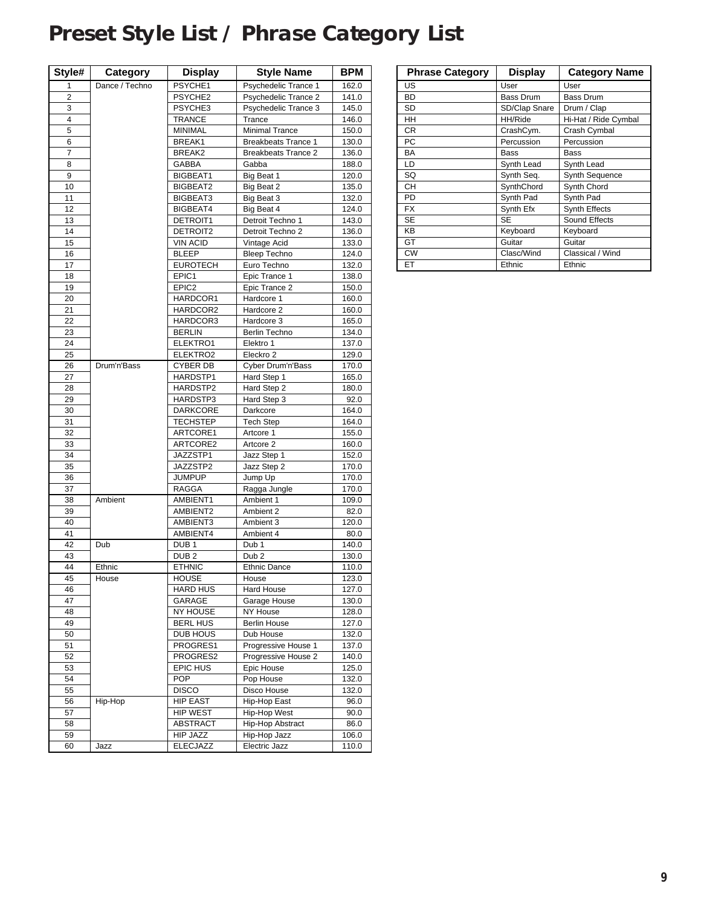# Preset Style List / Phrase Category List

| Style# | Category | Display | Style Name | BPM |
|---|---|---|---|---|
| 1 | Dance / Techno | PSYCHE1 | Psychedelic Trance 1 | 162.0 |
| 2 | | PSYCHE2 | Psychedelic Trance 2 | 141.0 |
| 3 | | PSYCHE3 | Psychedelic Trance 3 | 145.0 |
| 4 | | TRANCE | Trance | 146.0 |
| 5 | | MINIMAL | Minimal Trance | 150.0 |
| 6 | | BREAK1 | Breakbeats Trance 1 | 130.0 |
| 7 | | BREAK2 | Breakbeats Trance 2 | 136.0 |
| 8 | | GABBA | Gabba | 188.0 |
| 9 | | BIGBEAT1 | Big Beat 1 | 120.0 |
| 10 | | BIGBEAT2 | Big Beat 2 | 135.0 |
| 11 | | BIGBEAT3 | Big Beat 3 | 132.0 |
| 12 | | BIGBEAT4 | Big Beat 4 | 124.0 |
| 13 | | DETROIT1 | Detroit Techno 1 | 143.0 |
| 14 | | DETROIT2 | Detroit Techno 2 | 136.0 |
| 15 | | VIN ACID | Vintage Acid | 133.0 |
| 16 | | BLEEP | Bleep Techno | 124.0 |
| 17 | | EUROTECH | Euro Techno | 132.0 |
| 18 | | EPIC1 | Epic Trance 1 | 138.0 |
| 19 | | EPIC2 | Epic Trance 2 | 150.0 |
| 20 | | HARDCOR1 | Hardcore 1 | 160.0 |
| 21 | | HARDCOR2 | Hardcore 2 | 160.0 |
| 22 | | HARDCOR3 | Hardcore 3 | 165.0 |
| 23 | | BERLIN | Berlin Techno | 134.0 |
| 24 | | ELEKTRO1 | Elektro 1 | 137.0 |
| 25 | | ELEKTRO2 | Eleckro 2 | 129.0 |
| 26 | Drum'n'Bass | CYBER DB | Cyber Drum'n'Bass | 170.0 |
| 27 | | HARDSTP1 | Hard Step 1 | 165.0 |
| 28 | | HARDSTP2 | Hard Step 2 | 180.0 |
| 29 | | HARDSTP3 | Hard Step 3 | 92.0 |
| 30 | | DARKCORE | Darkcore | 164.0 |
| 31 | | TECHSTEP | Tech Step | 164.0 |
| 32 | | ARTCORE1 | Artcore 1 | 155.0 |
| 33 | | ARTCORE2 | Artcore 2 | 160.0 |
| 34 | | JAZZSTP1 | Jazz Step 1 | 152.0 |
| 35 | | JAZZSTP2 | Jazz Step 2 | 170.0 |
| 36 | | JUMPUP | Jump Up | 170.0 |
| 37 | | RAGGA | Ragga Jungle | 170.0 |
| 38 | Ambient | AMBIENT1 | Ambient 1 | 109.0 |
| 39 | | AMBIENT2 | Ambient 2 | 82.0 |
| 40 | | AMBIENT3 | Ambient 3 | 120.0 |
| 41 | | AMBIENT4 | Ambient 4 | 80.0 |
| 42 | Dub | DUB 1 | Dub 1 | 140.0 |
| 43 | | DUB 2 | Dub 2 | 130.0 |
| 44 | Ethnic | ETHNIC | Ethnic Dance | 110.0 |
| 45 | House | HOUSE | House | 123.0 |
| 46 | | HARD HUS | Hard House | 127.0 |
| 47 | | GARAGE | Garage House | 130.0 |
| 48 | | NY HOUSE | NY House | 128.0 |
| 49 | | BERL HUS | Berlin House | 127.0 |
| 50 | | DUB HOUS | Dub House | 132.0 |
| 51 | | PROGRES1 | Progressive House 1 | 137.0 |
| 52 | | PROGRES2 | Progressive House 2 | 140.0 |
| 53 | | EPIC HUS | Epic House | 125.0 |
| 54 | | POP | Pop House | 132.0 |
| 55 | | DISCO | Disco House | 132.0 |
| 56 | Hip-Hop | HIP EAST | Hip-Hop East | 96.0 |
| 57 | | HIP WEST | Hip-Hop West | 90.0 |
| 58 | | ABSTRACT | Hip-Hop Abstract | 86.0 |
| 59 | | HIP JAZZ | Hip-Hop Jazz | 106.0 |
| 60 | Jazz | ELECJAZZ | Electric Jazz | 110.0 |

| Phrase Category | Display | Category Name |
|---|---|---|
| US | User | User |
| BD | Bass Drum | Bass Drum |
| SD | SD/Clap Snare | Drum / Clap |
| HH | HH/Ride | Hi-Hat / Ride Cymbal |
| CR | CrashCym. | Crash Cymbal |
| PC | Percussion | Percussion |
| BA | Bass | Bass |
| LD | Synth Lead | Synth Lead |
| SQ | Synth Seq. | Synth Sequence |
| CH | SynthChord | Synth Chord |
| PD | Synth Pad | Synth Pad |
| FX | Synth Efx | Synth Effects |
| SE | SE | Sound Effects |
| KB | Keyboard | Keyboard |
| GT | Guitar | Guitar |
| CW | Clasc/Wind | Classical / Wind |
| ET | Ethnic | Ethnic |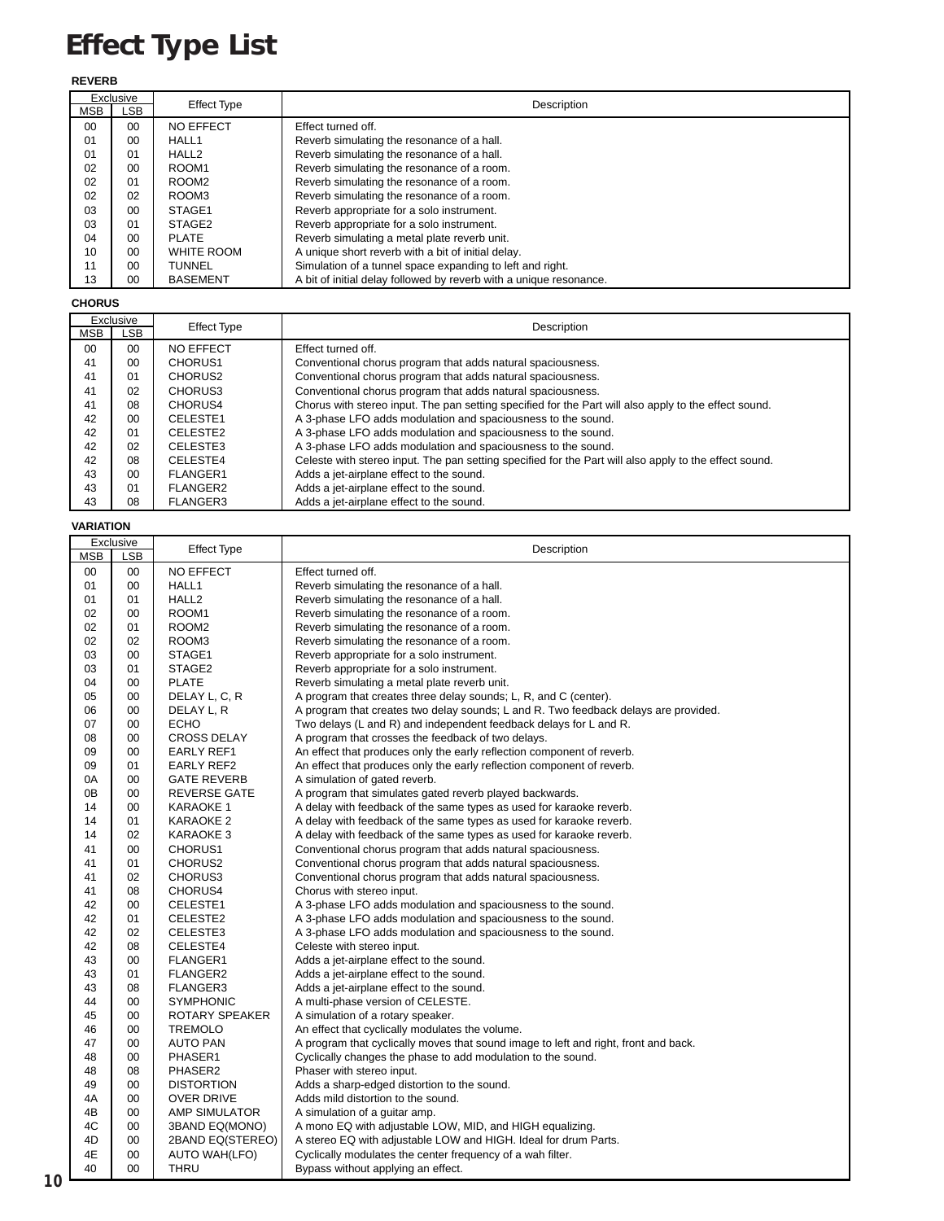# Effect Type List

### REVERB

| Exclusive | | Effect Type | Description |
|---|---|---|---|
| MSB | LSB | | |
| 00 | 00 | NO EFFECT | Effect turned off. |
| 01 | 00 | HALL1 | Reverb simulating the resonance of a hall. |
| 01 | 01 | HALL2 | Reverb simulating the resonance of a hall. |
| 02 | 00 | ROOM1 | Reverb simulating the resonance of a room. |
| 02 | 01 | ROOM2 | Reverb simulating the resonance of a room. |
| 02 | 02 | ROOM3 | Reverb simulating the resonance of a room. |
| 03 | 00 | STAGE1 | Reverb appropriate for a solo instrument. |
| 03 | 01 | STAGE2 | Reverb appropriate for a solo instrument. |
| 04 | 00 | PLATE | Reverb simulating a metal plate reverb unit. |
| 10 | 00 | WHITE ROOM | A unique short reverb with a bit of initial delay. |
| 11 | 00 | TUNNEL | Simulation of a tunnel space expanding to left and right. |
| 13 | 00 | BASEMENT | A bit of initial delay followed by reverb with a unique resonance. |

### CHORUS

| Exclusive | | Effect Type | Description |
|---|---|---|---|
| MSB | LSB | | |
| 00 | 00 | NO EFFECT | Effect turned off. |
| 41 | 00 | CHORUS1 | Conventional chorus program that adds natural spaciousness. |
| 41 | 01 | CHORUS2 | Conventional chorus program that adds natural spaciousness. |
| 41 | 02 | CHORUS3 | Conventional chorus program that adds natural spaciousness. |
| 41 | 08 | CHORUS4 | Chorus with stereo input. The pan setting specified for the Part will also apply to the effect sound. |
| 42 | 00 | CELESTE1 | A 3-phase LFO adds modulation and spaciousness to the sound. |
| 42 | 01 | CELESTE2 | A 3-phase LFO adds modulation and spaciousness to the sound. |
| 42 | 02 | CELESTE3 | A 3-phase LFO adds modulation and spaciousness to the sound. |
| 42 | 08 | CELESTE4 | Celeste with stereo input. The pan setting specified for the Part will also apply to the effect sound. |
| 43 | 00 | FLANGER1 | Adds a jet-airplane effect to the sound. |
| 43 | 01 | FLANGER2 | Adds a jet-airplane effect to the sound. |
| 43 | 08 | FLANGER3 | Adds a jet-airplane effect to the sound. |

### VARIATION

| Exclusive | | Effect Type | Description |
|---|---|---|---|
| MSB | LSB | | |
| 00 | 00 | NO EFFECT | Effect turned off. |
| 01 | 00 | HALL1 | Reverb simulating the resonance of a hall. |
| 01 | 01 | HALL2 | Reverb simulating the resonance of a hall. |
| 02 | 00 | ROOM1 | Reverb simulating the resonance of a room. |
| 02 | 01 | ROOM2 | Reverb simulating the resonance of a room. |
| 02 | 02 | ROOM3 | Reverb simulating the resonance of a room. |
| 03 | 00 | STAGE1 | Reverb appropriate for a solo instrument. |
| 03 | 01 | STAGE2 | Reverb appropriate for a solo instrument. |
| 04 | 00 | PLATE | Reverb simulating a metal plate reverb unit. |
| 05 | 00 | DELAY L, C, R | A program that creates three delay sounds; L, R, and C (center). |
| 06 | 00 | DELAY L, R | A program that creates two delay sounds; L and R. Two feedback delays are provided. |
| 07 | 00 | ECHO | Two delays (L and R) and independent feedback delays for L and R. |
| 08 | 00 | CROSS DELAY | A program that crosses the feedback of two delays. |
| 09 | 00 | EARLY REF1 | An effect that produces only the early reflection component of reverb. |
| 09 | 01 | EARLY REF2 | An effect that produces only the early reflection component of reverb. |
| 0A | 00 | GATE REVERB | A simulation of gated reverb. |
| 0B | 00 | REVERSE GATE | A program that simulates gated reverb played backwards. |
| 14 | 00 | KARAOKE 1 | A delay with feedback of the same types as used for karaoke reverb. |
| 14 | 01 | KARAOKE 2 | A delay with feedback of the same types as used for karaoke reverb. |
| 14 | 02 | KARAOKE 3 | A delay with feedback of the same types as used for karaoke reverb. |
| 41 | 00 | CHORUS1 | Conventional chorus program that adds natural spaciousness. |
| 41 | 01 | CHORUS2 | Conventional chorus program that adds natural spaciousness. |
| 41 | 02 | CHORUS3 | Conventional chorus program that adds natural spaciousness. |
| 41 | 08 | CHORUS4 | Chorus with stereo input. |
| 42 | 00 | CELESTE1 | A 3-phase LFO adds modulation and spaciousness to the sound. |
| 42 | 01 | CELESTE2 | A 3-phase LFO adds modulation and spaciousness to the sound. |
| 42 | 02 | CELESTE3 | A 3-phase LFO adds modulation and spaciousness to the sound. |
| 42 | 08 | CELESTE4 | Celeste with stereo input. |
| 43 | 00 | FLANGER1 | Adds a jet-airplane effect to the sound. |
| 43 | 01 | FLANGER2 | Adds a jet-airplane effect to the sound. |
| 43 | 08 | FLANGER3 | Adds a jet-airplane effect to the sound. |
| 44 | 00 | SYMPHONIC | A multi-phase version of CELESTE. |
| 45 | 00 | ROTARY SPEAKER | A simulation of a rotary speaker. |
| 46 | 00 | TREMOLO | An effect that cyclically modulates the volume. |
| 47 | 00 | AUTO PAN | A program that cyclically moves that sound image to left and right, front and back. |
| 48 | 00 | PHASER1 | Cyclically changes the phase to add modulation to the sound. |
| 48 | 08 | PHASER2 | Phaser with stereo input. |
| 49 | 00 | DISTORTION | Adds a sharp-edged distortion to the sound. |
| 4A | 00 | OVER DRIVE | Adds mild distortion to the sound. |
| 4B | 00 | AMP SIMULATOR | A simulation of a guitar amp. |
| 4C | 00 | 3BAND EQ(MONO) | A mono EQ with adjustable LOW, MID, and HIGH equalizing. |
| 4D | 00 | 2BAND EQ(STEREO) | A stereo EQ with adjustable LOW and HIGH. Ideal for drum Parts. |
| 4E | 00 | AUTO WAH(LFO) | Cyclically modulates the center frequency of a wah filter. |
| 40 | 00 | THRU | Bypass without applying an effect. |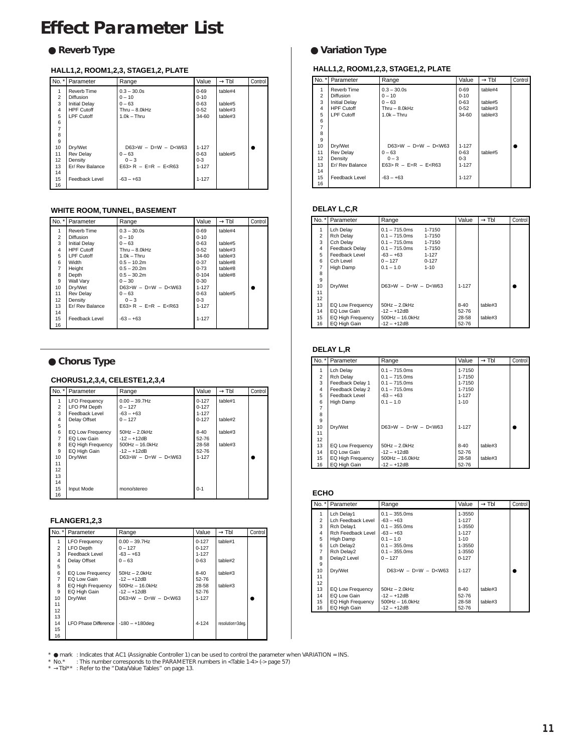# Effect Parameter List

## ● Reverb Type

### HALL1,2, ROOM1,2,3, STAGE1,2, PLATE

| No. * | Parameter | Range | Value | → Tbl | Control |
|---|---|---|---|---|---|
| 1 | Reverb Time | 0.3 – 30.0s | 0-69 | table#4 | |
| 2 | Diffusion | 0 – 10 | 0-10 | | |
| 3 | Initial Delay | 0 – 63 | 0-63 | table#5 | |
| 4 | HPF Cutoff | Thru – 8.0kHz | 0-52 | table#3 | |
| 5 | LPF Cutoff | 1.0k – Thru | 34-60 | table#3 | |
| 6 | | | | | |
| 7 | | | | | |
| 8 | | | | | |
| 9 | | | | | |
| 10 | Dry/Wet | D63>W – D=W – D<W63 | 1-127 | | ● |
| 11 | Rev Delay | 0 – 63 | 0-63 | table#5 | |
| 12 | Density | 0 – 3 | 0-3 | | |
| 13 | Er/ Rev Balance | E63> R – E=R – E<R63 | 1-127 | | |
| 14 | | | | | |
| 15 | Feedback Level | -63 – +63 | 1-127 | | |
| 16 | | | | | |

### WHITE ROOM, TUNNEL, BASEMENT

| No. * | Parameter | Range | Value | → Tbl | Control |
|---|---|---|---|---|---|
| 1 | Reverb Time | 0.3 – 30.0s | 0-69 | table#4 | |
| 2 | Diffusion | 0 – 10 | 0-10 | | |
| 3 | Initial Delay | 0 – 63 | 0-63 | table#5 | |
| 4 | HPF Cutoff | Thru – 8.0kHz | 0-52 | table#3 | |
| 5 | LPF Cutoff | 1.0k – Thru | 34-60 | table#3 | |
| 6 | Width | 0.5 – 10.2m | 0-37 | table#8 | |
| 7 | Height | 0.5 – 20.2m | 0-73 | table#8 | |
| 8 | Depth | 0.5 – 30.2m | 0-104 | table#8 | |
| 9 | Wall Vary | 0 – 30 | 0-30 | | |
| 10 | Dry/Wet | D63>W – D=W – D<W63 | 1-127 | | ● |
| 11 | Rev Delay | 0 – 63 | 0-63 | table#5 | |
| 12 | Density | 0 – 3 | 0-3 | | |
| 13 | Er/ Rev Balance | E63> R – E=R – E<R63 | 1-127 | | |
| 14 | | | | | |
| 15 | Feedback Level | -63 – +63 | 1-127 | | |
| 16 | | | | | |

## ● Chorus Type

### CHORUS1,2,3,4, CELESTE1,2,3,4

| No. * | Parameter | Range | Value | → Tbl | Control |
|---|---|---|---|---|---|
| 1 | LFO Frequency | 0.00 – 39.7Hz | 0-127 | table#1 | |
| 2 | LFO PM Depth | 0 – 127 | 0-127 | | |
| 3 | Feedback Level | -63 – +63 | 1-127 | | |
| 4 | Delay Offset | 0 – 127 | 0-127 | table#2 | |
| 5 | | | | | |
| 6 | EQ Low Frequency | 50Hz – 2.0kHz | 8-40 | table#3 | |
| 7 | EQ Low Gain | -12 – +12dB | 52-76 | | |
| 8 | EQ High Frequency | 500Hz – 16.0kHz | 28-58 | table#3 | |
| 9 | EQ High Gain | -12 – +12dB | 52-76 | | |
| 10 | Dry/Wet | D63>W – D=W – D<W63 | 1-127 | | ● |
| 11 | | | | | |
| 12 | | | | | |
| 13 | | | | | |
| 14 | | | | | |
| 15 | Input Mode | mono/stereo | 0-1 | | |
| 16 | | | | | |

### FLANGER1,2,3

| No. * | Parameter | Range | Value | → Tbl | Control |
|---|---|---|---|---|---|
| 1 | LFO Frequency | 0.00 – 39.7Hz | 0-127 | table#1 | |
| 2 | LFO Depth | 0 – 127 | 0-127 | | |
| 3 | Feedback Level | -63 – +63 | 1-127 | | |
| 4 | Delay Offset | 0 – 63 | 0-63 | table#2 | |
| 5 | | | | | |
| 6 | EQ Low Frequency | 50Hz – 2.0kHz | 8-40 | table#3 | |
| 7 | EQ Low Gain | -12 – +12dB | 52-76 | | |
| 8 | EQ High Frequency | 500Hz – 16.0kHz | 28-58 | table#3 | |
| 9 | EQ High Gain | -12 – +12dB | 52-76 | | |
| 10 | Dry/Wet | D63>W – D=W – D<W63 | 1-127 | | ● |
| 11 | | | | | |
| 12 | | | | | |
| 13 | | | | | |
| 14 | LFO Phase Difference | -180 – +180deg | 4-124 | resolution=3deg. | |
| 15 | | | | | |
| 16 | | | | | |

## ● Variation Type

### HALL1,2, ROOM1,2,3, STAGE1,2, PLATE

| No. * | Parameter | Range | Value | → Tbl | Control |
|---|---|---|---|---|---|
| 1 | Reverb Time | 0.3 – 30.0s | 0-69 | table#4 | |
| 2 | Diffusion | 0 – 10 | 0-10 | | |
| 3 | Initial Delay | 0 – 63 | 0-63 | table#5 | |
| 4 | HPF Cutoff | Thru – 8.0kHz | 0-52 | table#3 | |
| 5 | LPF Cutoff | 1.0k – Thru | 34-60 | table#3 | |
| 6 | | | | | |
| 7 | | | | | |
| 8 | | | | | |
| 9 | | | | | |
| 10 | Dry/Wet | D63>W – D=W – D<W63 | 1-127 | | ● |
| 11 | Rev Delay | 0 – 63 | 0-63 | table#5 | |
| 12 | Density | 0 – 3 | 0-3 | | |
| 13 | Er/ Rev Balance | E63> R – E=R – E<R63 | 1-127 | | |
| 14 | | | | | |
| 15 | Feedback Level | -63 – +63 | 1-127 | | |
| 16 | | | | | |

### DELAY L,C,R

| No. * | Parameter | Range | Value | → Tbl | Control |
|---|---|---|---|---|---|
| 1 | Lch Delay | 0.1 – 715.0ms | 1-7150 | | |
| 2 | Rch Delay | 0.1 – 715.0ms | 1-7150 | | |
| 3 | Cch Delay | 0.1 – 715.0ms | 1-7150 | | |
| 4 | Feedback Delay | 0.1 – 715.0ms | 1-7150 | | |
| 5 | Feedback Level | -63 – +63 | 1-127 | | |
| 6 | Cch Level | 0 – 127 | 0-127 | | |
| 7 | High Damp | 0.1 – 1.0 | 1-10 | | |
| 8 | | | | | |
| 9 | | | | | |
| 10 | Dry/Wet | D63>W – D=W – D<W63 | 1-127 | | ● |
| 11 | | | | | |
| 12 | | | | | |
| 13 | EQ Low Frequency | 50Hz – 2.0kHz | 8-40 | table#3 | |
| 14 | EQ Low Gain | -12 – +12dB | 52-76 | | |
| 15 | EQ High Frequency | 500Hz – 16.0kHz | 28-58 | table#3 | |
| 16 | EQ High Gain | -12 – +12dB | 52-76 | | |

### DELAY L,R

| No. * | Parameter | Range | Value | → Tbl | Control |
|---|---|---|---|---|---|
| 1 | Lch Delay | 0.1 – 715.0ms | 1-7150 | | |
| 2 | Rch Delay | 0.1 – 715.0ms | 1-7150 | | |
| 3 | Feedback Delay 1 | 0.1 – 715.0ms | 1-7150 | | |
| 4 | Feedback Delay 2 | 0.1 – 715.0ms | 1-7150 | | |
| 5 | Feedback Level | -63 – +63 | 1-127 | | |
| 6 | High Damp | 0.1 – 1.0 | 1-10 | | |
| 7 | | | | | |
| 8 | | | | | |
| 9 | | | | | |
| 10 | Dry/Wet | D63>W – D=W – D<W63 | 1-127 | | ● |
| 11 | | | | | |
| 12 | | | | | |
| 13 | EQ Low Frequency | 50Hz – 2.0kHz | 8-40 | table#3 | |
| 14 | EQ Low Gain | -12 – +12dB | 52-76 | | |
| 15 | EQ High Frequency | 500Hz – 16.0kHz | 28-58 | table#3 | |
| 16 | EQ High Gain | -12 – +12dB | 52-76 | | |

### ECHO

| No. * | Parameter | Range | Value | → Tbl | Control |
|---|---|---|---|---|---|
| 1 | Lch Delay1 | 0.1 – 355.0ms | 1-3550 | | |
| 2 | Lch Feedback Level | -63 – +63 | 1-127 | | |
| 3 | Rch Delay1 | 0.1 – 355.0ms | 1-3550 | | |
| 4 | Rch Feedback Level | -63 – +63 | 1-127 | | |
| 5 | High Damp | 0.1 – 1.0 | 1-10 | | |
| 6 | Lch Delay2 | 0.1 – 355.0ms | 1-3550 | | |
| 7 | Rch Delay2 | 0.1 – 355.0ms | 1-3550 | | |
| 8 | Delay2 Level | 0 – 127 | 0-127 | | |
| 9 | | | | | |
| 10 | Dry/Wet | D63>W – D=W – D<W63 | 1-127 | | ● |
| 11 | | | | | |
| 12 | | | | | |
| 13 | EQ Low Frequency | 50Hz – 2.0kHz | 8-40 | table#3 | |
| 14 | EQ Low Gain | -12 – +12dB | 52-76 | | |
| 15 | EQ High Frequency | 500Hz – 16.0kHz | 28-58 | table#3 | |
| 16 | EQ High Gain | -12 – +12dB | 52-76 | | |

\* ● mark : Indicates that AC1 (Assignable Controller 1) can be used to control the parameter when VARIATION = INS.
\* No.* : This number corresponds to the PARAMETER numbers in <Table 1-4> (-> page 57)
\* → Tbl** : Refer to the "Data/Value Tables" on page 13.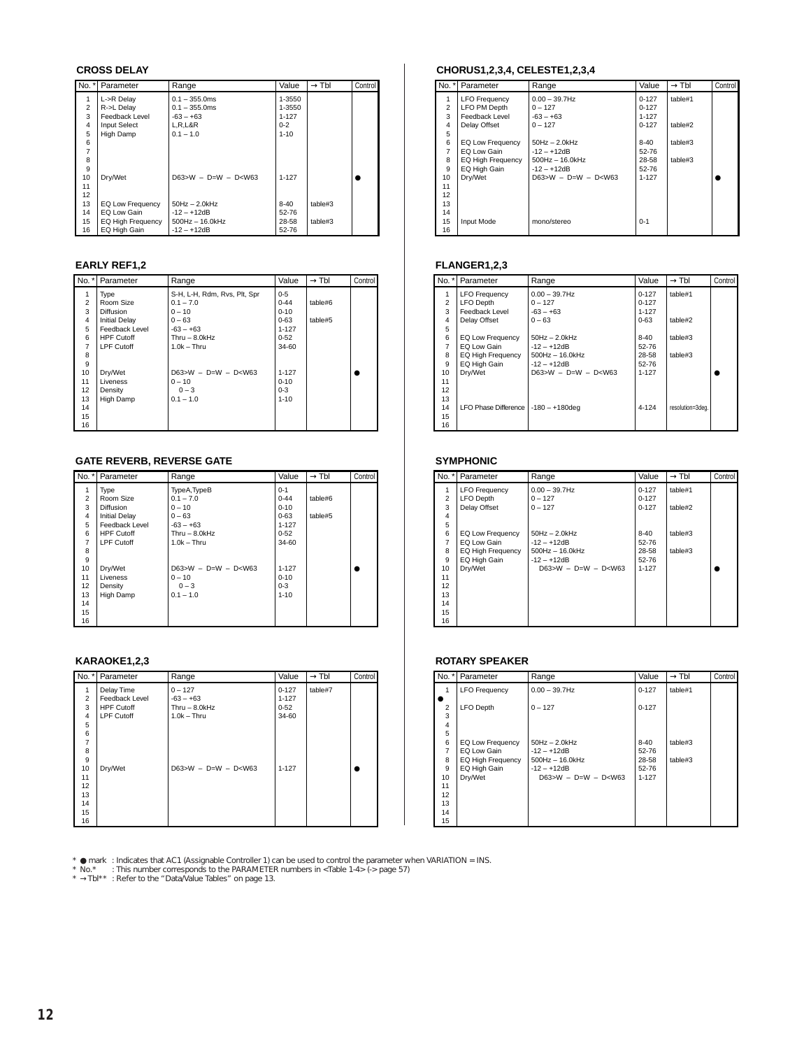## CROSS DELAY

| No. * | Parameter | Range | Value | → Tbl | Control |
|---|---|---|---|---|---|
| 1 | L->R Delay | 0.1 – 355.0ms | 1-3550 | | |
| 2 | R->L Delay | 0.1 – 355.0ms | 1-3550 | | |
| 3 | Feedback Level | -63 – +63 | 1-127 | | |
| 4 | Input Select | L,R,L&R | 0-2 | | |
| 5 | High Damp | 0.1 – 1.0 | 1-10 | | |
| 6 | | | | | |
| 7 | | | | | |
| 8 | | | | | |
| 9 | | | | | |
| 10 | Dry/Wet | D63>W – D=W – D<W63 | 1-127 | | ● |
| 11 | | | | | |
| 12 | | | | | |
| 13 | EQ Low Frequency | 50Hz – 2.0kHz | 8-40 | table#3 | |
| 14 | EQ Low Gain | -12 – +12dB | 52-76 | | |
| 15 | EQ High Frequency | 500Hz – 16.0kHz | 28-58 | table#3 | |
| 16 | EQ High Gain | -12 – +12dB | 52-76 | | |

## EARLY REF1,2

| No. * | Parameter | Range | Value | → Tbl | Control |
|---|---|---|---|---|---|
| 1 | Type | S-H, L-H, Rdm, Rvs, Plt, Spr | 0-5 | | |
| 2 | Room Size | 0.1 – 7.0 | 0-44 | table#6 | |
| 3 | Diffusion | 0 – 10 | 0-10 | | |
| 4 | Initial Delay | 0 – 63 | 0-63 | table#5 | |
| 5 | Feedback Level | -63 – +63 | 1-127 | | |
| 6 | HPF Cutoff | Thru – 8.0kHz | 0-52 | | |
| 7 | LPF Cutoff | 1.0k – Thru | 34-60 | | |
| 8 | | | | | |
| 9 | | | | | |
| 10 | Dry/Wet | D63>W – D=W – D<W63 | 1-127 | | ● |
| 11 | Liveness | 0 – 10 | 0-10 | | |
| 12 | Density | 0 – 3 | 0-3 | | |
| 13 | High Damp | 0.1 – 1.0 | 1-10 | | |
| 14 | | | | | |
| 15 | | | | | |
| 16 | | | | | |

## GATE REVERB, REVERSE GATE

| No. * | Parameter | Range | Value | → Tbl | Control |
|---|---|---|---|---|---|
| 1 | Type | TypeA,TypeB | 0-1 | | |
| 2 | Room Size | 0.1 – 7.0 | 0-44 | table#6 | |
| 3 | Diffusion | 0 – 10 | 0-10 | | |
| 4 | Initial Delay | 0 – 63 | 0-63 | table#5 | |
| 5 | Feedback Level | -63 – +63 | 1-127 | | |
| 6 | HPF Cutoff | Thru – 8.0kHz | 0-52 | | |
| 7 | LPF Cutoff | 1.0k – Thru | 34-60 | | |
| 8 | | | | | |
| 9 | | | | | |
| 10 | Dry/Wet | D63>W – D=W – D<W63 | 1-127 | | ● |
| 11 | Liveness | 0 – 10 | 0-10 | | |
| 12 | Density | 0 – 3 | 0-3 | | |
| 13 | High Damp | 0.1 – 1.0 | 1-10 | | |
| 14 | | | | | |
| 15 | | | | | |
| 16 | | | | | |

## KARAOKE1,2,3

| No. * | Parameter | Range | Value | → Tbl | Control |
|---|---|---|---|---|---|
| 1 | Delay Time | 0 – 127 | 0-127 | table#7 | |
| 2 | Feedback Level | -63 – +63 | 1-127 | | |
| 3 | HPF Cutoff | Thru – 8.0kHz | 0-52 | | |
| 4 | LPF Cutoff | 1.0k – Thru | 34-60 | | |
| 5 | | | | | |
| 6 | | | | | |
| 7 | | | | | |
| 8 | | | | | |
| 9 | | | | | |
| 10 | Dry/Wet | D63>W – D=W – D<W63 | 1-127 | | ● |
| 11 | | | | | |
| 12 | | | | | |
| 13 | | | | | |
| 14 | | | | | |
| 15 | | | | | |
| 16 | | | | | |

## CHORUS1,2,3,4, CELESTE1,2,3,4

| No. * | Parameter | Range | Value | → Tbl | Control |
|---|---|---|---|---|---|
| 1 | LFO Frequency | 0.00 – 39.7Hz | 0-127 | table#1 | |
| 2 | LFO PM Depth | 0 – 127 | 0-127 | | |
| 3 | Feedback Level | -63 – +63 | 1-127 | | |
| 4 | Delay Offset | 0 – 127 | 0-127 | table#2 | |
| 5 | | | | | |
| 6 | EQ Low Frequency | 50Hz – 2.0kHz | 8-40 | table#3 | |
| 7 | EQ Low Gain | -12 – +12dB | 52-76 | | |
| 8 | EQ High Frequency | 500Hz – 16.0kHz | 28-58 | table#3 | |
| 9 | EQ High Gain | -12 – +12dB | 52-76 | | |
| 10 | Dry/Wet | D63>W – D=W – D<W63 | 1-127 | | ● |
| 11 | | | | | |
| 12 | | | | | |
| 13 | | | | | |
| 14 | | | | | |
| 15 | Input Mode | mono/stereo | 0-1 | | |
| 16 | | | | | |

## FLANGER1,2,3

| No. * | Parameter | Range | Value | → Tbl | Control |
|---|---|---|---|---|---|
| 1 | LFO Frequency | 0.00 – 39.7Hz | 0-127 | table#1 | |
| 2 | LFO Depth | 0 – 127 | 0-127 | | |
| 3 | Feedback Level | -63 – +63 | 1-127 | | |
| 4 | Delay Offset | 0 – 63 | 0-63 | table#2 | |
| 5 | | | | | |
| 6 | EQ Low Frequency | 50Hz – 2.0kHz | 8-40 | table#3 | |
| 7 | EQ Low Gain | -12 – +12dB | 52-76 | | |
| 8 | EQ High Frequency | 500Hz – 16.0kHz | 28-58 | table#3 | |
| 9 | EQ High Gain | -12 – +12dB | 52-76 | | |
| 10 | Dry/Wet | D63>W – D=W – D<W63 | 1-127 | | ● |
| 11 | | | | | |
| 12 | | | | | |
| 13 | | | | | |
| 14 | LFO Phase Difference | -180 – +180deg | 4-124 | resolution=3deg. | |
| 15 | | | | | |
| 16 | | | | | |

## SYMPHONIC

| No. * | Parameter | Range | Value | → Tbl | Control |
|---|---|---|---|---|---|
| 1 | LFO Frequency | 0.00 – 39.7Hz | 0-127 | table#1 | |
| 2 | LFO Depth | 0 – 127 | 0-127 | | |
| 3 | Delay Offset | 0 – 127 | 0-127 | table#2 | |
| 4 | | | | | |
| 5 | | | | | |
| 6 | EQ Low Frequency | 50Hz – 2.0kHz | 8-40 | table#3 | |
| 7 | EQ Low Gain | -12 – +12dB | 52-76 | | |
| 8 | EQ High Frequency | 500Hz – 16.0kHz | 28-58 | table#3 | |
| 9 | EQ High Gain | -12 – +12dB | 52-76 | | |
| 10 | Dry/Wet | D63>W – D=W – D<W63 | 1-127 | | ● |
| 11 | | | | | |
| 12 | | | | | |
| 13 | | | | | |
| 14 | | | | | |
| 15 | | | | | |
| 16 | | | | | |

## ROTARY SPEAKER

| No. * | Parameter | Range | Value | → Tbl | Control |
|---|---|---|---|---|---|
| 1 ● | LFO Frequency | 0.00 – 39.7Hz | 0-127 | table#1 | |
| 2 | LFO Depth | 0 – 127 | 0-127 | | |
| 3 | | | | | |
| 4 | | | | | |
| 5 | | | | | |
| 6 | EQ Low Frequency | 50Hz – 2.0kHz | 8-40 | table#3 | |
| 7 | EQ Low Gain | -12 – +12dB | 52-76 | | |
| 8 | EQ High Frequency | 500Hz – 16.0kHz | 28-58 | table#3 | |
| 9 | EQ High Gain | -12 – +12dB | 52-76 | | |
| 10 | Dry/Wet | D63>W – D=W – D<W63 | 1-127 | | |
| 11 | | | | | |
| 12 | | | | | |
| 13 | | | | | |
| 14 | | | | | |
| 15 | | | | | |

* ● mark : Indicates that AC1 (Assignable Controller 1) can be used to control the parameter when VARIATION = INS.
* No.* : This number corresponds to the PARAMETER numbers in <Table 1-4> (-> page 57)
* → Tbl** : Refer to the "Data/Value Tables" on page 13.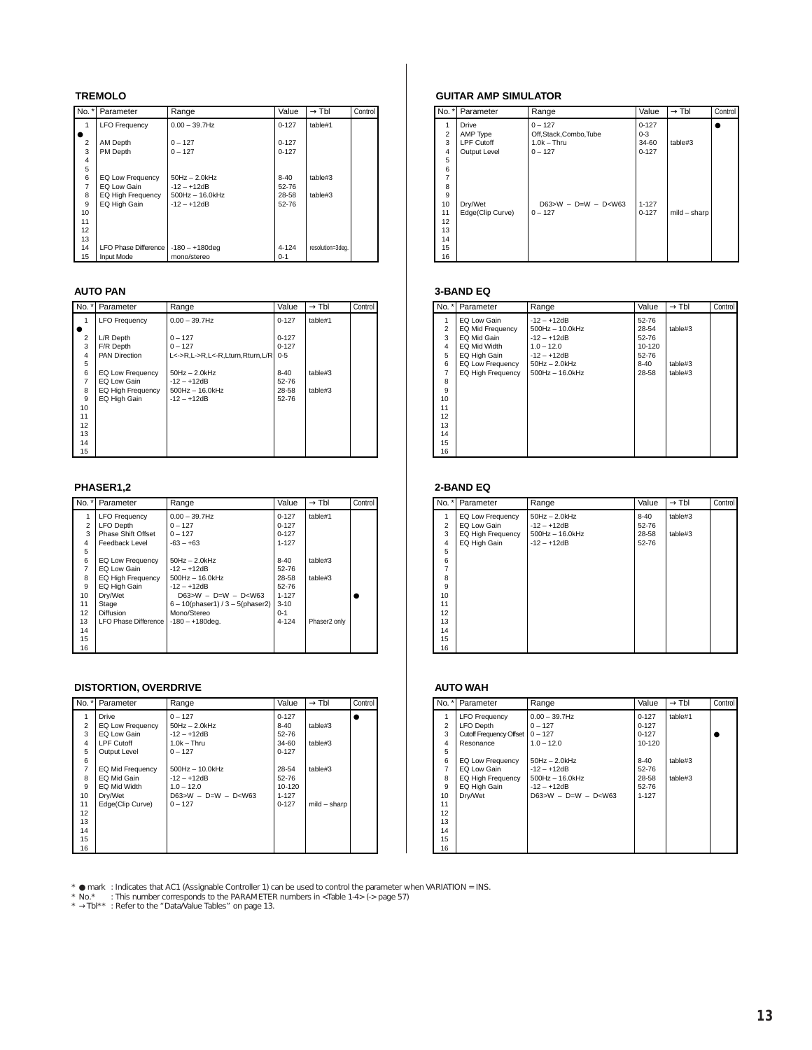### TREMOLO

| No. * | Parameter | Range | Value | → Tbl | Control |
|---|---|---|---|---|---|
| 1 | LFO Frequency | 0.00 – 39.7Hz | 0-127 | table#1 | ● |
| 2 | AM Depth | 0 – 127 | 0-127 | | |
| 3 | PM Depth | 0 – 127 | 0-127 | | |
| 4 | | | | | |
| 5 | | | | | |
| 6 | EQ Low Frequency | 50Hz – 2.0kHz | 8-40 | table#3 | |
| 7 | EQ Low Gain | -12 – +12dB | 52-76 | | |
| 8 | EQ High Frequency | 500Hz – 16.0kHz | 28-58 | table#3 | |
| 9 | EQ High Gain | -12 – +12dB | 52-76 | | |
| 10 | | | | | |
| 11 | | | | | |
| 12 | | | | | |
| 13 | | | | | |
| 14 | LFO Phase Difference | -180 – +180deg | 4-124 | resolution=3deg. | |
| 15 | Input Mode | mono/stereo | 0-1 | | |

### AUTO PAN

| No. * | Parameter | Range | Value | → Tbl | Control |
|---|---|---|---|---|---|
| 1 | LFO Frequency | 0.00 – 39.7Hz | 0-127 | table#1 | ● |
| 2 | L/R Depth | 0 – 127 | 0-127 | | |
| 3 | F/R Depth | 0 – 127 | 0-127 | | |
| 4 | PAN Direction | L<->R,L->R,L<-R,Lturn,Rturn,L/R | 0-5 | | |
| 5 | | | | | |
| 6 | EQ Low Frequency | 50Hz – 2.0kHz | 8-40 | table#3 | |
| 7 | EQ Low Gain | -12 – +12dB | 52-76 | | |
| 8 | EQ High Frequency | 500Hz – 16.0kHz | 28-58 | table#3 | |
| 9 | EQ High Gain | -12 – +12dB | 52-76 | | |
| 10 | | | | | |
| 11 | | | | | |
| 12 | | | | | |
| 13 | | | | | |
| 14 | | | | | |
| 15 | | | | | |

### PHASER1,2

| No. * | Parameter | Range | Value | → Tbl | Control |
|---|---|---|---|---|---|
| 1 | LFO Frequency | 0.00 – 39.7Hz | 0-127 | table#1 | |
| 2 | LFO Depth | 0 – 127 | 0-127 | | |
| 3 | Phase Shift Offset | 0 – 127 | 0-127 | | |
| 4 | Feedback Level | -63 – +63 | 1-127 | | |
| 5 | | | | | |
| 6 | EQ Low Frequency | 50Hz – 2.0kHz | 8-40 | table#3 | |
| 7 | EQ Low Gain | -12 – +12dB | 52-76 | | |
| 8 | EQ High Frequency | 500Hz – 16.0kHz | 28-58 | table#3 | |
| 9 | EQ High Gain | -12 – +12dB | 52-76 | | |
| 10 | Dry/Wet | D63>W – D=W – D<W63 | 1-127 | | ● |
| 11 | Stage | 6 – 10(phaser1) / 3 – 5(phaser2) | 3-10 | | |
| 12 | Diffusion | Mono/Stereo | 0-1 | | |
| 13 | LFO Phase Difference | -180 – +180deg. | 4-124 | Phaser2 only | |
| 14 | | | | | |
| 15 | | | | | |
| 16 | | | | | |

### DISTORTION, OVERDRIVE

| No. * | Parameter | Range | Value | → Tbl | Control |
|---|---|---|---|---|---|
| 1 | Drive | 0 – 127 | 0-127 | | ● |
| 2 | EQ Low Frequency | 50Hz – 2.0kHz | 8-40 | table#3 | |
| 3 | EQ Low Gain | -12 – +12dB | 52-76 | | |
| 4 | LPF Cutoff | 1.0k – Thru | 34-60 | table#3 | |
| 5 | Output Level | 0 – 127 | 0-127 | | |
| 6 | | | | | |
| 7 | EQ Mid Frequency | 500Hz – 10.0kHz | 28-54 | table#3 | |
| 8 | EQ Mid Gain | -12 – +12dB | 52-76 | | |
| 9 | EQ Mid Width | 1.0 – 12.0 | 10-120 | | |
| 10 | Dry/Wet | D63>W – D=W – D<W63 | 1-127 | | |
| 11 | Edge(Clip Curve) | 0 – 127 | 0-127 | mild – sharp | |
| 12 | | | | | |
| 13 | | | | | |
| 14 | | | | | |
| 15 | | | | | |
| 16 | | | | | |

### GUITAR AMP SIMULATOR

| No. * | Parameter | Range | Value | → Tbl | Control |
|---|---|---|---|---|---|
| 1 | Drive | 0 – 127 | 0-127 | | ● |
| 2 | AMP Type | Off,Stack,Combo,Tube | 0-3 | | |
| 3 | LPF Cutoff | 1.0k – Thru | 34-60 | table#3 | |
| 4 | Output Level | 0 – 127 | 0-127 | | |
| 5 | | | | | |
| 6 | | | | | |
| 7 | | | | | |
| 8 | | | | | |
| 9 | | | | | |
| 10 | Dry/Wet | D63>W – D=W – D<W63 | 1-127 | | |
| 11 | Edge(Clip Curve) | 0 – 127 | 0-127 | mild – sharp | |
| 12 | | | | | |
| 13 | | | | | |
| 14 | | | | | |
| 15 | | | | | |
| 16 | | | | | |

### 3-BAND EQ

| No. * | Parameter | Range | Value | → Tbl | Control |
|---|---|---|---|---|---|
| 1 | EQ Low Gain | -12 – +12dB | 52-76 | | |
| 2 | EQ Mid Frequency | 500Hz – 10.0kHz | 28-54 | table#3 | |
| 3 | EQ Mid Gain | -12 – +12dB | 52-76 | | |
| 4 | EQ Mid Width | 1.0 – 12.0 | 10-120 | | |
| 5 | EQ High Gain | -12 – +12dB | 52-76 | | |
| 6 | EQ Low Frequency | 50Hz – 2.0kHz | 8-40 | table#3 | |
| 7 | EQ High Frequency | 500Hz – 16.0kHz | 28-58 | table#3 | |
| 8 | | | | | |
| 9 | | | | | |
| 10 | | | | | |
| 11 | | | | | |
| 12 | | | | | |
| 13 | | | | | |
| 14 | | | | | |
| 15 | | | | | |
| 16 | | | | | |

### 2-BAND EQ

| No. * | Parameter | Range | Value | → Tbl | Control |
|---|---|---|---|---|---|
| 1 | EQ Low Frequency | 50Hz – 2.0kHz | 8-40 | table#3 | |
| 2 | EQ Low Gain | -12 – +12dB | 52-76 | | |
| 3 | EQ High Frequency | 500Hz – 16.0kHz | 28-58 | table#3 | |
| 4 | EQ High Gain | -12 – +12dB | 52-76 | | |
| 5 | | | | | |
| 6 | | | | | |
| 7 | | | | | |
| 8 | | | | | |
| 9 | | | | | |
| 10 | | | | | |
| 11 | | | | | |
| 12 | | | | | |
| 13 | | | | | |
| 14 | | | | | |
| 15 | | | | | |
| 16 | | | | | |

### AUTO WAH

| No. * | Parameter | Range | Value | → Tbl | Control |
|---|---|---|---|---|---|
| 1 | LFO Frequency | 0.00 – 39.7Hz | 0-127 | table#1 | |
| 2 | LFO Depth | 0 – 127 | 0-127 | | |
| 3 | Cutoff Frequency Offset | 0 – 127 | 0-127 | | ● |
| 4 | Resonance | 1.0 – 12.0 | 10-120 | | |
| 5 | | | | | |
| 6 | EQ Low Frequency | 50Hz – 2.0kHz | 8-40 | table#3 | |
| 7 | EQ Low Gain | -12 – +12dB | 52-76 | | |
| 8 | EQ High Frequency | 500Hz – 16.0kHz | 28-58 | table#3 | |
| 9 | EQ High Gain | -12 – +12dB | 52-76 | | |
| 10 | Dry/Wet | D63>W – D=W – D<W63 | 1-127 | | |
| 11 | | | | | |
| 12 | | | | | |
| 13 | | | | | |
| 14 | | | | | |
| 15 | | | | | |
| 16 | | | | | |

* ● mark : Indicates that AC1 (Assignable Controller 1) can be used to control the parameter when VARIATION = INS.
* No.* : This number corresponds to the PARAMETER numbers in <Table 1-4> (-> page 57)
* → Tbl** : Refer to the "Data/Value Tables" on page 13.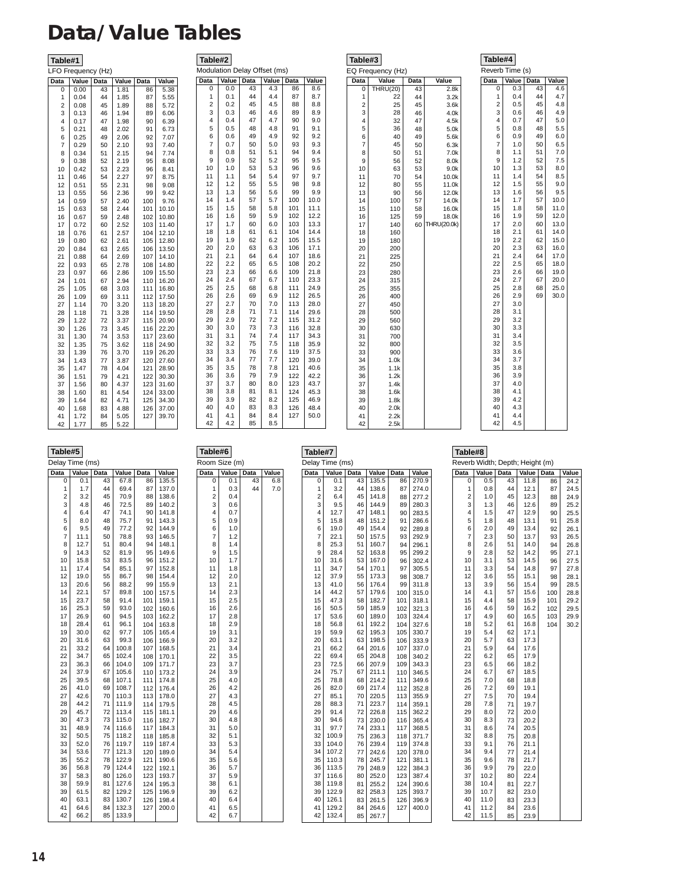# Data/Value Tables

**Table#1**

LFO Frequency (Hz)

| Data | Value | Data | Value | Data | Value |
|---|---|---|---|---|---|
| 0 | 0.00 | 43 | 1.81 | 86 | 5.38 |
| 1 | 0.04 | 44 | 1.85 | 87 | 5.55 |
| 2 | 0.08 | 45 | 1.89 | 88 | 5.72 |
| 3 | 0.13 | 46 | 1.94 | 89 | 6.06 |
| 4 | 0.17 | 47 | 1.98 | 90 | 6.39 |
| 5 | 0.21 | 48 | 2.02 | 91 | 6.73 |
| 6 | 0.25 | 49 | 2.06 | 92 | 7.07 |
| 7 | 0.29 | 50 | 2.10 | 93 | 7.40 |
| 8 | 0.34 | 51 | 2.15 | 94 | 7.74 |
| 9 | 0.38 | 52 | 2.19 | 95 | 8.08 |
| 10 | 0.42 | 53 | 2.23 | 96 | 8.41 |
| 11 | 0.46 | 54 | 2.27 | 97 | 8.75 |
| 12 | 0.51 | 55 | 2.31 | 98 | 9.08 |
| 13 | 0.55 | 56 | 2.36 | 99 | 9.42 |
| 14 | 0.59 | 57 | 2.40 | 100 | 9.76 |
| 15 | 0.63 | 58 | 2.44 | 101 | 10.10 |
| 16 | 0.67 | 59 | 2.48 | 102 | 10.80 |
| 17 | 0.72 | 60 | 2.52 | 103 | 11.40 |
| 18 | 0.76 | 61 | 2.57 | 104 | 12.10 |
| 19 | 0.80 | 62 | 2.61 | 105 | 12.80 |
| 20 | 0.84 | 63 | 2.65 | 106 | 13.50 |
| 21 | 0.88 | 64 | 2.69 | 107 | 14.10 |
| 22 | 0.93 | 65 | 2.78 | 108 | 14.80 |
| 23 | 0.97 | 66 | 2.86 | 109 | 15.50 |
| 24 | 1.01 | 67 | 2.94 | 110 | 16.20 |
| 25 | 1.05 | 68 | 3.03 | 111 | 16.80 |
| 26 | 1.09 | 69 | 3.11 | 112 | 17.50 |
| 27 | 1.14 | 70 | 3.20 | 113 | 18.20 |
| 28 | 1.18 | 71 | 3.28 | 114 | 19.50 |
| 29 | 1.22 | 72 | 3.37 | 115 | 20.90 |
| 30 | 1.26 | 73 | 3.45 | 116 | 22.20 |
| 31 | 1.30 | 74 | 3.53 | 117 | 23.60 |
| 32 | 1.35 | 75 | 3.62 | 118 | 24.90 |
| 33 | 1.39 | 76 | 3.70 | 119 | 26.20 |
| 34 | 1.43 | 77 | 3.87 | 120 | 27.60 |
| 35 | 1.47 | 78 | 4.04 | 121 | 28.90 |
| 36 | 1.51 | 79 | 4.21 | 122 | 30.30 |
| 37 | 1.56 | 80 | 4.37 | 123 | 31.60 |
| 38 | 1.60 | 81 | 4.54 | 124 | 33.00 |
| 39 | 1.64 | 82 | 4.71 | 125 | 34.30 |
| 40 | 1.68 | 83 | 4.88 | 126 | 37.00 |
| 41 | 1.72 | 84 | 5.05 | 127 | 39.70 |
| 42 | 1.77 | 85 | 5.22 | | |

**Table#2**

Modulation Delay Offset (ms)

| Data | Value | Data | Value | Data | Value |
|---|---|---|---|---|---|
| 0 | 0.0 | 43 | 4.3 | 86 | 8.6 |
| 1 | 0.1 | 44 | 4.4 | 87 | 8.7 |
| 2 | 0.2 | 45 | 4.5 | 88 | 8.8 |
| 3 | 0.3 | 46 | 4.6 | 89 | 8.9 |
| 4 | 0.4 | 47 | 4.7 | 90 | 9.0 |
| 5 | 0.5 | 48 | 4.8 | 91 | 9.1 |
| 6 | 0.6 | 49 | 4.9 | 92 | 9.2 |
| 7 | 0.7 | 50 | 5.0 | 93 | 9.3 |
| 8 | 0.8 | 51 | 5.1 | 94 | 9.4 |
| 9 | 0.9 | 52 | 5.2 | 95 | 9.5 |
| 10 | 1.0 | 53 | 5.3 | 96 | 9.6 |
| 11 | 1.1 | 54 | 5.4 | 97 | 9.7 |
| 12 | 1.2 | 55 | 5.5 | 98 | 9.8 |
| 13 | 1.3 | 56 | 5.6 | 99 | 9.9 |
| 14 | 1.4 | 57 | 5.7 | 100 | 10.0 |
| 15 | 1.5 | 58 | 5.8 | 101 | 11.1 |
| 16 | 1.6 | 59 | 5.9 | 102 | 12.2 |
| 17 | 1.7 | 60 | 6.0 | 103 | 13.3 |
| 18 | 1.8 | 61 | 6.1 | 104 | 14.4 |
| 19 | 1.9 | 62 | 6.2 | 105 | 15.5 |
| 20 | 2.0 | 63 | 6.3 | 106 | 17.1 |
| 21 | 2.1 | 64 | 6.4 | 107 | 18.6 |
| 22 | 2.2 | 65 | 6.5 | 108 | 20.2 |
| 23 | 2.3 | 66 | 6.6 | 109 | 21.8 |
| 24 | 2.4 | 67 | 6.7 | 110 | 23.3 |
| 25 | 2.5 | 68 | 6.8 | 111 | 24.9 |
| 26 | 2.6 | 69 | 6.9 | 112 | 26.5 |
| 27 | 2.7 | 70 | 7.0 | 113 | 28.0 |
| 28 | 2.8 | 71 | 7.1 | 114 | 29.6 |
| 29 | 2.9 | 72 | 7.2 | 115 | 31.2 |
| 30 | 3.0 | 73 | 7.3 | 116 | 32.8 |
| 31 | 3.1 | 74 | 7.4 | 117 | 34.3 |
| 32 | 3.2 | 75 | 7.5 | 118 | 35.9 |
| 33 | 3.3 | 76 | 7.6 | 119 | 37.5 |
| 34 | 3.4 | 77 | 7.7 | 120 | 39.0 |
| 35 | 3.5 | 78 | 7.8 | 121 | 40.6 |
| 36 | 3.6 | 79 | 7.9 | 122 | 42.2 |
| 37 | 3.7 | 80 | 8.0 | 123 | 43.7 |
| 38 | 3.8 | 81 | 8.1 | 124 | 45.3 |
| 39 | 3.9 | 82 | 8.2 | 125 | 46.9 |
| 40 | 4.0 | 83 | 8.3 | 126 | 48.4 |
| 41 | 4.1 | 84 | 8.4 | 127 | 50.0 |
| 42 | 4.2 | 85 | 8.5 | | |

**Table#3**

EQ Frequency (Hz)

| Data | Value | Data | Value |
|---|---|---|---|
| 0 | THRU(20) | 43 | 2.8k |
| 1 | 22 | 44 | 3.2k |
| 2 | 25 | 45 | 3.6k |
| 3 | 28 | 46 | 4.0k |
| 4 | 32 | 47 | 4.5k |
| 5 | 36 | 48 | 5.0k |
| 6 | 40 | 49 | 5.6k |
| 7 | 45 | 50 | 6.3k |
| 8 | 50 | 51 | 7.0k |
| 9 | 56 | 52 | 8.0k |
| 10 | 63 | 53 | 9.0k |
| 11 | 70 | 54 | 10.0k |
| 12 | 80 | 55 | 11.0k |
| 13 | 90 | 56 | 12.0k |
| 14 | 100 | 57 | 14.0k |
| 15 | 110 | 58 | 16.0k |
| 16 | 125 | 59 | 18.0k |
| 17 | 140 | 60 | THRU(20.0k) |
| 18 | 160 | | |
| 19 | 180 | | |
| 20 | 200 | | |
| 21 | 225 | | |
| 22 | 250 | | |
| 23 | 280 | | |
| 24 | 315 | | |
| 25 | 355 | | |
| 26 | 400 | | |
| 27 | 450 | | |
| 28 | 500 | | |
| 29 | 560 | | |
| 30 | 630 | | |
| 31 | 700 | | |
| 32 | 800 | | |
| 33 | 900 | | |
| 34 | 1.0k | | |
| 35 | 1.1k | | |
| 36 | 1.2k | | |
| 37 | 1.4k | | |
| 38 | 1.6k | | |
| 39 | 1.8k | | |
| 40 | 2.0k | | |
| 41 | 2.2k | | |
| 42 | 2.5k | | |

**Table#4**

Reverb Time (s)

| Data | Value | Data | Value |
|---|---|---|---|
| 0 | 0.3 | 43 | 4.6 |
| 1 | 0.4 | 44 | 4.7 |
| 2 | 0.5 | 45 | 4.8 |
| 3 | 0.6 | 46 | 4.9 |
| 4 | 0.7 | 47 | 5.0 |
| 5 | 0.8 | 48 | 5.5 |
| 6 | 0.9 | 49 | 6.0 |
| 7 | 1.0 | 50 | 6.5 |
| 8 | 1.1 | 51 | 7.0 |
| 9 | 1.2 | 52 | 7.5 |
| 10 | 1.3 | 53 | 8.0 |
| 11 | 1.4 | 54 | 8.5 |
| 12 | 1.5 | 55 | 9.0 |
| 13 | 1.6 | 56 | 9.5 |
| 14 | 1.7 | 57 | 10.0 |
| 15 | 1.8 | 58 | 11.0 |
| 16 | 1.9 | 59 | 12.0 |
| 17 | 2.0 | 60 | 13.0 |
| 18 | 2.1 | 61 | 14.0 |
| 19 | 2.2 | 62 | 15.0 |
| 20 | 2.3 | 63 | 16.0 |
| 21 | 2.4 | 64 | 17.0 |
| 22 | 2.5 | 65 | 18.0 |
| 23 | 2.6 | 66 | 19.0 |
| 24 | 2.7 | 67 | 20.0 |
| 25 | 2.8 | 68 | 25.0 |
| 26 | 2.9 | 69 | 30.0 |
| 27 | 3.0 | | |
| 28 | 3.1 | | |
| 29 | 3.2 | | |
| 30 | 3.3 | | |
| 31 | 3.4 | | |
| 32 | 3.5 | | |
| 33 | 3.6 | | |
| 34 | 3.7 | | |
| 35 | 3.8 | | |
| 36 | 3.9 | | |
| 37 | 4.0 | | |
| 38 | 4.1 | | |
| 39 | 4.2 | | |
| 40 | 4.3 | | |
| 41 | 4.4 | | |
| 42 | 4.5 | | |

**Table#5**

Delay Time (ms)

| Data | Value | Data | Value | Data | Value |
|---|---|---|---|---|---|
| 0 | 0.1 | 43 | 67.8 | 86 | 135.5 |
| 1 | 1.7 | 44 | 69.4 | 87 | 137.0 |
| 2 | 3.2 | 45 | 70.9 | 88 | 138.6 |
| 3 | 4.8 | 46 | 72.5 | 89 | 140.2 |
| 4 | 6.4 | 47 | 74.1 | 90 | 141.8 |
| 5 | 8.0 | 48 | 75.7 | 91 | 143.3 |
| 6 | 9.5 | 49 | 77.2 | 92 | 144.9 |
| 7 | 11.1 | 50 | 78.8 | 93 | 146.5 |
| 8 | 12.7 | 51 | 80.4 | 94 | 148.1 |
| 9 | 14.3 | 52 | 81.9 | 95 | 149.6 |
| 10 | 15.8 | 53 | 83.5 | 96 | 151.2 |
| 11 | 17.4 | 54 | 85.1 | 97 | 152.8 |
| 12 | 19.0 | 55 | 86.7 | 98 | 154.4 |
| 13 | 20.6 | 56 | 88.2 | 99 | 155.9 |
| 14 | 22.1 | 57 | 89.8 | 100 | 157.5 |
| 15 | 23.7 | 58 | 91.4 | 101 | 159.1 |
| 16 | 25.3 | 59 | 93.0 | 102 | 160.6 |
| 17 | 26.9 | 60 | 94.5 | 103 | 162.2 |
| 18 | 28.4 | 61 | 96.1 | 104 | 163.8 |
| 19 | 30.0 | 62 | 97.7 | 105 | 165.4 |
| 20 | 31.6 | 63 | 99.3 | 106 | 166.9 |
| 21 | 33.2 | 64 | 100.8 | 107 | 168.5 |
| 22 | 34.7 | 65 | 102.4 | 108 | 170.1 |
| 23 | 36.3 | 66 | 104.0 | 109 | 171.7 |
| 24 | 37.9 | 67 | 105.6 | 110 | 173.2 |
| 25 | 39.5 | 68 | 107.1 | 111 | 174.8 |
| 26 | 41.0 | 69 | 108.7 | 112 | 176.4 |
| 27 | 42.6 | 70 | 110.3 | 113 | 178.0 |
| 28 | 44.2 | 71 | 111.9 | 114 | 179.5 |
| 29 | 45.7 | 72 | 113.4 | 115 | 181.1 |
| 30 | 47.3 | 73 | 115.0 | 116 | 182.7 |
| 31 | 48.9 | 74 | 116.6 | 117 | 184.3 |
| 32 | 50.5 | 75 | 118.2 | 118 | 185.8 |
| 33 | 52.0 | 76 | 119.7 | 119 | 187.4 |
| 34 | 53.6 | 77 | 121.3 | 120 | 189.0 |
| 35 | 55.2 | 78 | 122.9 | 121 | 190.6 |
| 36 | 56.8 | 79 | 124.4 | 122 | 192.1 |
| 37 | 58.3 | 80 | 126.0 | 123 | 193.7 |
| 38 | 59.9 | 81 | 127.6 | 124 | 195.3 |
| 39 | 61.5 | 82 | 129.2 | 125 | 196.9 |
| 40 | 63.1 | 83 | 130.7 | 126 | 198.4 |
| 41 | 64.6 | 84 | 132.3 | 127 | 200.0 |
| 42 | 66.2 | 85 | 133.9 | | |

**Table#6**

Room Size (m)

| Data | Value | Data | Value |
|---|---|---|---|
| 0 | 0.1 | 43 | 6.8 |
| 1 | 0.3 | 44 | 7.0 |
| 2 | 0.4 | | |
| 3 | 0.6 | | |
| 4 | 0.7 | | |
| 5 | 0.9 | | |
| 6 | 1.0 | | |
| 7 | 1.2 | | |
| 8 | 1.4 | | |
| 9 | 1.5 | | |
| 10 | 1.7 | | |
| 11 | 1.8 | | |
| 12 | 2.0 | | |
| 13 | 2.1 | | |
| 14 | 2.3 | | |
| 15 | 2.5 | | |
| 16 | 2.6 | | |
| 17 | 2.8 | | |
| 18 | 2.9 | | |
| 19 | 3.1 | | |
| 20 | 3.2 | | |
| 21 | 3.4 | | |
| 22 | 3.5 | | |
| 23 | 3.7 | | |
| 24 | 3.9 | | |
| 25 | 4.0 | | |
| 26 | 4.2 | | |
| 27 | 4.3 | | |
| 28 | 4.5 | | |
| 29 | 4.6 | | |
| 30 | 4.8 | | |
| 31 | 5.0 | | |
| 32 | 5.1 | | |
| 33 | 5.3 | | |
| 34 | 5.4 | | |
| 35 | 5.6 | | |
| 36 | 5.7 | | |
| 37 | 5.9 | | |
| 38 | 6.1 | | |
| 39 | 6.2 | | |
| 40 | 6.4 | | |
| 41 | 6.5 | | |
| 42 | 6.7 | | |

**Table#7**

Delay Time (ms)

| Data | Value | Data | Value | Data | Value |
|---|---|---|---|---|---|
| 0 | 0.1 | 43 | 135.5 | 86 | 270.9 |
| 1 | 3.2 | 44 | 138.6 | 87 | 274.0 |
| 2 | 6.4 | 45 | 141.8 | 88 | 277.2 |
| 3 | 9.5 | 46 | 144.9 | 89 | 280.3 |
| 4 | 12.7 | 47 | 148.1 | 90 | 283.5 |
| 5 | 15.8 | 48 | 151.2 | 91 | 286.6 |
| 6 | 19.0 | 49 | 154.4 | 92 | 289.8 |
| 7 | 22.1 | 50 | 157.5 | 93 | 292.9 |
| 8 | 25.3 | 51 | 160.7 | 94 | 296.1 |
| 9 | 28.4 | 52 | 163.8 | 95 | 299.2 |
| 10 | 31.6 | 53 | 167.0 | 96 | 302.4 |
| 11 | 34.7 | 54 | 170.1 | 97 | 305.5 |
| 12 | 37.9 | 55 | 173.3 | 98 | 308.7 |
| 13 | 41.0 | 56 | 176.4 | 99 | 311.8 |
| 14 | 44.2 | 57 | 179.6 | 100 | 315.0 |
| 15 | 47.3 | 58 | 182.7 | 101 | 318.1 |
| 16 | 50.5 | 59 | 185.9 | 102 | 321.3 |
| 17 | 53.6 | 60 | 189.0 | 103 | 324.4 |
| 18 | 56.8 | 61 | 192.2 | 104 | 327.6 |
| 19 | 59.9 | 62 | 195.3 | 105 | 330.7 |
| 20 | 63.1 | 63 | 198.5 | 106 | 333.9 |
| 21 | 66.2 | 64 | 201.6 | 107 | 337.0 |
| 22 | 69.4 | 65 | 204.8 | 108 | 340.2 |
| 23 | 72.5 | 66 | 207.9 | 109 | 343.3 |
| 24 | 75.7 | 67 | 211.1 | 110 | 346.5 |
| 25 | 78.8 | 68 | 214.2 | 111 | 349.6 |
| 26 | 82.0 | 69 | 217.4 | 112 | 352.8 |
| 27 | 85.1 | 70 | 220.5 | 113 | 355.9 |
| 28 | 88.3 | 71 | 223.7 | 114 | 359.1 |
| 29 | 91.4 | 72 | 226.8 | 115 | 362.2 |
| 30 | 94.6 | 73 | 230.0 | 116 | 365.4 |
| 31 | 97.7 | 74 | 233.1 | 117 | 368.5 |
| 32 | 100.9 | 75 | 236.3 | 118 | 371.7 |
| 33 | 104.0 | 76 | 239.4 | 119 | 374.8 |
| 34 | 107.2 | 77 | 242.6 | 120 | 378.0 |
| 35 | 110.3 | 78 | 245.7 | 121 | 381.1 |
| 36 | 113.5 | 79 | 248.9 | 122 | 384.3 |
| 37 | 116.6 | 80 | 252.0 | 123 | 387.4 |
| 38 | 119.8 | 81 | 255.2 | 124 | 390.6 |
| 39 | 122.9 | 82 | 258.3 | 125 | 393.7 |
| 40 | 126.1 | 83 | 261.5 | 126 | 396.9 |
| 41 | 129.2 | 84 | 264.6 | 127 | 400.0 |
| 42 | 132.4 | 85 | 267.7 | | |

**Table#8**

Reverb Width; Depth; Height (m)

| Data | Value | Data | Value | Data | Value |
|---|---|---|---|---|---|
| 0 | 0.5 | 43 | 11.8 | 86 | 24.2 |
| 1 | 0.8 | 44 | 12.1 | 87 | 24.5 |
| 2 | 1.0 | 45 | 12.3 | 88 | 24.9 |
| 3 | 1.3 | 46 | 12.6 | 89 | 25.2 |
| 4 | 1.5 | 47 | 12.9 | 90 | 25.5 |
| 5 | 1.8 | 48 | 13.1 | 91 | 25.8 |
| 6 | 2.0 | 49 | 13.4 | 92 | 26.1 |
| 7 | 2.3 | 50 | 13.7 | 93 | 26.5 |
| 8 | 2.6 | 51 | 14.0 | 94 | 26.8 |
| 9 | 2.8 | 52 | 14.2 | 95 | 27.1 |
| 10 | 3.1 | 53 | 14.5 | 96 | 27.5 |
| 11 | 3.3 | 54 | 14.8 | 97 | 27.8 |
| 12 | 3.6 | 55 | 15.1 | 98 | 28.1 |
| 13 | 3.9 | 56 | 15.4 | 99 | 28.5 |
| 14 | 4.1 | 57 | 15.6 | 100 | 28.8 |
| 15 | 4.4 | 58 | 15.9 | 101 | 29.2 |
| 16 | 4.6 | 59 | 16.2 | 102 | 29.5 |
| 17 | 4.9 | 60 | 16.5 | 103 | 29.9 |
| 18 | 5.2 | 61 | 16.8 | 104 | 30.2 |
| 19 | 5.4 | 62 | 17.1 | | |
| 20 | 5.7 | 63 | 17.3 | | |
| 21 | 5.9 | 64 | 17.6 | | |
| 22 | 6.2 | 65 | 17.9 | | |
| 23 | 6.5 | 66 | 18.2 | | |
| 24 | 6.7 | 67 | 18.5 | | |
| 25 | 7.0 | 68 | 18.8 | | |
| 26 | 7.2 | 69 | 19.1 | | |
| 27 | 7.5 | 70 | 19.4 | | |
| 28 | 7.8 | 71 | 19.7 | | |
| 29 | 8.0 | 72 | 20.0 | | |
| 30 | 8.3 | 73 | 20.2 | | |
| 31 | 8.6 | 74 | 20.5 | | |
| 32 | 8.8 | 75 | 20.8 | | |
| 33 | 9.1 | 76 | 21.1 | | |
| 34 | 9.4 | 77 | 21.4 | | |
| 35 | 9.6 | 78 | 21.7 | | |
| 36 | 9.9 | 79 | 22.0 | | |
| 37 | 10.2 | 80 | 22.4 | | |
| 38 | 10.4 | 81 | 22.7 | | |
| 39 | 10.7 | 82 | 23.0 | | |
| 40 | 11.0 | 83 | 23.3 | | |
| 41 | 11.2 | 84 | 23.6 | | |
| 42 | 11.5 | 85 | 23.9 | | |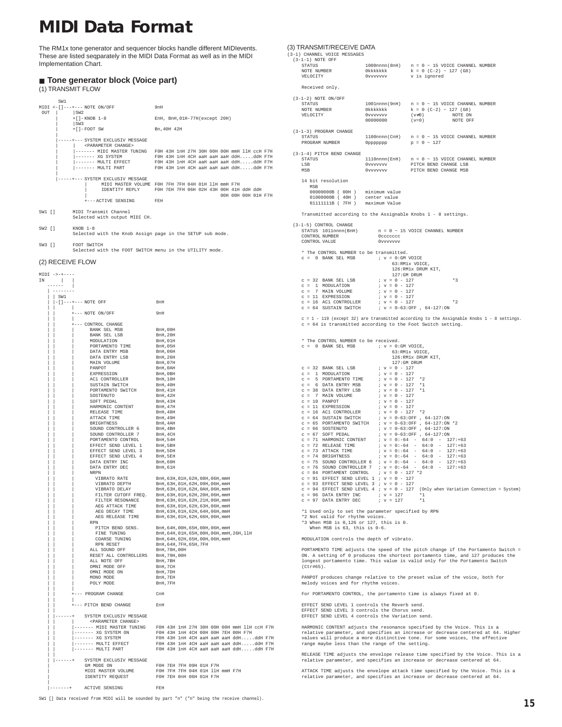# MIDI Data Format

The RM1x tone generator and sequencer blocks handle different MIDIevents. These are listed seqparately in the MIDI Data Format as well as in the MIDI Implementation Chart.

## ■ Tone generator block (Voice part)

(1) TRANSMIT FLOW

```
       SW1
MIDI <-[]---+--- NOTE ON/OFF              9nH
 OUT   |     |SW2
       |     +[]-KNOB 1-8                 EnH, BnH,01H-77H(except 20H)
       |     |SW3
       |     +[]-FOOT SW                  Bn,40H 42H
       |
       |-----+--- SYSTEM EXCLUSIV MESSAGE
       |     |    <PARAMETER CHANGE>
       |     |------- MIDI MASTER TUNING  F0H 43H 1nH 27H 30H 00H 00H mmH llH ccH F7H
       |     |------- XG SYSTEM           F0H 43H 1nH 4CH aaH aaH aaH ddH.....ddH F7H
       |     |------- MULTI EFFECT        F0H 43H 1nH 4CH aaH aaH aaH ddH.....ddH F7H
       |     |------- MULTI PART          F0H 43H 1nH 4CH aaH aaH aaH ddH.....ddH F7H
       |
       |-----+--- SYSTEM EXCLUSIV MESSAGE
             |      MIDI MASTER VOLUME  F0H 7FH 7FH 04H 01H llH mmH F7H
             |      IDENTITY REPLY      F0H 7EH 7FH 06H 02H 43H 00H 41H ddH ddH
             |                                                  00H 00H 00H 01H F7H
             +---ACTIVE SENSING         FEH
```

SW1 [] MIDI Transmit Channel
Selected with output MIDI CH.

SW2 [] KNOB 1-8
Selected with the Knob Assign page in the SETUP sub mode.

SW3 [] FOOT SWITCH
Selected with the FOOT SWITCH menu in the UTILITY mode.

(2) RECEIVE FLOW

```
MIDI ->-+----
IN      |   |
  ------    |
  | --------
  | | SW1
  | |-[]---+--- NOTE OFF                  8nH
  | |      |
  | |      +--- NOTE ON/OFF               9nH
  | |      |
  | |      +--- CONTROL CHANGE
  | |      |      BANK SEL MSB            BnH,00H
  | |      |      BANK SEL LSB            BnH,20H
  | |      |      MODULATION              BnH,01H
  | |      |      PORTAMENTO TIME         BnH,05H
  | |      |      DATA ENTRY MSB          BnH,06H
  | |      |      DATA ENTRY LSB          BnH,26H
  | |      |      MAIN VOLUME             BnH,07H
  | |      |      PANPOT                  BnH,0AH
  | |      |      EXPRESSION              BnH,0BH
  | |      |      AC1 CONTROLLER          BnH,10H
  | |      |      SUSTAIN SWITCH          BnH,40H
  | |      |      PORTAMENTO SWITCH       BnH,41H
  | |      |      SOSTENUTO               BnH,42H
  | |      |      SOFT PEDAL              BnH,43H
  | |      |      HARMONIC CONTENT        BnH,47H
  | |      |      RELEASE TIME            BnH,48H
  | |      |      ATTACK TIME             BnH,49H
  | |      |      BRIGHTNESS              BnH,4AH
  | |      |      SOUND CONTROLLER 6      BnH,4BH
  | |      |      SOUND CONTROLLER 7      BnH,4CH
  | |      |      PORTAMENTO CONTROL      BnH,54H
  | |      |      EFFECT SEND LEVEL 1     BnH,5BH
  | |      |      EFFECT SEND LEVEL 3     BnH,5DH
  | |      |      EFFECT SEND LEVEL 4     BnH,5EH
  | |      |      DATA ENTRY INC          BnH,60H
  | |      |      DATA ENTRY DEC          BnH,61H
  | |      |      NRPN
  | |      |        VIBRATO RATE          BnH,63H,01H,62H,08H,06H,mmH
  | |      |        VIBRATO DEPTH         BnH,63H,01H,62H,09H,06H,mmH
  | |      |        VIBRATO DELAY         BnH,63H,01H,62H,0AH,06H,mmH
  | |      |        FILTER CUTOFF FREQ.   BnH,63H,01H,62H,20H,06H,mmH
  | |      |        FILTER RESONANCE      BnH,63H,01H,62H,21H,06H,mmH
  | |      |        AEG ATTACK TIME       BnH,63H,01H,62H,63H,06H,mmH
  | |      |        AEG DECAY TIME        BnH,63H,01H,62H,64H,06H,mmH
  | |      |        AEG RELEASE TIME      BnH,63H,01H,62H,66H,06H,mmH
  | |      |      RPN
  | |      |        PITCH BEND SENS.      BnH,64H,00H,65H,00H,06H,mmH
  | |      |        FINE TUNING           BnH,64H,01H,65H,00H,06H,mmH,26H,llH
  | |      |        COARSE TUNING         BnH,64H,02H,65H,00H,06H,mmH
  | |      |        RPN RESET             BnH,64H,7FH,65H,7FH
  | |      |      ALL SOUND OFF           BnH,78H,00H
  | |      |      RESET ALL CONTROLLERS   BnH,79H,00H
  | |      |      ALL NOTE OFF            BnH,7BH
  | |      |      OMNI MODE OFF           BnH,7CH
  | |      |      OMNI MODE ON            BnH,7DH
  | |      |      MONO MODE               BnH,7EH
  | |      |      POLY MODE               BnH,7FH
  | |      |
  | |      +--- PROGRAM CHANGE            CnH
  | |      |
  | |      +--- PITCH BEND CHANGE         EnH
  | |
  | |------+   SYSTEM EXCLUSIV MESSAGE
  | |      |    <PARAMETER CHANGE>
  | |      |------- MIDI MASTER TUNING    F0H 43H 1nH 27H 30H 00H 00H mmH llH ccH F7H
  | |      |------- XG SYSTEM ON          F0H 43H 1nH 4CH 00H 00H 7EH 00H F7H
  | |      |------- XG SYSTEM             F0H 43H 1nH 4CH aaH aaH aaH ddH.....ddH F7H
  | |      |------- MULTI EFFECT          F0H 43H 1nH 4CH aaH aaH aaH ddH.....ddH F7H
  | |      |------- MULTI PART            F0H 43H 1nH 4CH aaH aaH aaH ddH.....ddH F7H
  | |
  | |------+   SYSTEM EXCLUSIV MESSAGE
  |            GM MODE ON                 F0H 7EH 7FH 09H 01H F7H
  |            MIDI MASTER VOLUME         F0H 7FH 7FH 04H 01H llH mmH F7H
  |            IDENTITY REQUEST           F0H 7EH 0nH 06H 01H F7H
  |
  |-------+    ACTIVE SENSING             FEH
```

SW1 [] Data received from MIDI will be sounded by part "n" ("n" being the receive channel).

(3) TRANSMIT/RECEIVE DATA

(3-1) CHANNEL VOICE MESSAGES

```
(3-1-1) NOTE OFF
  STATUS              1000nnnn(8nH)    n = 0 ~ 15 VOICE CHANNEL NUMBER
  NOTE NUMBER         0kkkkkkk         k = 0 (C-2) ~ 127 (G8)
  VELOCITY            0vvvvvvv         v is ignored

  Received only.

(3-1-2) NOTE ON/OFF
  STATUS              1001nnnn(9nH)    n = 0 ~ 15 VOICE CHANNEL NUMBER
  NOTE NUMBER         0kkkkkkk         k = 0 (C-2) ~ 127 (G8)
  VELOCITY            0vvvvvvv         (v≠0)         NOTE ON
                      00000000         (v=0)         NOTE OFF

(3-1-3) PROGRAM CHANGE
  STATUS              1100nnnn(CnH)    n = 0 ~ 15 VOICE CHANNEL NUMBER
  PROGRAM NUMBER      0ppppppp         p = 0 ~ 127

(3-1-4) PITCH BEND CHANGE
  STATUS              1110nnnn(EnH)    n = 0 ~ 15 VOICE CHANNEL NUMBER
  LSB                 0vvvvvvv         PITCH BEND CHANGE LSB
  MSB                 0vvvvvvv         PITCH BEND CHANGE MSB

  14 bit resolution
    MSB
    00000000B ( 00H )   minimum value
    01000000B ( 40H )   center value
    01111111B ( 7FH )   maximum Value

  Transmitted according to the Assignable Knobs 1 - 8 settings.

(3-1-5) CONTROL CHANGE
  STATUS  1011nnnn(BnH)        n = 0 ~ 15 VOICE CHANNEL NUMBER
  CONTROL NUMBER               0ccccccc
  CONTROL VALUE                0vvvvvvv

  * The CONTROL NUMBER to be transmitted.
  c =  0  BANK SEL MSB        ; v = 0:GM VOICE
                                    63:RM1x VOICE,
                                    126:RM1x DRUM KIT,
                                    127:GM DRUM
  c = 32  BANK SEL LSB        ; v = 0 - 127              *3
  c =  1  MODULATION          ; v = 0 - 127
  c =  7  MAIN VOLUME         ; v = 0 - 127
  c = 11  EXPRESSION          ; v = 0 - 127
  c = 16  AC1 CONTROLLER      ; v = 0 - 127              *2
  c = 64  SUSTAIN SWITCH      ; v = 0-63:OFF , 64-127:ON

  c = 1 - 119 (except 32) are transmitted according to the Assignable Knobs 1 - 8 settings.
  c = 64 is transmitted according to the Foot Switch setting.


  * The CONTROL NUMBER to be received.
  c =  0  BANK SEL MSB        ; v = 0:GM VOICE,
                                    63:RM1x VOICE,
                                    126:RM1x DRUM KIT,
                                    127:GM DRUM
  c = 32  BANK SEL LSB        ; v = 0 - 127
  c =  1  MODULATION          ; v = 0 - 127
  c =  5  PORTAMENTO TIME     ; v = 0 - 127  *2
  c =  6  DATA ENTRY MSB      ; v = 0 - 127  *1
  c = 38  DATA ENTRY LSB      ; v = 0 - 127  *1
  c =  7  MAIN VOLUME         ; v = 0 - 127
  c = 10  PANPOT              ; v = 0 - 127
  c = 11  EXPRESSION          ; v = 0 - 127
  c = 16  AC1 CONTROLLER      ; v = 0 - 127  *2
  c = 64  SUSTAIN SWITCH      ; v = 0-63:OFF , 64-127:ON
  c = 65  PORTAMENTO SWITCH   ; v = 0-63:OFF , 64-127:ON *2
  c = 66  SOSTENUTO           ; v = 0-63:OFF , 64-127:ON
  c = 67  SOFT PEDAL          ; v = 0-63:OFF , 64-127:ON
  c = 71  HARMONIC CONTENT    ; v = 0:-64  -  64:0  -  127:+63
  c = 72  RELEASE TIME        ; v = 0:-64  -  64:0  -  127:+63
  c = 73  ATTACK TIME         ; v = 0:-64  -  64:0  -  127:+63
  c = 74  BRIGHTNESS          ; v = 0:-64  -  64:0  -  127:+63
  c = 75  SOUND CONTROLLER 6  ; v = 0:-64  -  64:0  -  127:+63
  c = 76  SOUND CONTROLLER 7  ; v = 0:-64  -  64:0  -  127:+63
  c = 84  PORTAMENT CONTROL   ; v = 0 - 127 *2
  c = 91  EFFECT SEND LEVEL 1 ; v = 0 - 127
  c = 93  EFFECT SEND LEVEL 3 ; v = 0 - 127
  c = 94  EFFECT SEND LEVEL 4 ; v = 0 - 127  (Only when Variation Connection = System)
  c = 96  DATA ENTRY INC      ; v = 127      *1
  c = 97  DATA ENTRY DEC      ; v = 127      *1

  *1 Used only to set the parameter specified by RPN
  *2 Not valid for rhythm voices.
  *3 When MSB is 0,126 or 127, this is 0.
     When MSB is 63, this is 0-6.
```

MODULATION controls the depth of vibrato.

PORTAMENTO TIME adjusts the speed of the pitch change if the Portamento Switch = ON. A setting of 0 produces the shortest portamento time, and 127 produces the longest portamento time. This value is valid only for the Portamento Switch (Ctr#65).

PANPOT produces change relative to the preset value of the voice, both for melody voices and for rhythm voices.

For PORTAMENTO CONTROL, the portamento time is always fixed at 0.

EFFECT SEND LEVEL 1 controls the Reverb send.
EFFECT SEND LEVEL 3 controls the Chorus send.
EFFECT SEND LEVEL 4 controls the Variation send.

HARMONIC CONTENT adjusts the resonance specified by the Voice. This is a relative parameter, and specifies an increase or decrease centered at 64. Higher values will produce a more distinctive tone. For some voices, the effective range maybe less than the range of the setting.

RELEASE TIME adjusts the envelope release time specified by the Voice. This is a relative parameter, and specifies an increase or decrease centered at 64.

ATTACK TIME adjusts the envelope attack time specified by the Voice. This is a relative parameter, and specifies an increase or decrease centered at 64.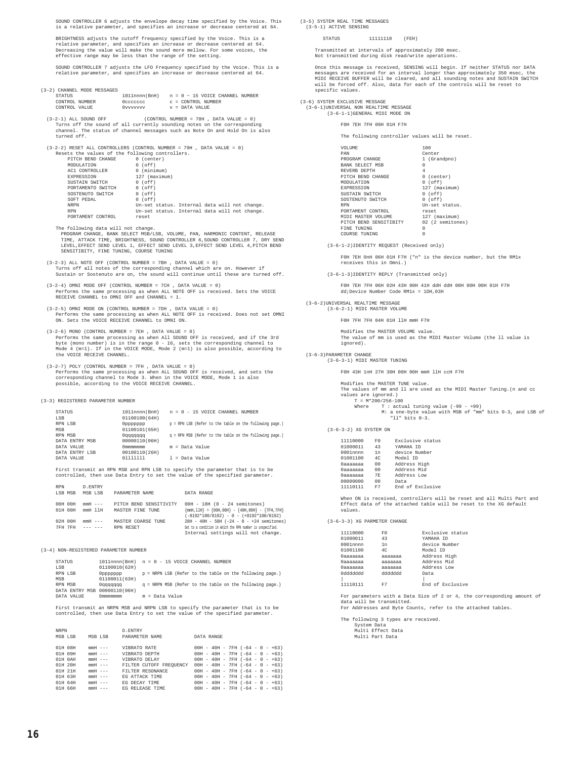SOUND CONTROLLER 6 adjusts the envelope decay time specified by the Voice. This is a relative parameter, and specifies an increase or decrease centered at 64.

BRIGHTNESS adjusts the cutoff frequency specified by the Voice. This is a relative parameter, and specifies an increase or decrease centered at 64. Decreasing the value will make the sound more mellow. For some voices, the effective range may be less than the range of the setting.

SOUND CONTROLLER 7 adjusts the LFO Frequency specified by the Voice. This is a relative parameter, and specifies an increase or decrease centered at 64.

## (3-2) CHANNEL MODE MESSAGES

| | | |
|---|---|---|
| STATUS | 1011nnnn(BnH) | n = 0 ~ 15 VOICE CHANNEL NUMBER |
| CONTROL NUMBER | 0ccccccc | c = CONTROL NUMBER |
| CONTROL VALUE | 0vvvvvvv | v = DATA VALUE |

(3-2-1) ALL SOUND OFF (CONTROL NUMBER = 78H , DATA VALUE = 0)
Turns off the sound of all currently sounding notes on the corresponding channel. The status of channel messages such as Note On and Hold On is also turned off.

(3-2-2) RESET ALL CONTROLLERS (CONTROL NUMBER = 79H , DATA VALUE = 0)
Resets the values of the following controllers.

| | |
|---|---|
| PITCH BEND CHANGE | 0 (center) |
| MODULATION | 0 (off) |
| AC1 CONTROLLER | 0 (minimum) |
| EXPRESSION | 127 (maximum) |
| SUSTAIN SWITCH | 0 (off) |
| PORTAMENTO SWITCH | 0 (off) |
| SOSTENUTO SWITCH | 0 (off) |
| SOFT PEDAL | 0 (off) |
| NRPN | Un-set status. Internal data will not change. |
| RPN | Un-set status. Internal data will not change. |
| PORTAMENT CONTROL | reset |

The following data will not change.
PROGRAM CHANGE, BANK SELECT MSB/LSB, VOLUME, PAN, HARMONIC CONTENT, RELEASE TIME, ATTACK TIME, BRIGHTNESS, SOUND CONTROLLER 6,SOUND CONTROLLER 7, DRY SEND LEVEL,EFFECT SEND LEVEL 1, EFFECT SEND LEVEL 3,EFFECT SEND LEVEL 4,PITCH BEND SENSITIBITY, FINE TUNING, COURSE TUNING

(3-2-3) ALL NOTE OFF (CONTROL NUMBER = 7BH , DATA VALUE = 0)
Turns off all notes of the corresponding channel which are on. However if Sustain or Sostenuto are on, the sound will continue until these are turned off.

(3-2-4) OMNI MODE OFF (CONTROL NUMBER = 7CH , DATA VALUE = 0)
Performs the same processing as when ALL NOTE OFF is received. Sets the VOICE RECEIVE CHANNEL to OMNI OFF and CHANNEL = 1.

(3-2-5) OMNI MODE ON (CONTROL NUMBER = 7DH , DATA VALUE = 0)
Performs the same processing as when ALL NOTE OFF is received. Does not set OMNI ON. Sets the VOICE RECEIVE CHANNEL to OMNI ON.

(3-2-6) MONO (CONTROL NUMBER = 7EH , DATA VALUE = 0)
Performs the same processing as when All SOUND OFF is received, and if the 3rd byte (mono number) is in the range 0 - 16, sets the corresponding channel to Mode 4 (m=1). If in the VOICE MODE, Mode 2 (m=1) is also possible, according to the VOICE RECEIVE CHANNEL.

(3-2-7) POLY (CONTROL NUMBER = 7FH , DATA VALUE = 0)
Performs the same processing as when ALL SOUND OFF is received, and sets the corresponding channel to Mode 3. If in the VOICE MODE, Mode 1 is also possible, according to the VOICE RECEIVE CHANNEL.

## (3-3) REGISTERED PARAMETER NUMBER

| | | |
|---|---|---|
| STATUS | 1011nnnn(BnH) | n = 0 - 15 VOICE CHANNEL NUMBER |
| LSB | 01100100(64H) | |
| RPN LSB | 0ppppppp | p = RPN LSB (Refer to the table on the following page.) |
| MSB | 01100101(65H) | |
| RPN MSB | 0qqqqqqq | q = RPN MSB (Refer to the table on the following page.) |
| DATA ENTRY MSB | 00000110(06H) | |
| DATA VALUE | 0mmmmmmm | m = Data Value |
| DATA ENTRY LSB | 00100110(26H) | |
| DATA VALUE | 0lllllll | l = Data Value |

First transmit an RPN MSB and RPN LSB to specify the parameter that is to be controlled, then use Data Entry to set the value of the specified parameter.

| RPN LSB MSB | D.ENTRY MSB LSB | PARAMETER NAME | DATA RANGE |
|---|---|---|---|
| 00H 00H | mmH --- | PITCH BEND SENSITIVITY | 00H - 18H (0 - 24 semitones) |
| 01H 00H | mmH llH | MASTER FINE TUNE | {mmH,llH} = {00H,00H} - {40H,00H} - {7FH,7FH} {-8192*100/8192) - 0 - (+8192*100/8192) |
| 02H 00H | mmH --- | MASTER COARSE TUNE | 28H - 40H - 58H (-24 - 0 - +24 semitones) |
| 7FH 7FH | --- --- | RPN RESET | Set to a condition in which the RPN number is unspecified. Internal settings will not change. |

## (3-4) NON-REGISTERED PARAMETER NUMBER

| | | |
|---|---|---|
| STATUS | 1011nnnn(BnH) | n = 0 - 15 VOICE CHANNEL NUMBER |
| LSB | 01100010(62H) | |
| RPN LSB | 0ppppppp | p = NRPN LSB (Refer to the table on the following page.) |
| MSB | 01100011(63H) | |
| RPN MSB | 0qqqqqqq | q = NRPN MSB (Refer to the table on the following page.) |
| DATA ENTRY MSB | 00000110(06H) | |
| DATA VALUE | 0mmmmmmm | m = Data Value |

First transmit an NRPN MSB and NRPN LSB to specify the parameter that is to be controlled, then use Data Entry to set the value of the specified parameter.

| NRPN MSB LSB | D.ENTRY MSB LSB | PARAMETER NAME | DATA RANGE |
|---|---|---|---|
| 01H 08H | mmH --- | VIBRATO RATE | 00H - 40H - 7FH (-64 - 0 - +63) |
| 01H 09H | mmH --- | VIBRATO DEPTH | 00H - 40H - 7FH (-64 - 0 - +63) |
| 01H 0AH | mmH --- | VIBRATO DELAY | 00H - 40H - 7FH (-64 - 0 - +63) |
| 01H 20H | mmH --- | FILTER CUTOFF FREQUENCY | 00H - 40H - 7FH (-64 - 0 - +63) |
| 01H 21H | mmH --- | FILTER RESONANCE | 00H - 40H - 7FH (-64 - 0 - +63) |
| 01H 63H | mmH --- | EG ATTACK TIME | 00H - 40H - 7FH (-64 - 0 - +63) |
| 01H 64H | mmH --- | EG DECAY TIME | 00H - 40H - 7FH (-64 - 0 - +63) |
| 01H 66H | mmH --- | EG RELEASE TIME | 00H - 40H - 7FH (-64 - 0 - +63) |

## (3-5) SYSTEM REAL TIME MESSAGES

### (3-5-1) ACTIVE SENSING

STATUS 11111110 (FEH)

Transmitted at intervals of approximately 200 msec.
Not transmitted during disk read/write operations.

Once this message is received, SENSING will begin. If neither STATUS nor DATA messages are received for an interval longer than approximately 350 msec, the MIDI RECEIVE BUFFER will be cleared, and all sounding notes and SUSTAIN SWITCH will be forced off. Also, data for each of the controls will be reset to specific values.

## (3-6) SYSTEM EXCLUSIVE MESSAGE

### (3-6-1)UNIVERSAL NON REALTIME MESSAGE

#### (3-6-1-1)GENERAL MIDI MODE ON

F0H 7EH 7FH 09H 01H F7H

The following controller values will be reset.

| | |
|---|---|
| VOLUME | 100 |
| PAN | Center |
| PROGRAM CHANGE | 1 (Grandpno) |
| BANK SELECT MSB | 0 |
| REVERB DEPTH | 4 |
| PITCH BEND CHANGE | 0 (center) |
| MODULATION | 0 (off) |
| EXPRESSION | 127 (maximum) |
| SUSTAIN SWITCH | 0 (off) |
| SOSTENUTO SWITCH | 0 (off) |
| RPN | Un-set status. |
| PORTAMENT CONTROL | reset |
| MIDI MASTER VOLUME | 127 (maximum) |
| PITCH BEND SENSITIBITY | 02 (2 semitones) |
| FINE TUNING | 0 |
| COURSE TUNING | 0 |

#### (3-6-1-2)IDENTITY REQUEST (Received only)

F0H 7EH 0nH 06H 01H F7H ("n" is the device number, but the RM1x receives this in Omni.)

#### (3-6-1-3)IDENTITY REPLY (Transmitted only)

F0H 7EH 7FH 06H 02H 43H 00H 41H ddH ddH 00H 00H 00H 01H F7H
dd;Device Number Code RM1x = 1DH,03H

### (3-6-2)UNIVERSAL REALTIME MESSAGE

#### (3-6-2-1) MIDI MASTER VOLUME

F0H 7FH 7FH 04H 01H llH mmH F7H

Modifies the MASTER VOLUME value.
The value of mm is used as the MIDI Master Volume (the ll value is ignored).

### (3-6-3)PARAMETER CHANGE

#### (3-6-3-1) MIDI MASTER TUNING

F0H 43H 1nH 27H 30H 00H 00H mmH llH ccH F7H

Modifies the MASTER TUNE value.
The values of mm and ll are used as the MIDI Master Tuning.(n and cc values are ignored.)

T = M*200/256-100
Where T : actual tuning value (-99 - +99)
M: a one-byte value with MSB of "mm" bits 0-3, and LSB of "ll" bits 0-3.

#### (3-6-3-2) XG SYSTEM ON

| | | |
|---|---|---|
| 11110000 | F0 | Exclusive status |
| 01000011 | 43 | YAMAHA ID |
| 0001nnnn | 1n | device Number |
| 01001100 | 4C | Model ID |
| 0aaaaaaa | 00 | Address High |
| 0aaaaaaa | 00 | Address Mid |
| 0aaaaaaa | 7E | Address Low |
| 00000000 | 00 | Data |
| 11110111 | F7 | End of Exclusive |

When ON is received, controllers will be reset and all Multi Part and Effect data of the attached table will be reset to the XG default values.

#### (3-6-3-3) XG PARMETER CHANGE

| | | |
|---|---|---|
| 11110000 | F0 | Exclusive status |
| 01000011 | 43 | YAMAHA ID |
| 0001nnnn | 1n | device Number |
| 01001100 | 4C | Model ID |
| 0aaaaaaa | aaaaaaa | Address High |
| 0aaaaaaa | aaaaaaa | Address Mid |
| 0aaaaaaa | aaaaaaa | Address Low |
| 0ddddddd | ddddddd | Data |
| \| | \| | |
| 11110111 | F7 | End of Exclusive |

For parameters with a Data Size of 2 or 4, the corresponding amount of data will be transmitted.
For Addresses and Byte Counts, refer to the attached tables.

The following 3 types are received.
- System Data
- Multi Effect Data
- Multi Part Data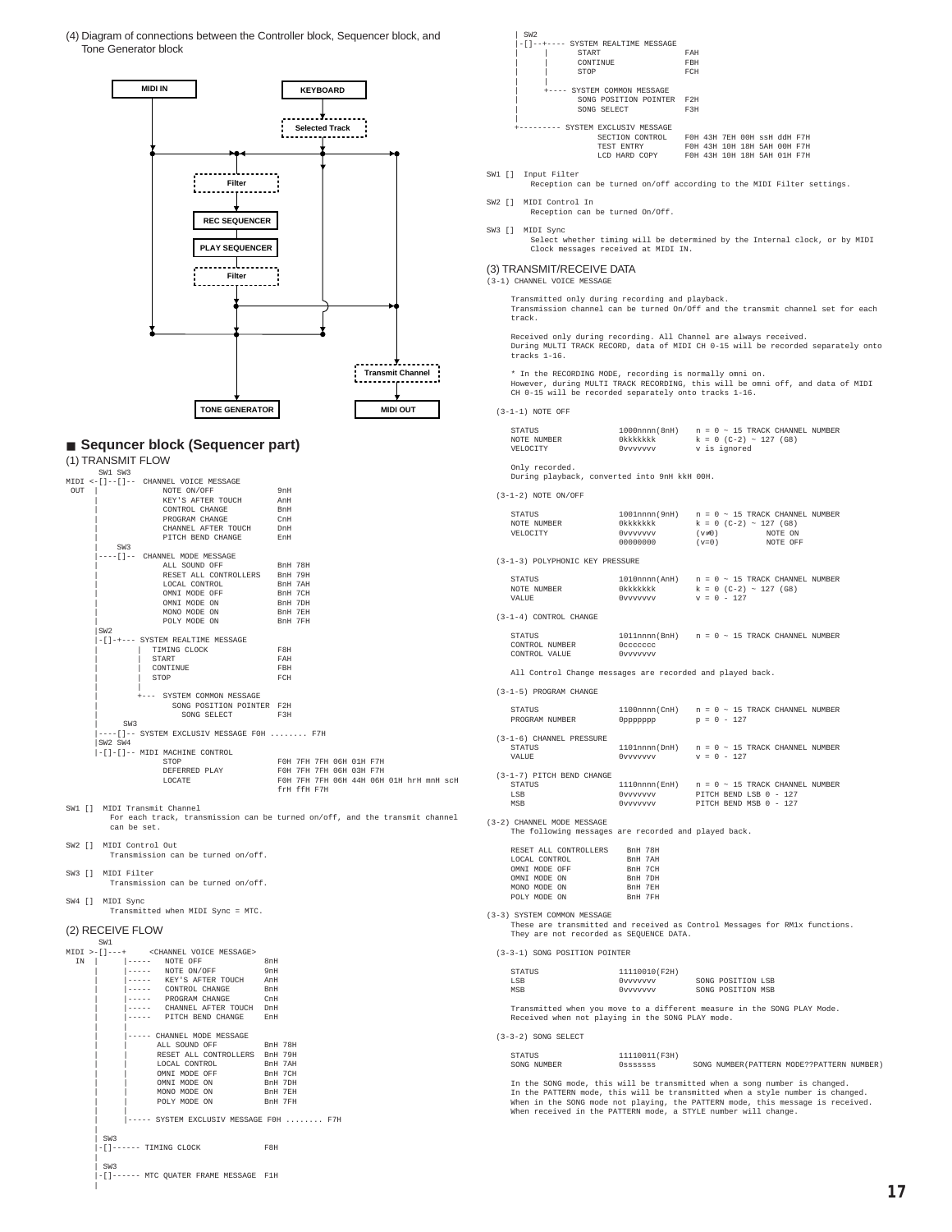(4) Diagram of connections between the Controller block, Sequencer block, and Tone Generator block

```
MIDI IN                         KEYBOARD
                                Selected Track
   Filter
   REC SEQUENCER
   PLAY SEQUENCER
   Filter
                                        Transmit Channel
   TONE GENERATOR                       MIDI OUT
```

## ■ Sequncer block (Sequencer part)

### (1) TRANSMIT FLOW

```
       SW1 SW3
MIDI <-[]--[]--  CHANNEL VOICE MESSAGE
 OUT  |               NOTE ON/OFF              9nH
      |               KEY'S AFTER TOUCH        AnH
      |               CONTROL CHANGE           BnH
      |               PROGRAM CHANGE           CnH
      |               CHANNEL AFTER TOUCH      DnH
      |               PITCH BEND CHANGE        EnH
      |    SW3
      |----[]--  CHANNEL MODE MESSAGE
      |               ALL SOUND OFF            BnH 78H
      |               RESET ALL CONTROLLERS    BnH 79H
      |               LOCAL CONTROL            BnH 7AH
      |               OMNI MODE OFF            BnH 7CH
      |               OMNI MODE ON             BnH 7DH
      |               MONO MODE ON             BnH 7EH
      |               POLY MODE ON             BnH 7FH
      |SW2
      |-[]-+--- SYSTEM REALTIME MESSAGE
      |    |    TIMING CLOCK                   F8H
      |    |    START                          FAH
      |    |    CONTINUE                       FBH
      |    |    STOP                           FCH
      |    |
      |    +--- SYSTEM COMMON MESSAGE
      |              SONG POSITION POINTER  F2H
      |                SONG SELECT            F3H
      |     SW3
      |----[]-- SYSTEM EXCLUSIV MESSAGE F0H ........ F7H
      |SW2 SW4
      |-[]-[]-- MIDI MACHINE CONTROL
                      STOP                     F0H 7FH 7FH 06H 01H F7H
                      DEFERRED PLAY            F0H 7FH 7FH 06H 03H F7H
                      LOCATE                   F0H 7FH 7FH 06H 44H 06H 01H hrH mnH scH
                                               frH ffH F7H
```

SW1 [] MIDI Transmit Channel
For each track, transmission can be turned on/off, and the transmit channel can be set.

SW2 [] MIDI Control Out
Transmission can be turned on/off.

SW3 [] MIDI Filter
Transmission can be turned on/off.

SW4 [] MIDI Sync
Transmitted when MIDI Sync = MTC.

### (2) RECEIVE FLOW

```
       SW1
MIDI >-[]---+      <CHANNEL VOICE MESSAGE>
  IN  |     |-----  NOTE OFF               8nH
      |     |-----  NOTE ON/OFF            9nH
      |     |-----  KEY'S AFTER TOUCH      AnH
      |     |-----  CONTROL CHANGE         BnH
      |     |-----  PROGRAM CHANGE         CnH
      |     |-----  CHANNEL AFTER TOUCH    DnH
      |     |-----  PITCH BEND CHANGE      EnH
      |     |
      |     |----- CHANNEL MODE MESSAGE
      |     |      ALL SOUND OFF          BnH 78H
      |     |      RESET ALL CONTROLLERS  BnH 79H
      |     |      LOCAL CONTROL          BnH 7AH
      |     |      OMNI MODE OFF          BnH 7CH
      |     |      OMNI MODE ON           BnH 7DH
      |     |      MONO MODE ON           BnH 7EH
      |     |      POLY MODE ON           BnH 7FH
      |     |
      |     |----- SYSTEM EXCLUSIV MESSAGE F0H ........ F7H
      |
      | SW3
      |-[]------ TIMING CLOCK              F8H
      |
      | SW3
      |-[]------ MTC QUATER FRAME MESSAGE  F1H
      |
      | SW2
      |-[]--+---- SYSTEM REALTIME MESSAGE
      |     |       START                  FAH
      |     |       CONTINUE               FBH
      |     |       STOP                   FCH
      |     |
      |     +---- SYSTEM COMMON MESSAGE
      |             SONG POSITION POINTER  F2H
      |             SONG SELECT            F3H
      |
      +--------- SYSTEM EXCLUSIV MESSAGE
                    SECTION CONTROL    F0H 43H 7EH 00H ssH ddH F7H
                    TEST ENTRY         F0H 43H 10H 18H 5AH 00H F7H
                    LCD HARD COPY      F0H 43H 10H 18H 5AH 01H F7H
```

SW1 [] Input Filter
Reception can be turned on/off according to the MIDI Filter settings.

SW2 [] MIDI Control In
Reception can be turned On/Off.

SW3 [] MIDI Sync
Select whether timing will be determined by the Internal clock, or by MIDI Clock messages received at MIDI IN.

### (3) TRANSMIT/RECEIVE DATA

(3-1) CHANNEL VOICE MESSAGE

Transmitted only during recording and playback.
Transmission channel can be turned On/Off and the transmit channel set for each track.

Received only during recording. All Channel are always received.
During MULTI TRACK RECORD, data of MIDI CH 0-15 will be recorded separately onto tracks 1-16.

\* In the RECORDING MODE, recording is normally omni on.
However, during MULTI TRACK RECORDING, this will be omni off, and data of MIDI CH 0-15 will be recorded separately onto tracks 1-16.

(3-1-1) NOTE OFF

```
STATUS             1000nnnn(8nH)   n = 0 ~ 15 TRACK CHANNEL NUMBER
NOTE NUMBER        0kkkkkkk        k = 0 (C-2) ~ 127 (G8)
VELOCITY           0vvvvvvv        v is ignored
```

Only recorded.
During playback, converted into 9nH kkH 00H.

(3-1-2) NOTE ON/OFF

```
STATUS             1001nnnn(9nH)   n = 0 ~ 15 TRACK CHANNEL NUMBER
NOTE NUMBER        0kkkkkkk        k = 0 (C-2) ~ 127 (G8)
VELOCITY           0vvvvvvv        (v≠0)        NOTE ON
                   00000000        (v=0)        NOTE OFF
```

(3-1-3) POLYPHONIC KEY PRESSURE

```
STATUS             1010nnnn(AnH)   n = 0 ~ 15 TRACK CHANNEL NUMBER
NOTE NUMBER        0kkkkkkk        k = 0 (C-2) ~ 127 (G8)
VALUE              0vvvvvvv        v = 0 - 127
```

(3-1-4) CONTROL CHANGE

```
STATUS             1011nnnn(BnH)   n = 0 ~ 15 TRACK CHANNEL NUMBER
CONTROL NUMBER     0ccccccc
CONTROL VALUE      0vvvvvvv
```

All Control Change messages are recorded and played back.

(3-1-5) PROGRAM CHANGE

```
STATUS             1100nnnn(CnH)   n = 0 ~ 15 TRACK CHANNEL NUMBER
PROGRAM NUMBER     0ppppppp        p = 0 - 127
```

(3-1-6) CHANNEL PRESSURE

```
STATUS             1101nnnn(DnH)   n = 0 ~ 15 TRACK CHANNEL NUMBER
VALUE              0vvvvvvv        v = 0 - 127
```

(3-1-7) PITCH BEND CHANGE

```
STATUS             1110nnnn(EnH)   n = 0 ~ 15 TRACK CHANNEL NUMBER
LSB                0vvvvvvv        PITCH BEND LSB 0 - 127
MSB                0vvvvvvv        PITCH BEND MSB 0 - 127
```

(3-2) CHANNEL MODE MESSAGE
The following messages are recorded and played back.

```
RESET ALL CONTROLLERS    BnH 78H
LOCAL CONTROL            BnH 7AH
OMNI MODE OFF            BnH 7CH
OMNI MODE ON             BnH 7DH
MONO MODE ON             BnH 7EH
POLY MODE ON             BnH 7FH
```

(3-3) SYSTEM COMMON MESSAGE
These are transmitted and received as Control Messages for RM1x functions.
They are not recorded as SEQUENCE DATA.

(3-3-1) SONG POSITION POINTER

```
STATUS             11110010(F2H)
LSB                0vvvvvvv        SONG POSITION LSB
MSB                0vvvvvvv        SONG POSITION MSB
```

Transmitted when you move to a different measure in the SONG PLAY Mode.
Received when not playing in the SONG PLAY mode.

(3-3-2) SONG SELECT

```
STATUS             11110011(F3H)
SONG NUMBER        0sssssss        SONG NUMBER(PATTERN MODE??PATTERN NUMBER)
```

In the SONG mode, this will be transmitted when a song number is changed.
In the PATTERN mode, this will be transmitted when a style number is changed.
When in the SONG mode not playing, the PATTERN mode, this message is received.
When received in the PATTERN mode, a STYLE number will change.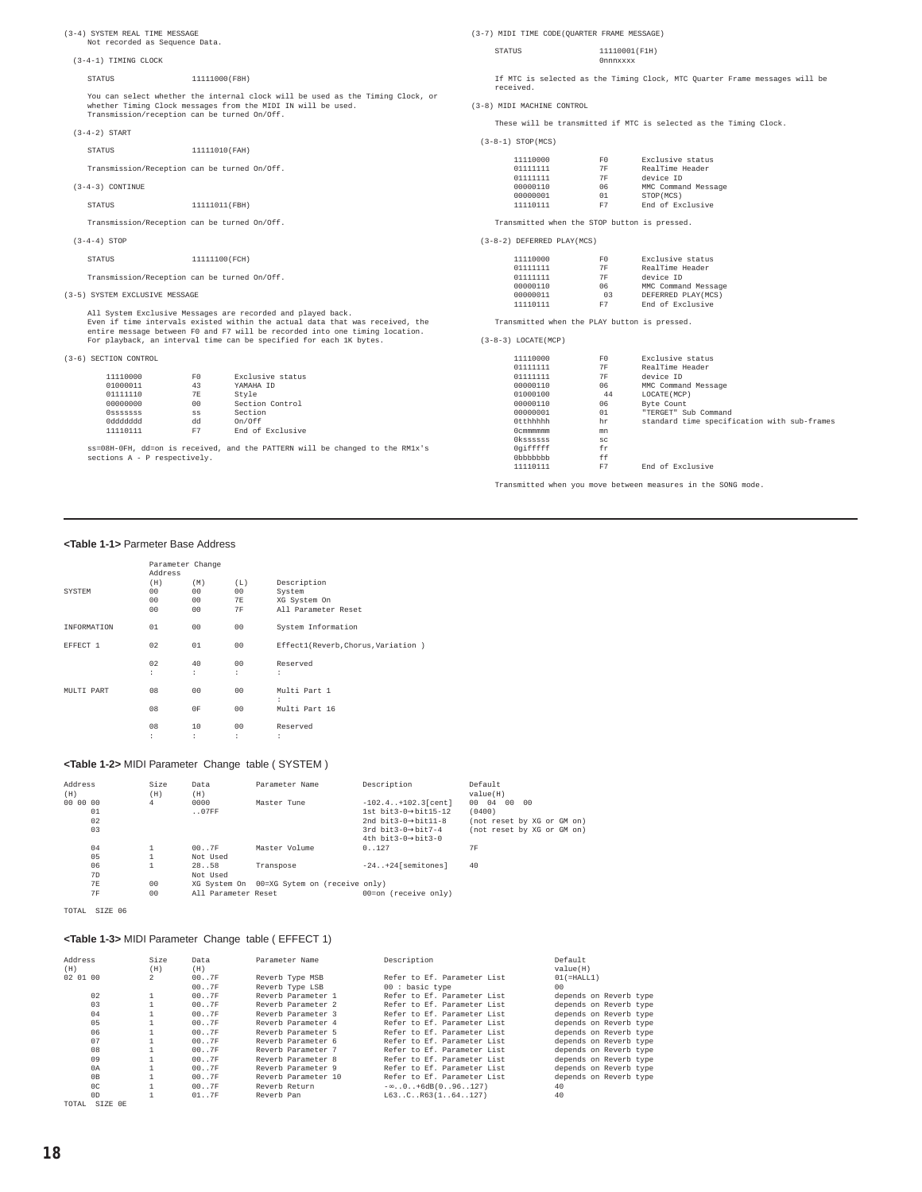(3-4) SYSTEM REAL TIME MESSAGE
Not recorded as Sequence Data.

(3-4-1) TIMING CLOCK

STATUS 11111000(F8H)

You can select whether the internal clock will be used as the Timing Clock, or whether Timing Clock messages from the MIDI IN will be used.
Transmission/reception can be turned On/Off.

(3-4-2) START

STATUS 11111010(FAH)

Transmission/Reception can be turned On/Off.

(3-4-3) CONTINUE

STATUS 11111011(FBH)

Transmission/Reception can be turned On/Off.

(3-4-4) STOP

STATUS 11111100(FCH)

Transmission/Reception can be turned On/Off.

(3-5) SYSTEM EXCLUSIVE MESSAGE

All System Exclusive Messages are recorded and played back.
Even if time intervals existed within the actual data that was received, the entire message between F0 and F7 will be recorded into one timing location.
For playback, an interval time can be specified for each 1K bytes.

(3-6) SECTION CONTROL

| | | |
|---|---|---|
| 11110000 | F0 | Exclusive status |
| 01000011 | 43 | YAMAHA ID |
| 01111110 | 7E | Style |
| 00000000 | 00 | Section Control |
| 0sssssss | ss | Section |
| 0ddddddd | dd | On/Off |
| 11110111 | F7 | End of Exclusive |

ss=08H-0FH, dd=on is received, and the PATTERN will be changed to the RM1x's sections A - P respectively.

(3-7) MIDI TIME CODE(QUARTER FRAME MESSAGE)

STATUS 11110001(F1H)
0nnnxxxx

If MTC is selected as the Timing Clock, MTC Quarter Frame messages will be received.

(3-8) MIDI MACHINE CONTROL

These will be transmitted if MTC is selected as the Timing Clock.

(3-8-1) STOP(MCS)

| | | |
|---|---|---|
| 11110000 | F0 | Exclusive status |
| 01111111 | 7F | RealTime Header |
| 01111111 | 7F | device ID |
| 00000110 | 06 | MMC Command Message |
| 00000001 | 01 | STOP(MCS) |
| 11110111 | F7 | End of Exclusive |

Transmitted when the STOP button is pressed.

(3-8-2) DEFERRED PLAY(MCS)

| | | |
|---|---|---|
| 11110000 | F0 | Exclusive status |
| 01111111 | 7F | RealTime Header |
| 01111111 | 7F | device ID |
| 00000110 | 06 | MMC Command Message |
| 00000011 | 03 | DEFERRED PLAY(MCS) |
| 11110111 | F7 | End of Exclusive |

Transmitted when the PLAY button is pressed.

(3-8-3) LOCATE(MCP)

| | | |
|---|---|---|
| 11110000 | F0 | Exclusive status |
| 01111111 | 7F | RealTime Header |
| 01111111 | 7F | device ID |
| 00000110 | 06 | MMC Command Message |
| 01000100 | 44 | LOCATE(MCP) |
| 00000110 | 06 | Byte Count |
| 00000001 | 01 | "TERGET" Sub Command |
| 0tthhhhh | hr | standard time specification with sub-frames |
| 0cmmmmmm | mn | |
| 0ksssss | sc | |
| 0giffff | fr | |
| 0bbbbbbb | ff | |
| 11110111 | F7 | End of Exclusive |

Transmitted when you move between measures in the SONG mode.

**<Table 1-1>** Parmeter Base Address

| | Parameter Change Address (H) | (M) | (L) | Description |
|---|---|---|---|---|
| SYSTEM | 00 | 00 | 00 | System |
| | 00 | 00 | 7E | XG System On |
| | 00 | 00 | 7F | All Parameter Reset |
| INFORMATION | 01 | 00 | 00 | System Information |
| EFFECT 1 | 02 | 01 | 00 | Effect1(Reverb,Chorus,Variation ) |
| | 02 | 40 | 00 | Reserved |
| | : | : | : | : |
| MULTI PART | 08 | 00 | 00 | Multi Part 1 |
| | | | | : |
| | 08 | 0F | 00 | Multi Part 16 |
| | 08 | 10 | 00 | Reserved |
| | : | : | : | : |

**<Table 1-2>** MIDI Parameter Change table ( SYSTEM )

| Address (H) | Size (H) | Data (H) | Parameter Name | Description | Default value(H) |
|---|---|---|---|---|---|
| 00 00 00 | 4 | 0000 | Master Tune | -102.4..+102.3[cent] | 00 04 00 00 |
| 01 | | ..07FF | | 1st bit3-0→bit15-12 | (0400) |
| 02 | | | | 2nd bit3-0→bit11-8 | (not reset by XG or GM on) |
| 03 | | | | 3rd bit3-0→bit7-4 | (not reset by XG or GM on) |
| | | | | 4th bit3-0→bit3-0 | |
| 04 | 1 | 00..7F | Master Volume | 0..127 | 7F |
| 05 | 1 | Not Used | | | |
| 06 | 1 | 28..58 | Transpose | -24..+24[semitones] | 40 |
| 7D | | Not Used | | | |
| 7E | 00 | XG System On | 00=XG Sytem on (receive only) | | |
| 7F | 00 | All Parameter Reset | | 00=on (receive only) | |

TOTAL SIZE 06

**<Table 1-3>** MIDI Parameter Change table ( EFFECT 1)

| Address (H) | Size (H) | Data (H) | Parameter Name | Description | Default value(H) |
|---|---|---|---|---|---|
| 02 01 00 | 2 | 00..7F | Reverb Type MSB | Refer to Ef. Parameter List | 01(=HALL1) |
| | | 00..7F | Reverb Type LSB | 00 : basic type | 00 |
| 02 | 1 | 00..7F | Reverb Parameter 1 | Refer to Ef. Parameter List | depends on Reverb type |
| 03 | 1 | 00..7F | Reverb Parameter 2 | Refer to Ef. Parameter List | depends on Reverb type |
| 04 | 1 | 00..7F | Reverb Parameter 3 | Refer to Ef. Parameter List | depends on Reverb type |
| 05 | 1 | 00..7F | Reverb Parameter 4 | Refer to Ef. Parameter List | depends on Reverb type |
| 06 | 1 | 00..7F | Reverb Parameter 5 | Refer to Ef. Parameter List | depends on Reverb type |
| 07 | 1 | 00..7F | Reverb Parameter 6 | Refer to Ef. Parameter List | depends on Reverb type |
| 08 | 1 | 00..7F | Reverb Parameter 7 | Refer to Ef. Parameter List | depends on Reverb type |
| 09 | 1 | 00..7F | Reverb Parameter 8 | Refer to Ef. Parameter List | depends on Reverb type |
| 0A | 1 | 00..7F | Reverb Parameter 9 | Refer to Ef. Parameter List | depends on Reverb type |
| 0B | 1 | 00..7F | Reverb Parameter 10 | Refer to Ef. Parameter List | depends on Reverb type |
| 0C | 1 | 00..7F | Reverb Return | -∞..0..+6dB(0..96..127) | 40 |
| 0D | 1 | 01..7F | Reverb Pan | L63..C..R63(1..64..127) | 40 |

TOTAL SIZE 0E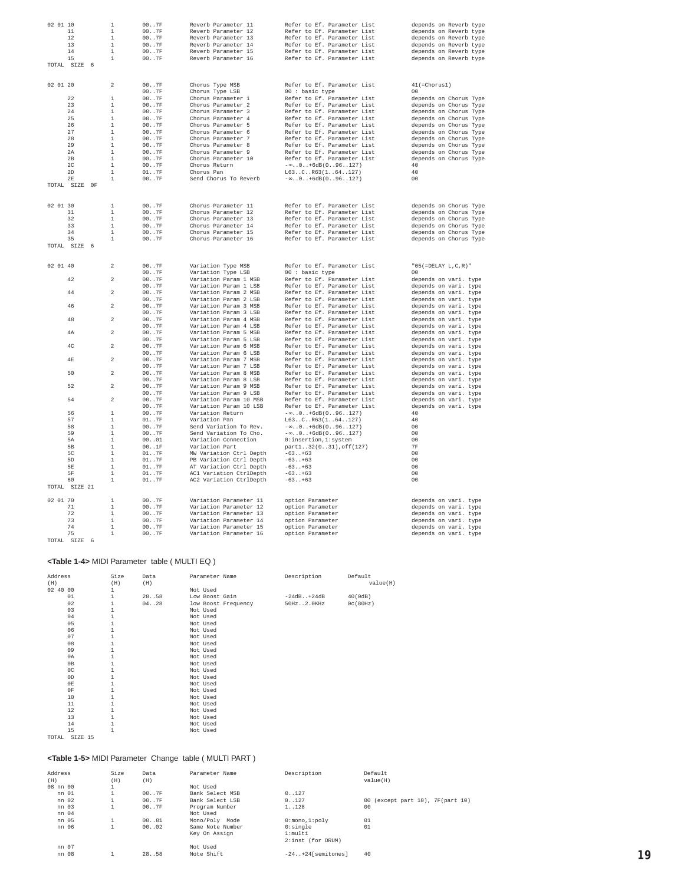| Address (H) | Size (H) | Data (H) | Parameter Name | Description | Default value(H) |
|---|---|---|---|---|---|
| 02 01 10 | 1 | 00..7F | Reverb Parameter 11 | Refer to Ef. Parameter List | depends on Reverb type |
| 11 | 1 | 00..7F | Reverb Parameter 12 | Refer to Ef. Parameter List | depends on Reverb type |
| 12 | 1 | 00..7F | Reverb Parameter 13 | Refer to Ef. Parameter List | depends on Reverb type |
| 13 | 1 | 00..7F | Reverb Parameter 14 | Refer to Ef. Parameter List | depends on Reverb type |
| 14 | 1 | 00..7F | Reverb Parameter 15 | Refer to Ef. Parameter List | depends on Reverb type |
| 15 | 1 | 00..7F | Reverb Parameter 16 | Refer to Ef. Parameter List | depends on Reverb type |
| TOTAL SIZE 6 | | | | | |
| 02 01 20 | 2 | 00..7F | Chorus Type MSB | Refer to Ef. Parameter List | 41(=Chorus1) |
| | | 00..7F | Chorus Type LSB | 00 : basic type | 00 |
| 22 | 1 | 00..7F | Chorus Parameter 1 | Refer to Ef. Parameter List | depends on Chorus Type |
| 23 | 1 | 00..7F | Chorus Parameter 2 | Refer to Ef. Parameter List | depends on Chorus Type |
| 24 | 1 | 00..7F | Chorus Parameter 3 | Refer to Ef. Parameter List | depends on Chorus Type |
| 25 | 1 | 00..7F | Chorus Parameter 4 | Refer to Ef. Parameter List | depends on Chorus Type |
| 26 | 1 | 00..7F | Chorus Parameter 5 | Refer to Ef. Parameter List | depends on Chorus Type |
| 27 | 1 | 00..7F | Chorus Parameter 6 | Refer to Ef. Parameter List | depends on Chorus Type |
| 28 | 1 | 00..7F | Chorus Parameter 7 | Refer to Ef. Parameter List | depends on Chorus Type |
| 29 | 1 | 00..7F | Chorus Parameter 8 | Refer to Ef. Parameter List | depends on Chorus Type |
| 2A | 1 | 00..7F | Chorus Parameter 9 | Refer to Ef. Parameter List | depends on Chorus Type |
| 2B | 1 | 00..7F | Chorus Parameter 10 | Refer to Ef. Parameter List | depends on Chorus Type |
| 2C | 1 | 00..7F | Chorus Return | -∞..0..+6dB(0..96..127) | 40 |
| 2D | 1 | 01..7F | Chorus Pan | L63..C..R63(1..64..127) | 40 |
| 2E | 1 | 00..7F | Send Chorus To Reverb | -∞..0..+6dB(0..96..127) | 00 |
| TOTAL SIZE 0F | | | | | |
| 02 01 30 | 1 | 00..7F | Chorus Parameter 11 | Refer to Ef. Parameter List | depends on Chorus Type |
| 31 | 1 | 00..7F | Chorus Parameter 12 | Refer to Ef. Parameter List | depends on Chorus Type |
| 32 | 1 | 00..7F | Chorus Parameter 13 | Refer to Ef. Parameter List | depends on Chorus Type |
| 33 | 1 | 00..7F | Chorus Parameter 14 | Refer to Ef. Parameter List | depends on Chorus Type |
| 34 | 1 | 00..7F | Chorus Parameter 15 | Refer to Ef. Parameter List | depends on Chorus Type |
| 35 | 1 | 00..7F | Chorus Parameter 16 | Refer to Ef. Parameter List | depends on Chorus Type |
| TOTAL SIZE 6 | | | | | |
| 02 01 40 | 2 | 00..7F | Variation Type MSB | Refer to Ef. Parameter List | "05(=DELAY L,C,R)" |
| | | 00..7F | Variation Type LSB | 00 : basic type | 00 |
| 42 | 2 | 00..7F | Variation Param 1 MSB | Refer to Ef. Parameter List | depends on vari. type |
| | | 00..7F | Variation Param 1 LSB | Refer to Ef. Parameter List | depends on vari. type |
| 44 | 2 | 00..7F | Variation Param 2 MSB | Refer to Ef. Parameter List | depends on vari. type |
| | | 00..7F | Variation Param 2 LSB | Refer to Ef. Parameter List | depends on vari. type |
| 46 | 2 | 00..7F | Variation Param 3 MSB | Refer to Ef. Parameter List | depends on vari. type |
| | | 00..7F | Variation Param 3 LSB | Refer to Ef. Parameter List | depends on vari. type |
| 48 | 2 | 00..7F | Variation Param 4 MSB | Refer to Ef. Parameter List | depends on vari. type |
| | | 00..7F | Variation Param 4 LSB | Refer to Ef. Parameter List | depends on vari. type |
| 4A | 2 | 00..7F | Variation Param 5 MSB | Refer to Ef. Parameter List | depends on vari. type |
| | | 00..7F | Variation Param 5 LSB | Refer to Ef. Parameter List | depends on vari. type |
| 4C | 2 | 00..7F | Variation Param 6 MSB | Refer to Ef. Parameter List | depends on vari. type |
| | | 00..7F | Variation Param 6 LSB | Refer to Ef. Parameter List | depends on vari. type |
| 4E | 2 | 00..7F | Variation Param 7 MSB | Refer to Ef. Parameter List | depends on vari. type |
| | | 00..7F | Variation Param 7 LSB | Refer to Ef. Parameter List | depends on vari. type |
| 50 | 2 | 00..7F | Variation Param 8 MSB | Refer to Ef. Parameter List | depends on vari. type |
| | | 00..7F | Variation Param 8 LSB | Refer to Ef. Parameter List | depends on vari. type |
| 52 | 2 | 00..7F | Variation Param 9 MSB | Refer to Ef. Parameter List | depends on vari. type |
| | | 00..7F | Variation Param 9 LSB | Refer to Ef. Parameter List | depends on vari. type |
| 54 | 2 | 00..7F | Variation Param 10 MSB | Refer to Ef. Parameter List | depends on vari. type |
| | | 00..7F | Variation Param 10 LSB | Refer to Ef. Parameter List | depends on vari. type |
| 56 | 1 | 00..7F | Variation Return | -∞..0..+6dB(0..96..127) | 40 |
| 57 | 1 | 01..7F | Variation Pan | L63..C..R63(1..64..127) | 40 |
| 58 | 1 | 00..7F | Send Variation To Rev. | -∞..0..+6dB(0..96..127) | 00 |
| 59 | 1 | 00..7F | Send Variation To Cho. | -∞..0..+6dB(0..96..127) | 00 |
| 5A | 1 | 00..01 | Variation Connection | 0:insertion,1:system | 00 |
| 5B | 1 | 00..1F | Variation Part | part1..32(0..31),off(127) | 7F |
| 5C | 1 | 01..7F | MW Variation Ctrl Depth | -63..+63 | 00 |
| 5D | 1 | 01..7F | PB Variation Ctrl Depth | -63..+63 | 00 |
| 5E | 1 | 01..7F | AT Variation Ctrl Depth | -63..+63 | 00 |
| 5F | 1 | 01..7F | AC1 Variation CtrlDepth | -63..+63 | 00 |
| 60 | 1 | 01..7F | AC2 Variation CtrlDepth | -63..+63 | 00 |
| TOTAL SIZE 21 | | | | | |
| 02 01 70 | 1 | 00..7F | Variation Parameter 11 | option Parameter | depends on vari. type |
| 71 | 1 | 00..7F | Variation Parameter 12 | option Parameter | depends on vari. type |
| 72 | 1 | 00..7F | Variation Parameter 13 | option Parameter | depends on vari. type |
| 73 | 1 | 00..7F | Variation Parameter 14 | option Parameter | depends on vari. type |
| 74 | 1 | 00..7F | Variation Parameter 15 | option Parameter | depends on vari. type |
| 75 | 1 | 00..7F | Variation Parameter 16 | option Parameter | depends on vari. type |
| TOTAL SIZE 6 | | | | | |

**<Table 1-4>** MIDI Parameter table ( MULTI EQ )

| Address (H) | Size (H) | Data (H) | Parameter Name | Description | Default value(H) |
|---|---|---|---|---|---|
| 02 40 00 | 1 | | Not Used | | |
| 01 | 1 | 28..58 | Low Boost Gain | -24dB..+24dB | 40(0dB) |
| 02 | 1 | 04..28 | low Boost Frequency | 50Hz..2.0KHz | 0c(80Hz) |
| 03 | 1 | | Not Used | | |
| 04 | 1 | | Not Used | | |
| 05 | 1 | | Not Used | | |
| 06 | 1 | | Not Used | | |
| 07 | 1 | | Not Used | | |
| 08 | 1 | | Not Used | | |
| 09 | 1 | | Not Used | | |
| 0A | 1 | | Not Used | | |
| 0B | 1 | | Not Used | | |
| 0C | 1 | | Not Used | | |
| 0D | 1 | | Not Used | | |
| 0E | 1 | | Not Used | | |
| 0F | 1 | | Not Used | | |
| 10 | 1 | | Not Used | | |
| 11 | 1 | | Not Used | | |
| 12 | 1 | | Not Used | | |
| 13 | 1 | | Not Used | | |
| 14 | 1 | | Not Used | | |
| 15 | 1 | | Not Used | | |
| TOTAL SIZE 15 | | | | | |

**<Table 1-5>** MIDI Parameter Change table ( MULTI PART )

| Address (H) | Size (H) | Data (H) | Parameter Name | Description | Default value(H) |
|---|---|---|---|---|---|
| 08 nn 00 | 1 | | Not Used | | |
| nn 01 | 1 | 00..7F | Bank Select MSB | 0..127 | |
| nn 02 | 1 | 00..7F | Bank Select LSB | 0..127 | 00 (except part 10), 7F(part 10) |
| nn 03 | 1 | 00..7F | Program Number | 1..128 | 00 |
| nn 04 | | | Not Used | | |
| nn 05 | 1 | 00..01 | Mono/Poly Mode | 0:mono,1:poly | 01 |
| nn 06 | 1 | 00..02 | Same Note Number Key On Assign | 0:single 1:multi 2:inst (for DRUM) | 01 |
| nn 07 | | | Not Used | | |
| nn 08 | 1 | 28..58 | Note Shift | -24..+24[semitones] | 40 |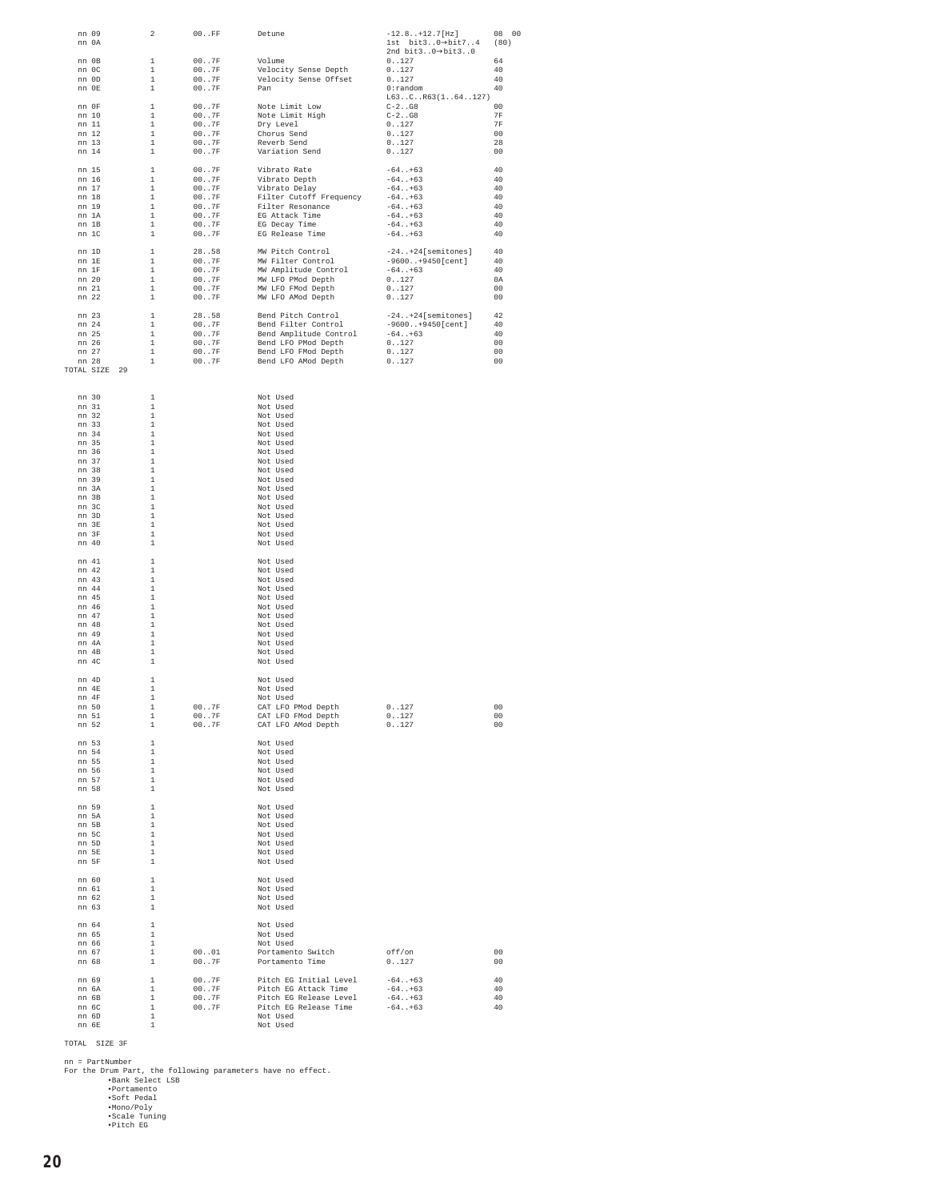| Address | Size | Data | Parameter | Description | Default |
|---|---|---|---|---|---|
| nn 09 | 2 | 00..FF | Detune | -12.8..+12.7[Hz] | 08 00 |
| nn 0A | | | | 1st bit3..0→bit7..4<br>2nd bit3..0→bit3..0 | (80) |
| nn 0B | 1 | 00..7F | Volume | 0..127 | 64 |
| nn 0C | 1 | 00..7F | Velocity Sense Depth | 0..127 | 40 |
| nn 0D | 1 | 00..7F | Velocity Sense Offset | 0..127 | 40 |
| nn 0E | 1 | 00..7F | Pan | 0:random<br>L63..C..R63(1..64..127) | 40 |
| nn 0F | 1 | 00..7F | Note Limit Low | C-2..G8 | 00 |
| nn 10 | 1 | 00..7F | Note Limit High | C-2..G8 | 7F |
| nn 11 | 1 | 00..7F | Dry Level | 0..127 | 7F |
| nn 12 | 1 | 00..7F | Chorus Send | 0..127 | 00 |
| nn 13 | 1 | 00..7F | Reverb Send | 0..127 | 28 |
| nn 14 | 1 | 00..7F | Variation Send | 0..127 | 00 |
| nn 15 | 1 | 00..7F | Vibrato Rate | -64..+63 | 40 |
| nn 16 | 1 | 00..7F | Vibrato Depth | -64..+63 | 40 |
| nn 17 | 1 | 00..7F | Vibrato Delay | -64..+63 | 40 |
| nn 18 | 1 | 00..7F | Filter Cutoff Frequency | -64..+63 | 40 |
| nn 19 | 1 | 00..7F | Filter Resonance | -64..+63 | 40 |
| nn 1A | 1 | 00..7F | EG Attack Time | -64..+63 | 40 |
| nn 1B | 1 | 00..7F | EG Decay Time | -64..+63 | 40 |
| nn 1C | 1 | 00..7F | EG Release Time | -64..+63 | 40 |
| nn 1D | 1 | 28..58 | MW Pitch Control | -24..+24[semitones] | 40 |
| nn 1E | 1 | 00..7F | MW Filter Control | -9600..+9450[cent] | 40 |
| nn 1F | 1 | 00..7F | MW Amplitude Control | -64..+63 | 40 |
| nn 20 | 1 | 00..7F | MW LFO PMod Depth | 0..127 | 0A |
| nn 21 | 1 | 00..7F | MW LFO FMod Depth | 0..127 | 00 |
| nn 22 | 1 | 00..7F | MW LFO AMod Depth | 0..127 | 00 |
| nn 23 | 1 | 28..58 | Bend Pitch Control | -24..+24[semitones] | 42 |
| nn 24 | 1 | 00..7F | Bend Filter Control | -9600..+9450[cent] | 40 |
| nn 25 | 1 | 00..7F | Bend Amplitude Control | -64..+63 | 40 |
| nn 26 | 1 | 00..7F | Bend LFO PMod Depth | 0..127 | 00 |
| nn 27 | 1 | 00..7F | Bend LFO FMod Depth | 0..127 | 00 |
| nn 28 | 1 | 00..7F | Bend LFO AMod Depth | 0..127 | 00 |
| TOTAL SIZE 29 | | | | | |

| Address | Size | Data | Parameter | Description | Default |
|---|---|---|---|---|---|
| nn 30 | 1 | | Not Used | | |
| nn 31 | 1 | | Not Used | | |
| nn 32 | 1 | | Not Used | | |
| nn 33 | 1 | | Not Used | | |
| nn 34 | 1 | | Not Used | | |
| nn 35 | 1 | | Not Used | | |
| nn 36 | 1 | | Not Used | | |
| nn 37 | 1 | | Not Used | | |
| nn 38 | 1 | | Not Used | | |
| nn 39 | 1 | | Not Used | | |
| nn 3A | 1 | | Not Used | | |
| nn 3B | 1 | | Not Used | | |
| nn 3C | 1 | | Not Used | | |
| nn 3D | 1 | | Not Used | | |
| nn 3E | 1 | | Not Used | | |
| nn 3F | 1 | | Not Used | | |
| nn 40 | 1 | | Not Used | | |
| nn 41 | 1 | | Not Used | | |
| nn 42 | 1 | | Not Used | | |
| nn 43 | 1 | | Not Used | | |
| nn 44 | 1 | | Not Used | | |
| nn 45 | 1 | | Not Used | | |
| nn 46 | 1 | | Not Used | | |
| nn 47 | 1 | | Not Used | | |
| nn 48 | 1 | | Not Used | | |
| nn 49 | 1 | | Not Used | | |
| nn 4A | 1 | | Not Used | | |
| nn 4B | 1 | | Not Used | | |
| nn 4C | 1 | | Not Used | | |
| nn 4D | 1 | | Not Used | | |
| nn 4E | 1 | | Not Used | | |
| nn 4F | 1 | | Not Used | | |
| nn 50 | 1 | 00..7F | CAT LFO PMod Depth | 0..127 | 00 |
| nn 51 | 1 | 00..7F | CAT LFO FMod Depth | 0..127 | 00 |
| nn 52 | 1 | 00..7F | CAT LFO AMod Depth | 0..127 | 00 |
| nn 53 | 1 | | Not Used | | |
| nn 54 | 1 | | Not Used | | |
| nn 55 | 1 | | Not Used | | |
| nn 56 | 1 | | Not Used | | |
| nn 57 | 1 | | Not Used | | |
| nn 58 | 1 | | Not Used | | |
| nn 59 | 1 | | Not Used | | |
| nn 5A | 1 | | Not Used | | |
| nn 5B | 1 | | Not Used | | |
| nn 5C | 1 | | Not Used | | |
| nn 5D | 1 | | Not Used | | |
| nn 5E | 1 | | Not Used | | |
| nn 5F | 1 | | Not Used | | |
| nn 60 | 1 | | Not Used | | |
| nn 61 | 1 | | Not Used | | |
| nn 62 | 1 | | Not Used | | |
| nn 63 | 1 | | Not Used | | |
| nn 64 | 1 | | Not Used | | |
| nn 65 | 1 | | Not Used | | |
| nn 66 | 1 | | Not Used | | |
| nn 67 | 1 | 00..01 | Portamento Switch | off/on | 00 |
| nn 68 | 1 | 00..7F | Portamento Time | 0..127 | 00 |
| nn 69 | 1 | 00..7F | Pitch EG Initial Level | -64..+63 | 40 |
| nn 6A | 1 | 00..7F | Pitch EG Attack Time | -64..+63 | 40 |
| nn 6B | 1 | 00..7F | Pitch EG Release Level | -64..+63 | 40 |
| nn 6C | 1 | 00..7F | Pitch EG Release Time | -64..+63 | 40 |
| nn 6D | 1 | | Not Used | | |
| nn 6E | 1 | | Not Used | | |

TOTAL SIZE 3F

nn = PartNumber
For the Drum Part, the following parameters have no effect.

- Bank Select LSB
- Portamento
- Soft Pedal
- Mono/Poly
- Scale Tuning
- Pitch EG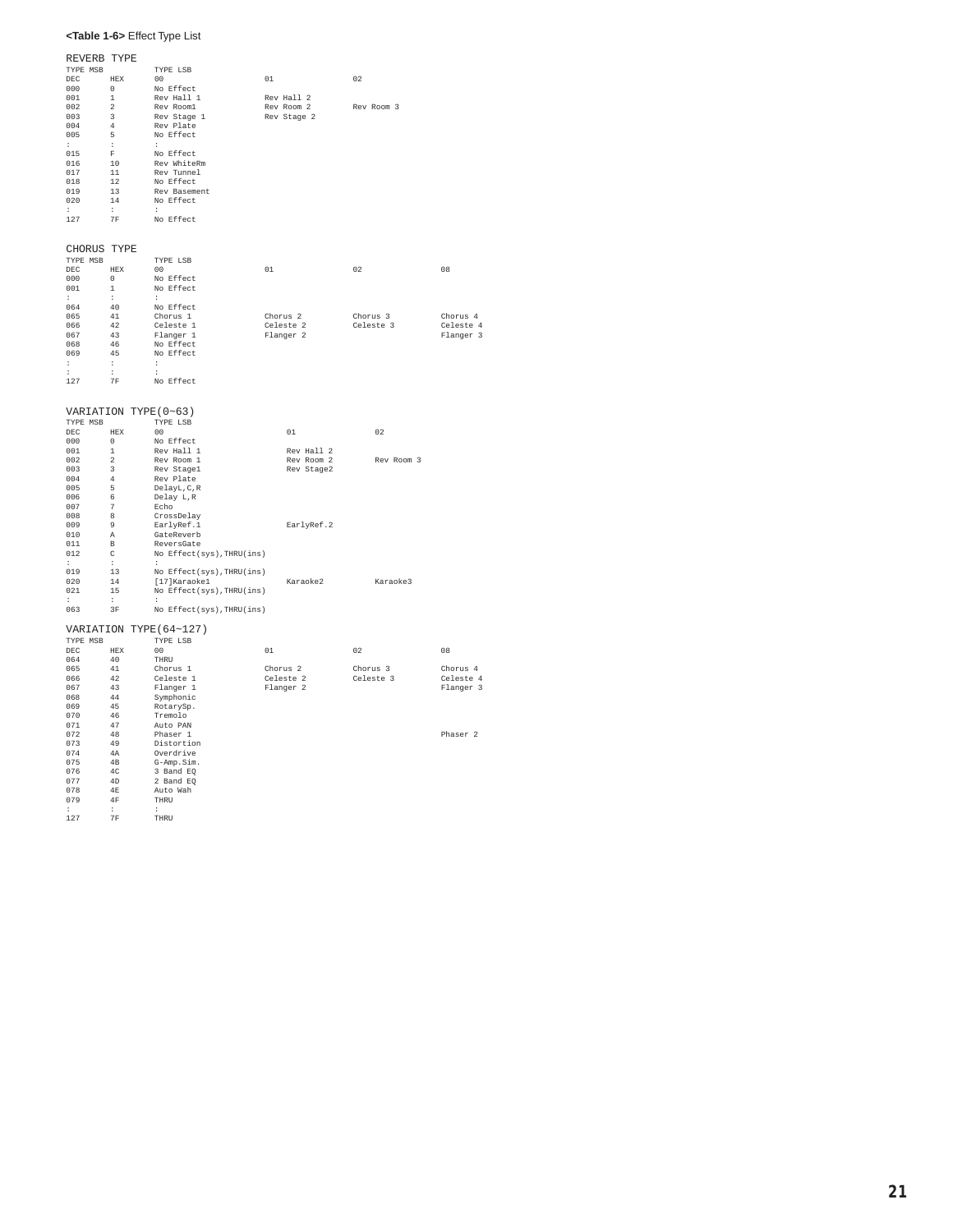**<Table 1-6>** Effect Type List

REVERB TYPE

| TYPE MSB DEC | HEX | TYPE LSB 00 | 01 | 02 |
|---|---|---|---|---|
| 000 | 0 | No Effect | | |
| 001 | 1 | Rev Hall 1 | Rev Hall 2 | |
| 002 | 2 | Rev Room1 | Rev Room 2 | Rev Room 3 |
| 003 | 3 | Rev Stage 1 | Rev Stage 2 | |
| 004 | 4 | Rev Plate | | |
| 005 | 5 | No Effect | | |
| : | : | : | | |
| 015 | F | No Effect | | |
| 016 | 10 | Rev WhiteRm | | |
| 017 | 11 | Rev Tunnel | | |
| 018 | 12 | No Effect | | |
| 019 | 13 | Rev Basement | | |
| 020 | 14 | No Effect | | |
| : | : | : | | |
| 127 | 7F | No Effect | | |

CHORUS TYPE

| TYPE MSB DEC | HEX | TYPE LSB 00 | 01 | 02 | 08 |
|---|---|---|---|---|---|
| 000 | 0 | No Effect | | | |
| 001 | 1 | No Effect | | | |
| : | : | : | | | |
| 064 | 40 | No Effect | | | |
| 065 | 41 | Chorus 1 | Chorus 2 | Chorus 3 | Chorus 4 |
| 066 | 42 | Celeste 1 | Celeste 2 | Celeste 3 | Celeste 4 |
| 067 | 43 | Flanger 1 | Flanger 2 | | Flanger 3 |
| 068 | 46 | No Effect | | | |
| 069 | 45 | No Effect | | | |
| : | : | : | | | |
| : | : | : | | | |
| 127 | 7F | No Effect | | | |

VARIATION TYPE(0~63)

| TYPE MSB DEC | HEX | TYPE LSB 00 | 01 | 02 |
|---|---|---|---|---|
| 000 | 0 | No Effect | | |
| 001 | 1 | Rev Hall 1 | Rev Hall 2 | |
| 002 | 2 | Rev Room 1 | Rev Room 2 | Rev Room 3 |
| 003 | 3 | Rev Stage1 | Rev Stage2 | |
| 004 | 4 | Rev Plate | | |
| 005 | 5 | DelayL,C,R | | |
| 006 | 6 | Delay L,R | | |
| 007 | 7 | Echo | | |
| 008 | 8 | CrossDelay | | |
| 009 | 9 | EarlyRef.1 | EarlyRef.2 | |
| 010 | A | GateReverb | | |
| 011 | B | ReversGate | | |
| 012 | C | No Effect(sys),THRU(ins) | | |
| : | : | : | | |
| 019 | 13 | No Effect(sys),THRU(ins) | | |
| 020 | 14 | [17]Karaoke1 | Karaoke2 | Karaoke3 |
| 021 | 15 | No Effect(sys),THRU(ins) | | |
| : | : | : | | |
| 063 | 3F | No Effect(sys),THRU(ins) | | |

VARIATION TYPE(64~127)

| TYPE MSB DEC | HEX | TYPE LSB 00 | 01 | 02 | 08 |
|---|---|---|---|---|---|
| 064 | 40 | THRU | | | |
| 065 | 41 | Chorus 1 | Chorus 2 | Chorus 3 | Chorus 4 |
| 066 | 42 | Celeste 1 | Celeste 2 | Celeste 3 | Celeste 4 |
| 067 | 43 | Flanger 1 | Flanger 2 | | Flanger 3 |
| 068 | 44 | Symphonic | | | |
| 069 | 45 | RotarySp. | | | |
| 070 | 46 | Tremolo | | | |
| 071 | 47 | Auto PAN | | | |
| 072 | 48 | Phaser 1 | | | Phaser 2 |
| 073 | 49 | Distortion | | | |
| 074 | 4A | Overdrive | | | |
| 075 | 4B | G-Amp.Sim. | | | |
| 076 | 4C | 3 Band EQ | | | |
| 077 | 4D | 2 Band EQ | | | |
| 078 | 4E | Auto Wah | | | |
| 079 | 4F | THRU | | | |
| : | : | : | | | |
| 127 | 7F | THRU | | | |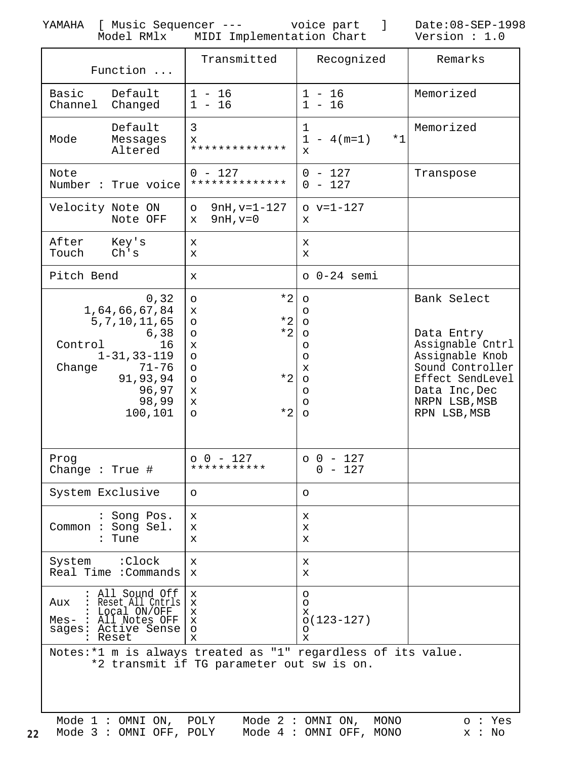YAMAHA [ Music Sequencer --- voice part ] Date:08-SEP-1998
Model RMlx MIDI Implementation Chart Version : 1.0

| Function ... | | Transmitted | Recognized | Remarks |
|---|---|---|---|---|
| Basic Channel | Default | 1 - 16 | 1 - 16 | Memorized |
| | Changed | 1 - 16 | 1 - 16 | |
| Mode | Default | 3 | 1 | Memorized |
| | Messages | x | 1 - 4(m=1) *1 | |
| | Altered | ************** | x | |
| Note Number : | | 0 - 127 | 0 - 127 | Transpose |
| | True voice | ************** | 0 - 127 | |
| Velocity | Note ON | o 9nH,v=1-127 | o v=1-127 | |
| | Note OFF | x 9nH,v=0 | x | |
| After Touch | Key's | x | x | |
| | Ch's | x | x | |
| Pitch Bend | | x | o 0-24 semi | |
| Control Change | 0,32 | o *2 | o | Bank Select |
| | 1,64,66,67,84 | x | o | |
| | 5,7,10,11,65 | o *2 | o | |
| | 6,38 | o *2 | o | Data Entry |
| | 16 | x | o | Assignable Cntrl |
| | 1-31,33-119 | o | o | Assignable Knob |
| | 71-76 | o | x | Sound Controller |
| | 91,93,94 | o *2 | o | Effect SendLevel |
| | 96,97 | x | o | Data Inc,Dec |
| | 98,99 | x | o | NRPN LSB,MSB |
| | 100,101 | o *2 | o | RPN LSB,MSB |
| Prog Change : | | o 0 - 127 | o 0 - 127 | |
| | True # | *********** | 0 - 127 | |
| System Exclusive | | o | o | |
| Common | : Song Pos. | x | x | |
| | : Song Sel. | x | x | |
| | : Tune | x | x | |
| System Real Time | :Clock | x | x | |
| | :Commands | x | x | |
| Aux Mes-sages | : All Sound Off | x | o | |
| | : Reset All Cntrls | x | o | |
| | : Local ON/OFF | x | x | |
| | : All Notes OFF | x | o(123-127) | |
| | : Active Sense | o | o | |
| | : Reset | x | x | |

Notes:*1 m is always treated as "1" regardless of its value.
*2 transmit if TG parameter out sw is on.

Mode 1 : OMNI ON, POLY   Mode 2 : OMNI ON, MONO   o : Yes
Mode 3 : OMNI OFF, POLY   Mode 4 : OMNI OFF, MONO   x : No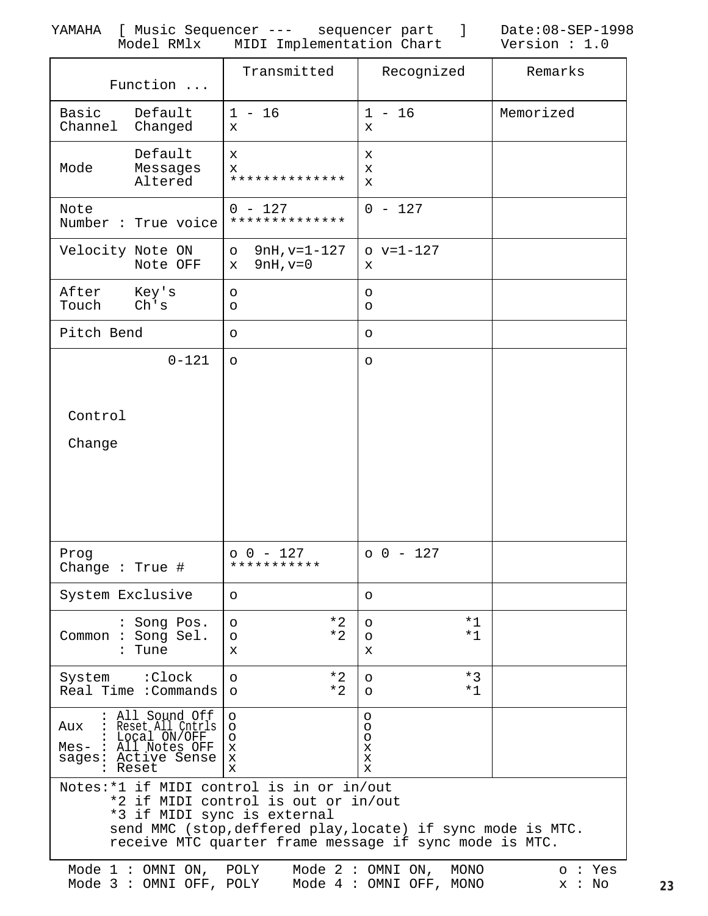YAMAHA [ Music Sequencer --- sequencer part ] Date:08-SEP-1998
Model RMlx MIDI Implementation Chart Version : 1.0

| Function ... | | Transmitted | Recognized | Remarks |
|---|---|---|---|---|
| Basic Channel | Default<br>Changed | 1 - 16<br>x | 1 - 16<br>x | Memorized |
| Mode | Default<br>Messages<br>Altered | x<br>x<br>************** | x<br>x<br>x | |
| Note Number : True voice | | 0 - 127<br>************** | 0 - 127 | |
| Velocity | Note ON<br>Note OFF | o 9nH,v=1-127<br>x 9nH,v=0 | o v=1-127<br>x | |
| After Touch | Key's<br>Ch's | o<br>o | o<br>o | |
| Pitch Bend | | o | o | |
| Control Change | 0-121 | o | o | |
| Prog Change : True # | | o 0 - 127<br>*********** | o 0 - 127 | |
| System Exclusive | | o | o | |
| Common | : Song Pos.<br>: Song Sel.<br>: Tune | o *2<br>o *2<br>x | o *1<br>o *1<br>x | |
| System Real Time | :Clock<br>:Commands | o *2<br>o *2 | o *3<br>o *1 | |
| Aux Mes-sages | : All Sound Off<br>: Reset All Cntrls<br>: Local ON/OFF<br>: All Notes OFF<br>: Active Sense<br>: Reset | o<br>o<br>o<br>x<br>x<br>x | o<br>o<br>o<br>x<br>x<br>x | |

Notes:*1 if MIDI control is in or in/out
*2 if MIDI control is out or in/out
*3 if MIDI sync is external
send MMC (stop,deffered play,locate) if sync mode is MTC.
receive MTC quarter frame message if sync mode is MTC.

Mode 1 : OMNI ON, POLY  Mode 2 : OMNI ON, MONO  o : Yes
Mode 3 : OMNI OFF, POLY  Mode 4 : OMNI OFF, MONO  x : No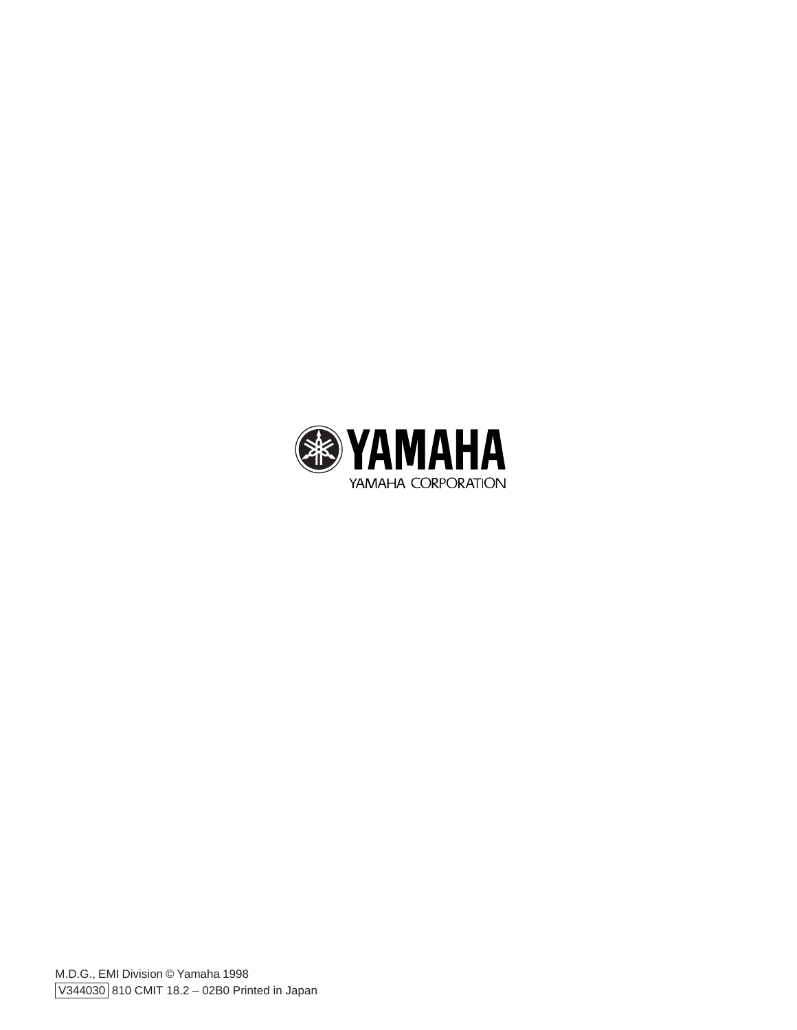YAMAHA

YAMAHA CORPORATION

M.D.G., EMI Division © Yamaha 1998

V344030 810 CMIT 18.2 – 02B0 Printed in Japan